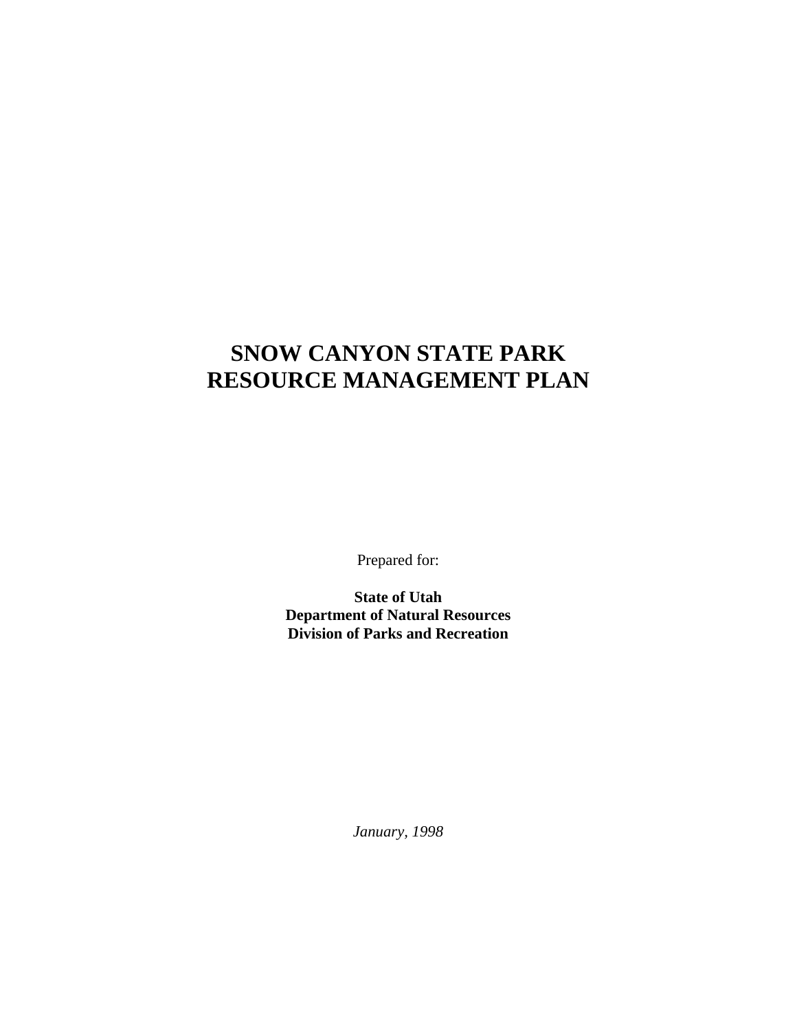# SNOW CANYON STATE PARK
# RESOURCE MANAGEMENT PLAN

Prepared for:

**State of Utah**
**Department of Natural Resources**
**Division of Parks and Recreation**

*January, 1998*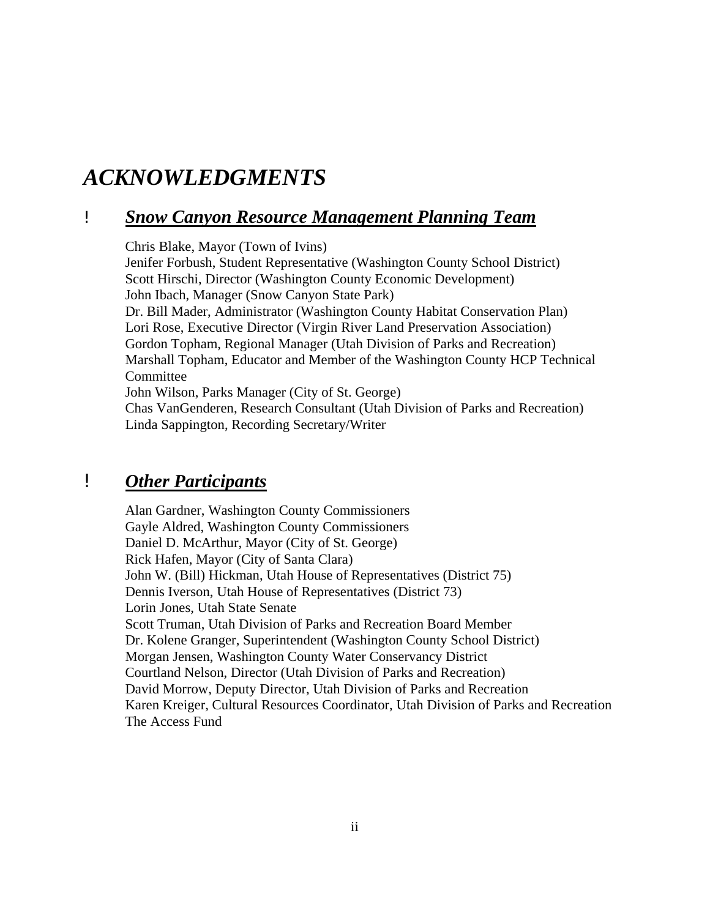# *ACKNOWLEDGMENTS*

## ! ***Snow Canyon Resource Management Planning Team***

Chris Blake, Mayor (Town of Ivins)
Jenifer Forbush, Student Representative (Washington County School District)
Scott Hirschi, Director (Washington County Economic Development)
John Ibach, Manager (Snow Canyon State Park)
Dr. Bill Mader, Administrator (Washington County Habitat Conservation Plan)
Lori Rose, Executive Director (Virgin River Land Preservation Association)
Gordon Topham, Regional Manager (Utah Division of Parks and Recreation)
Marshall Topham, Educator and Member of the Washington County HCP Technical Committee
John Wilson, Parks Manager (City of St. George)
Chas VanGenderen, Research Consultant (Utah Division of Parks and Recreation)
Linda Sappington, Recording Secretary/Writer

## ! ***Other Participants***

Alan Gardner, Washington County Commissioners
Gayle Aldred, Washington County Commissioners
Daniel D. McArthur, Mayor (City of St. George)
Rick Hafen, Mayor (City of Santa Clara)
John W. (Bill) Hickman, Utah House of Representatives (District 75)
Dennis Iverson, Utah House of Representatives (District 73)
Lorin Jones, Utah State Senate
Scott Truman, Utah Division of Parks and Recreation Board Member
Dr. Kolene Granger, Superintendent (Washington County School District)
Morgan Jensen, Washington County Water Conservancy District
Courtland Nelson, Director (Utah Division of Parks and Recreation)
David Morrow, Deputy Director, Utah Division of Parks and Recreation
Karen Kreiger, Cultural Resources Coordinator, Utah Division of Parks and Recreation
The Access Fund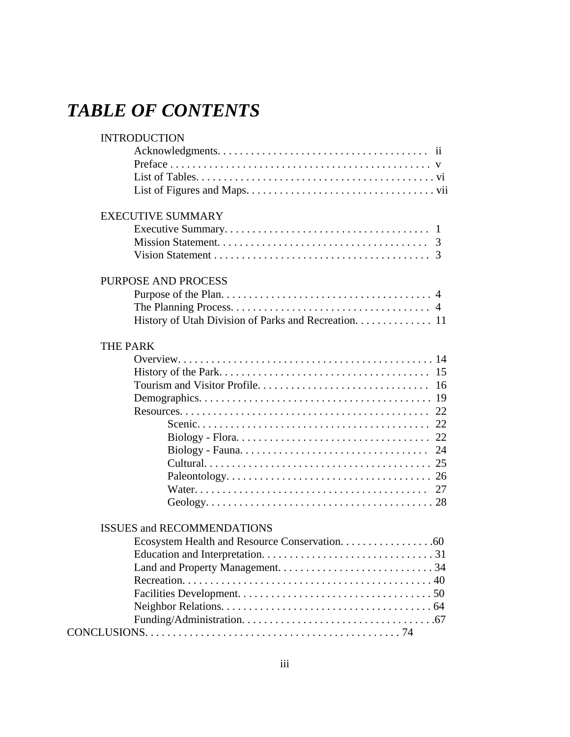# *TABLE OF CONTENTS*

INTRODUCTION

- Acknowledgments. . . . . . . . . . . . . . . . . . . . . . . . . . . . . . . . . . . . . ii
- Preface . . . . . . . . . . . . . . . . . . . . . . . . . . . . . . . . . . . . . . . . . . v
- List of Tables. . . . . . . . . . . . . . . . . . . . . . . . . . . . . . . . . . . . . . . vi
- List of Figures and Maps. . . . . . . . . . . . . . . . . . . . . . . . . . . . . . . . vii

EXECUTIVE SUMMARY

- Executive Summary. . . . . . . . . . . . . . . . . . . . . . . . . . . . . . . . . . . 1
- Mission Statement. . . . . . . . . . . . . . . . . . . . . . . . . . . . . . . . . . . . 3
- Vision Statement . . . . . . . . . . . . . . . . . . . . . . . . . . . . . . . . . . . . 3

PURPOSE AND PROCESS

- Purpose of the Plan. . . . . . . . . . . . . . . . . . . . . . . . . . . . . . . . . . . 4
- The Planning Process. . . . . . . . . . . . . . . . . . . . . . . . . . . . . . . . . 4
- History of Utah Division of Parks and Recreation. . . . . . . . . . . . . . 11

THE PARK

- Overview. . . . . . . . . . . . . . . . . . . . . . . . . . . . . . . . . . . . . . . . . . 14
- History of the Park. . . . . . . . . . . . . . . . . . . . . . . . . . . . . . . . . . . 15
- Tourism and Visitor Profile. . . . . . . . . . . . . . . . . . . . . . . . . . . . . 16
- Demographics. . . . . . . . . . . . . . . . . . . . . . . . . . . . . . . . . . . . . . 19
- Resources. . . . . . . . . . . . . . . . . . . . . . . . . . . . . . . . . . . . . . . . . 22
  - Scenic. . . . . . . . . . . . . . . . . . . . . . . . . . . . . . . . . . . . . . . . 22
  - Biology - Flora. . . . . . . . . . . . . . . . . . . . . . . . . . . . . . . . . . 22
  - Biology - Fauna. . . . . . . . . . . . . . . . . . . . . . . . . . . . . . . . . 24
  - Cultural. . . . . . . . . . . . . . . . . . . . . . . . . . . . . . . . . . . . . . . 25
  - Paleontology. . . . . . . . . . . . . . . . . . . . . . . . . . . . . . . . . . . 26
  - Water. . . . . . . . . . . . . . . . . . . . . . . . . . . . . . . . . . . . . . . . 27
  - Geology. . . . . . . . . . . . . . . . . . . . . . . . . . . . . . . . . . . . . . . 28

ISSUES and RECOMMENDATIONS

- Ecosystem Health and Resource Conservation. . . . . . . . . . . . . . . . .60
- Education and Interpretation. . . . . . . . . . . . . . . . . . . . . . . . . . . . . 31
- Land and Property Management. . . . . . . . . . . . . . . . . . . . . . . . . . 34
- Recreation. . . . . . . . . . . . . . . . . . . . . . . . . . . . . . . . . . . . . . . . . 40
- Facilities Development. . . . . . . . . . . . . . . . . . . . . . . . . . . . . . . . 50
- Neighbor Relations. . . . . . . . . . . . . . . . . . . . . . . . . . . . . . . . . . . 64
- Funding/Administration. . . . . . . . . . . . . . . . . . . . . . . . . . . . . . . .67

CONCLUSIONS. . . . . . . . . . . . . . . . . . . . . . . . . . . . . . . . . . . . . . . . . . . . . 74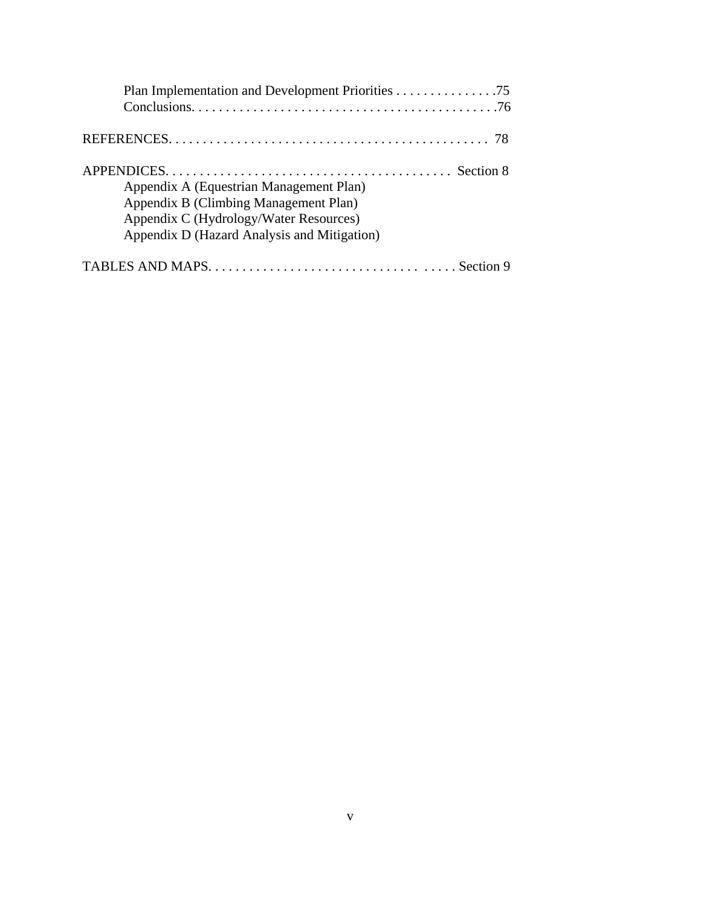Plan Implementation and Development Priorities . . . . . . . . . . . . . . . .75
Conclusions. . . . . . . . . . . . . . . . . . . . . . . . . . . . . . . . . . . . . . . . . . . . .76

REFERENCES. . . . . . . . . . . . . . . . . . . . . . . . . . . . . . . . . . . . . . . . . . . . . . 78

APPENDICES. . . . . . . . . . . . . . . . . . . . . . . . . . . . . . . . . . . . . . . . . . Section 8

Appendix A (Equestrian Management Plan)
Appendix B (Climbing Management Plan)
Appendix C (Hydrology/Water Resources)
Appendix D (Hazard Analysis and Mitigation)

TABLES AND MAPS. . . . . . . . . . . . . . . . . . . . . . . . . . . . . . . . . . . . . . Section 9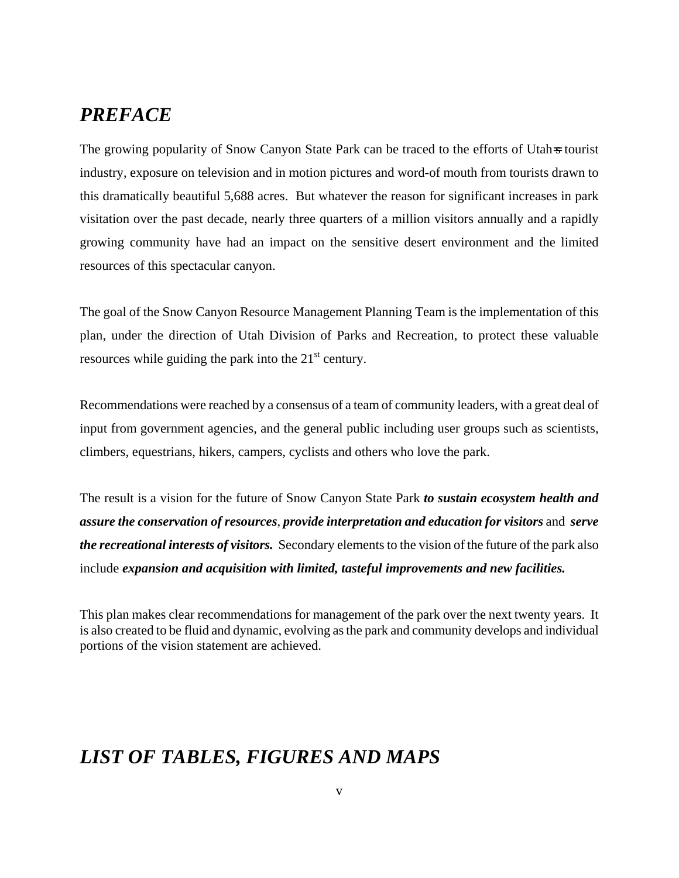## *PREFACE*

The growing popularity of Snow Canyon State Park can be traced to the efforts of Utah=s tourist industry, exposure on television and in motion pictures and word-of mouth from tourists drawn to this dramatically beautiful 5,688 acres. But whatever the reason for significant increases in park visitation over the past decade, nearly three quarters of a million visitors annually and a rapidly growing community have had an impact on the sensitive desert environment and the limited resources of this spectacular canyon.

The goal of the Snow Canyon Resource Management Planning Team is the implementation of this plan, under the direction of Utah Division of Parks and Recreation, to protect these valuable resources while guiding the park into the 21st century.

Recommendations were reached by a consensus of a team of community leaders, with a great deal of input from government agencies, and the general public including user groups such as scientists, climbers, equestrians, hikers, campers, cyclists and others who love the park.

The result is a vision for the future of Snow Canyon State Park ***to sustain ecosystem health and assure the conservation of resources***, ***provide interpretation and education for visitors*** and ***serve the recreational interests of visitors.*** Secondary elements to the vision of the future of the park also include ***expansion and acquisition with limited, tasteful improvements and new facilities.***

This plan makes clear recommendations for management of the park over the next twenty years. It is also created to be fluid and dynamic, evolving as the park and community develops and individual portions of the vision statement are achieved.

## *LIST OF TABLES, FIGURES AND MAPS*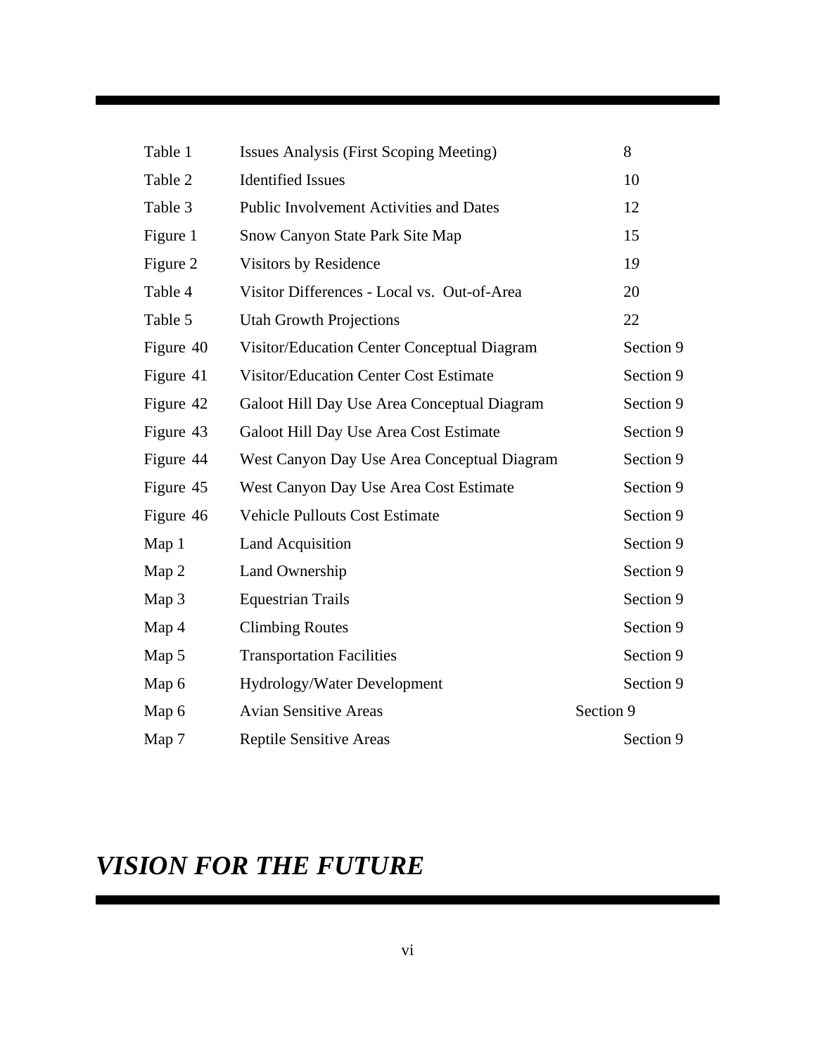| | | |
|---|---|---|
| Table 1 | Issues Analysis (First Scoping Meeting) | 8 |
| Table 2 | Identified Issues | 10 |
| Table 3 | Public Involvement Activities and Dates | 12 |
| Figure 1 | Snow Canyon State Park Site Map | 15 |
| Figure 2 | Visitors by Residence | 19 |
| Table 4 | Visitor Differences - Local vs. Out-of-Area | 20 |
| Table 5 | Utah Growth Projections | 22 |
| Figure 40 | Visitor/Education Center Conceptual Diagram | Section 9 |
| Figure 41 | Visitor/Education Center Cost Estimate | Section 9 |
| Figure 42 | Galoot Hill Day Use Area Conceptual Diagram | Section 9 |
| Figure 43 | Galoot Hill Day Use Area Cost Estimate | Section 9 |
| Figure 44 | West Canyon Day Use Area Conceptual Diagram | Section 9 |
| Figure 45 | West Canyon Day Use Area Cost Estimate | Section 9 |
| Figure 46 | Vehicle Pullouts Cost Estimate | Section 9 |
| Map 1 | Land Acquisition | Section 9 |
| Map 2 | Land Ownership | Section 9 |
| Map 3 | Equestrian Trails | Section 9 |
| Map 4 | Climbing Routes | Section 9 |
| Map 5 | Transportation Facilities | Section 9 |
| Map 6 | Hydrology/Water Development | Section 9 |
| Map 6 | Avian Sensitive Areas | Section 9 |
| Map 7 | Reptile Sensitive Areas | Section 9 |

# *VISION FOR THE FUTURE*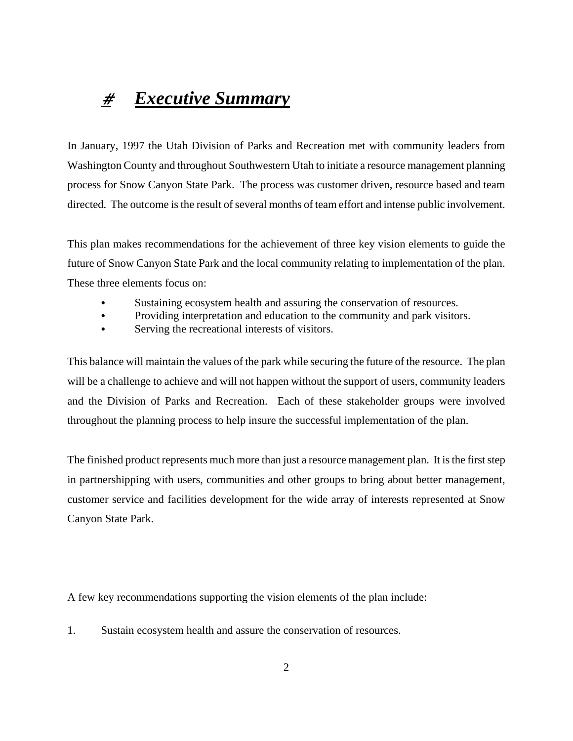# # *Executive Summary*

In January, 1997 the Utah Division of Parks and Recreation met with community leaders from Washington County and throughout Southwestern Utah to initiate a resource management planning process for Snow Canyon State Park. The process was customer driven, resource based and team directed. The outcome is the result of several months of team effort and intense public involvement.

This plan makes recommendations for the achievement of three key vision elements to guide the future of Snow Canyon State Park and the local community relating to implementation of the plan. These three elements focus on:

- Sustaining ecosystem health and assuring the conservation of resources.
- Providing interpretation and education to the community and park visitors.
- Serving the recreational interests of visitors.

This balance will maintain the values of the park while securing the future of the resource. The plan will be a challenge to achieve and will not happen without the support of users, community leaders and the Division of Parks and Recreation. Each of these stakeholder groups were involved throughout the planning process to help insure the successful implementation of the plan.

The finished product represents much more than just a resource management plan. It is the first step in partnershipping with users, communities and other groups to bring about better management, customer service and facilities development for the wide array of interests represented at Snow Canyon State Park.

A few key recommendations supporting the vision elements of the plan include:

1. Sustain ecosystem health and assure the conservation of resources.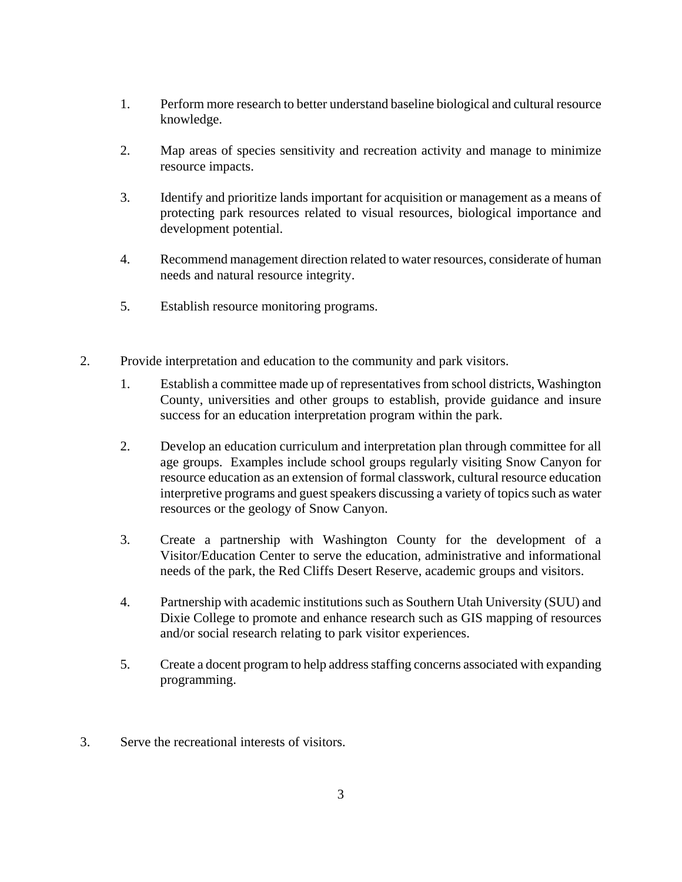1. Perform more research to better understand baseline biological and cultural resource knowledge.

2. Map areas of species sensitivity and recreation activity and manage to minimize resource impacts.

3. Identify and prioritize lands important for acquisition or management as a means of protecting park resources related to visual resources, biological importance and development potential.

4. Recommend management direction related to water resources, considerate of human needs and natural resource integrity.

5. Establish resource monitoring programs.

2. Provide interpretation and education to the community and park visitors.

   1. Establish a committee made up of representatives from school districts, Washington County, universities and other groups to establish, provide guidance and insure success for an education interpretation program within the park.

   2. Develop an education curriculum and interpretation plan through committee for all age groups. Examples include school groups regularly visiting Snow Canyon for resource education as an extension of formal classwork, cultural resource education interpretive programs and guest speakers discussing a variety of topics such as water resources or the geology of Snow Canyon.

   3. Create a partnership with Washington County for the development of a Visitor/Education Center to serve the education, administrative and informational needs of the park, the Red Cliffs Desert Reserve, academic groups and visitors.

   4. Partnership with academic institutions such as Southern Utah University (SUU) and Dixie College to promote and enhance research such as GIS mapping of resources and/or social research relating to park visitor experiences.

   5. Create a docent program to help address staffing concerns associated with expanding programming.

3. Serve the recreational interests of visitors.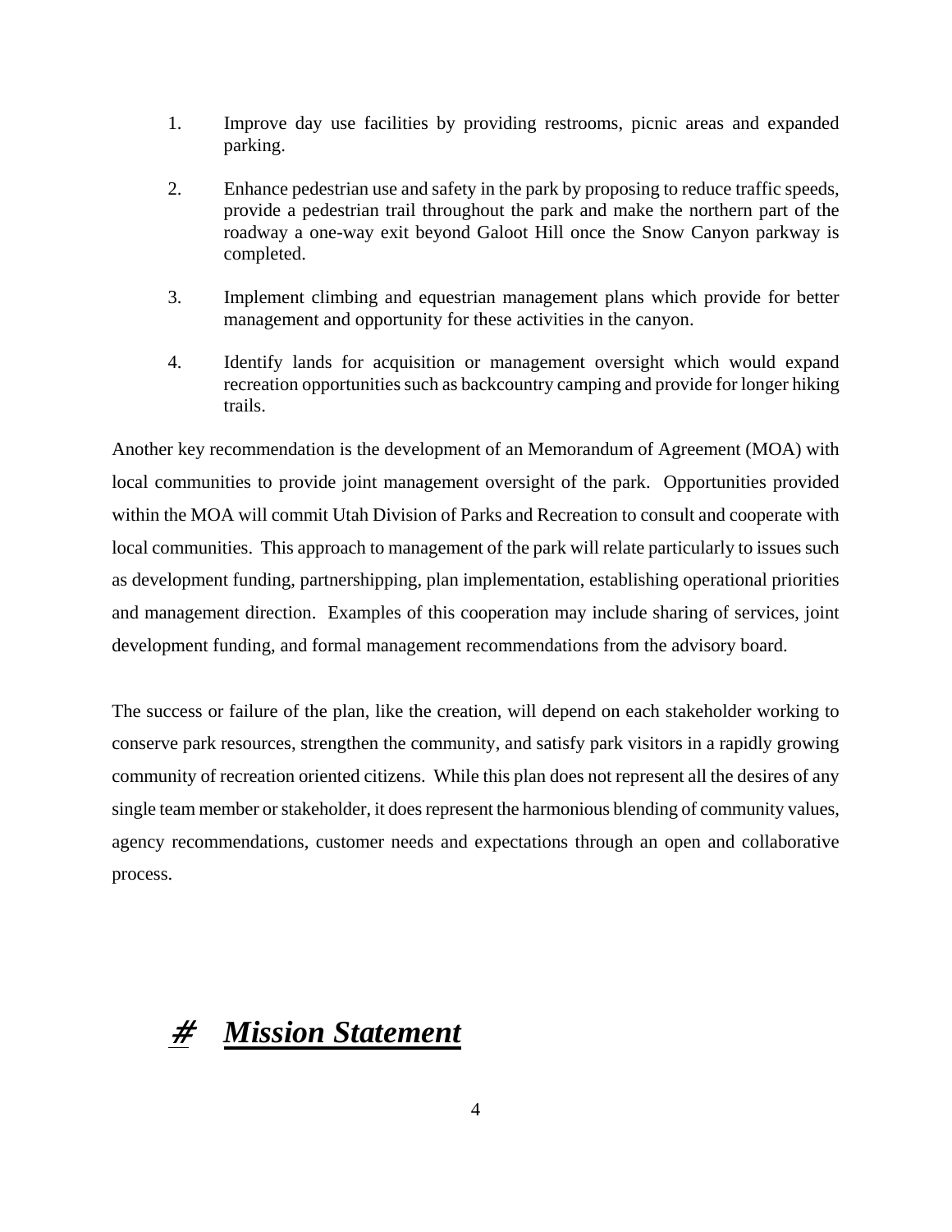1. Improve day use facilities by providing restrooms, picnic areas and expanded parking.

2. Enhance pedestrian use and safety in the park by proposing to reduce traffic speeds, provide a pedestrian trail throughout the park and make the northern part of the roadway a one-way exit beyond Galoot Hill once the Snow Canyon parkway is completed.

3. Implement climbing and equestrian management plans which provide for better management and opportunity for these activities in the canyon.

4. Identify lands for acquisition or management oversight which would expand recreation opportunities such as backcountry camping and provide for longer hiking trails.

Another key recommendation is the development of an Memorandum of Agreement (MOA) with local communities to provide joint management oversight of the park. Opportunities provided within the MOA will commit Utah Division of Parks and Recreation to consult and cooperate with local communities. This approach to management of the park will relate particularly to issues such as development funding, partnershipping, plan implementation, establishing operational priorities and management direction. Examples of this cooperation may include sharing of services, joint development funding, and formal management recommendations from the advisory board.

The success or failure of the plan, like the creation, will depend on each stakeholder working to conserve park resources, strengthen the community, and satisfy park visitors in a rapidly growing community of recreation oriented citizens. While this plan does not represent all the desires of any single team member or stakeholder, it does represent the harmonious blending of community values, agency recommendations, customer needs and expectations through an open and collaborative process.

## ≠ ***Mission Statement***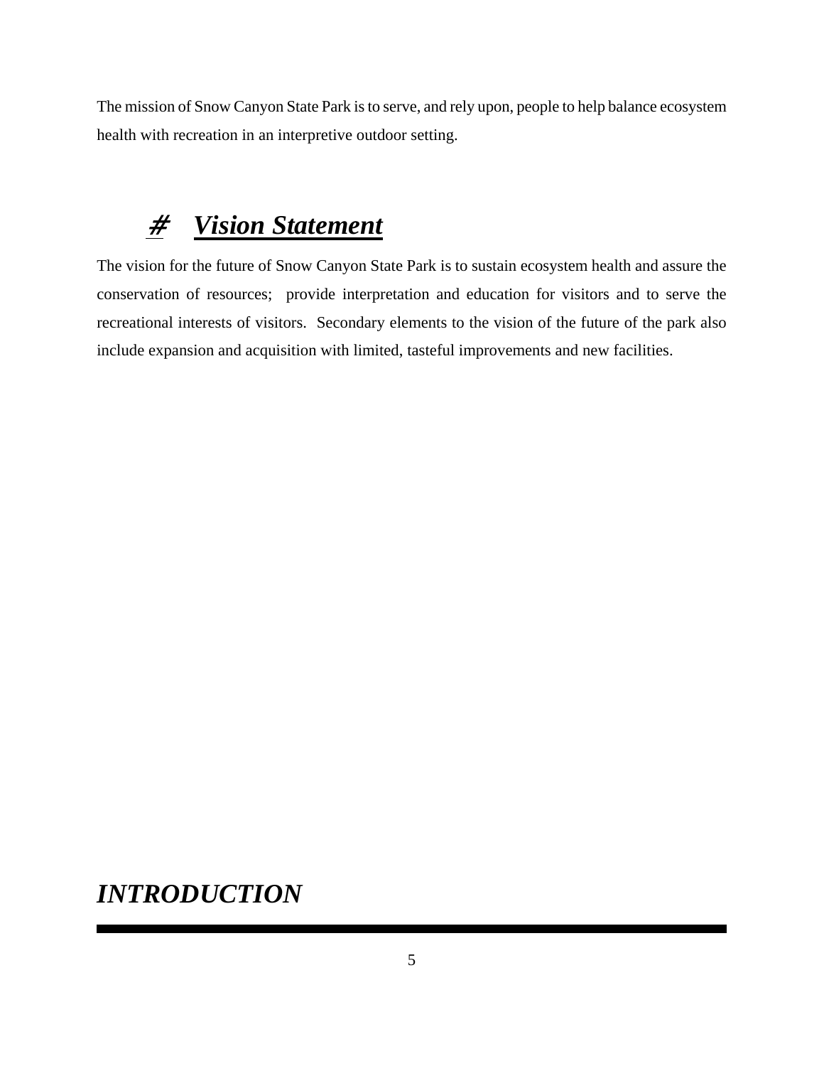The mission of Snow Canyon State Park is to serve, and rely upon, people to help balance ecosystem health with recreation in an interpretive outdoor setting.

## # ***Vision Statement***

The vision for the future of Snow Canyon State Park is to sustain ecosystem health and assure the conservation of resources; provide interpretation and education for visitors and to serve the recreational interests of visitors. Secondary elements to the vision of the future of the park also include expansion and acquisition with limited, tasteful improvements and new facilities.

# ***INTRODUCTION***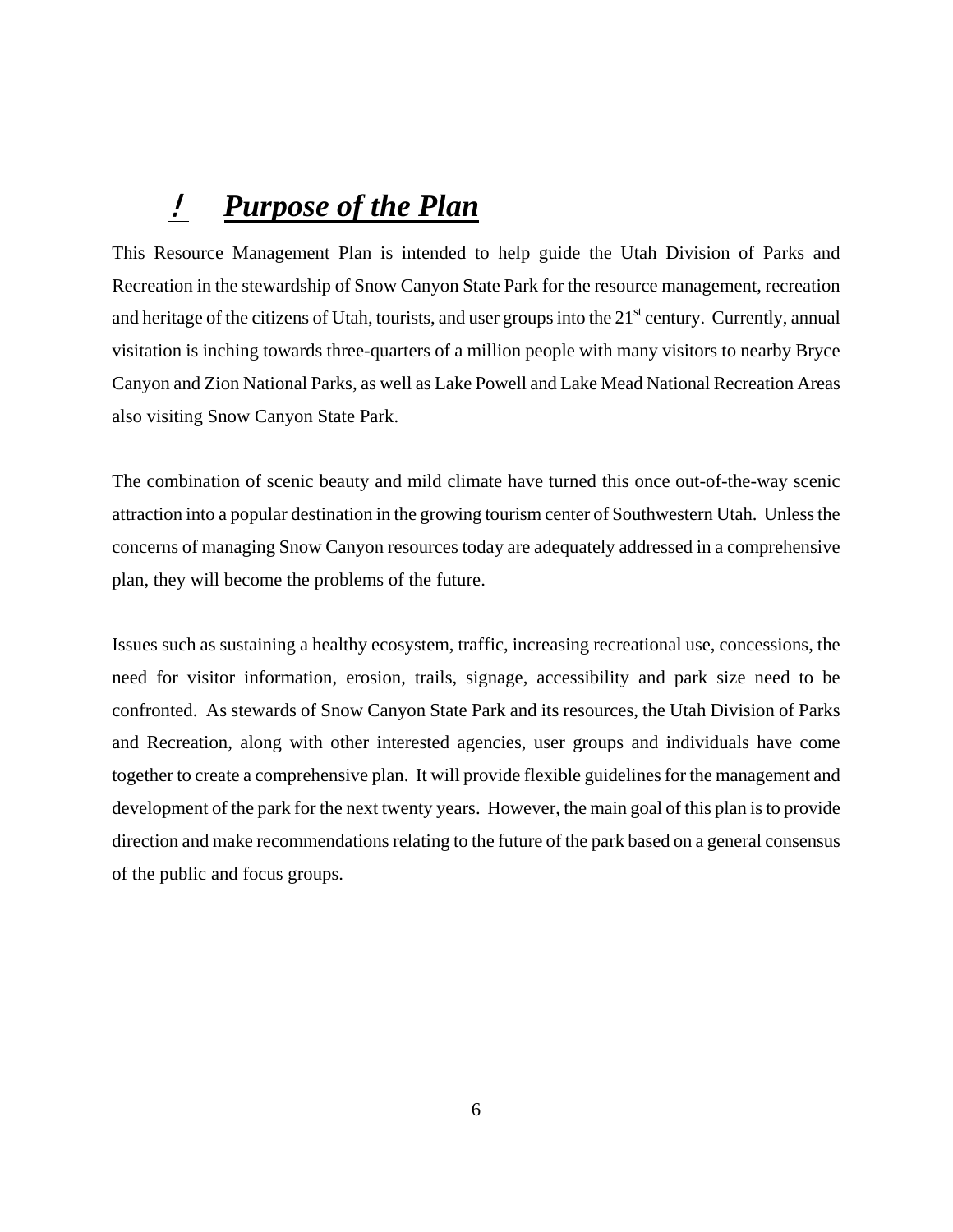# ! Purpose of the Plan

This Resource Management Plan is intended to help guide the Utah Division of Parks and Recreation in the stewardship of Snow Canyon State Park for the resource management, recreation and heritage of the citizens of Utah, tourists, and user groups into the 21st century. Currently, annual visitation is inching towards three-quarters of a million people with many visitors to nearby Bryce Canyon and Zion National Parks, as well as Lake Powell and Lake Mead National Recreation Areas also visiting Snow Canyon State Park.

The combination of scenic beauty and mild climate have turned this once out-of-the-way scenic attraction into a popular destination in the growing tourism center of Southwestern Utah. Unless the concerns of managing Snow Canyon resources today are adequately addressed in a comprehensive plan, they will become the problems of the future.

Issues such as sustaining a healthy ecosystem, traffic, increasing recreational use, concessions, the need for visitor information, erosion, trails, signage, accessibility and park size need to be confronted. As stewards of Snow Canyon State Park and its resources, the Utah Division of Parks and Recreation, along with other interested agencies, user groups and individuals have come together to create a comprehensive plan. It will provide flexible guidelines for the management and development of the park for the next twenty years. However, the main goal of this plan is to provide direction and make recommendations relating to the future of the park based on a general consensus of the public and focus groups.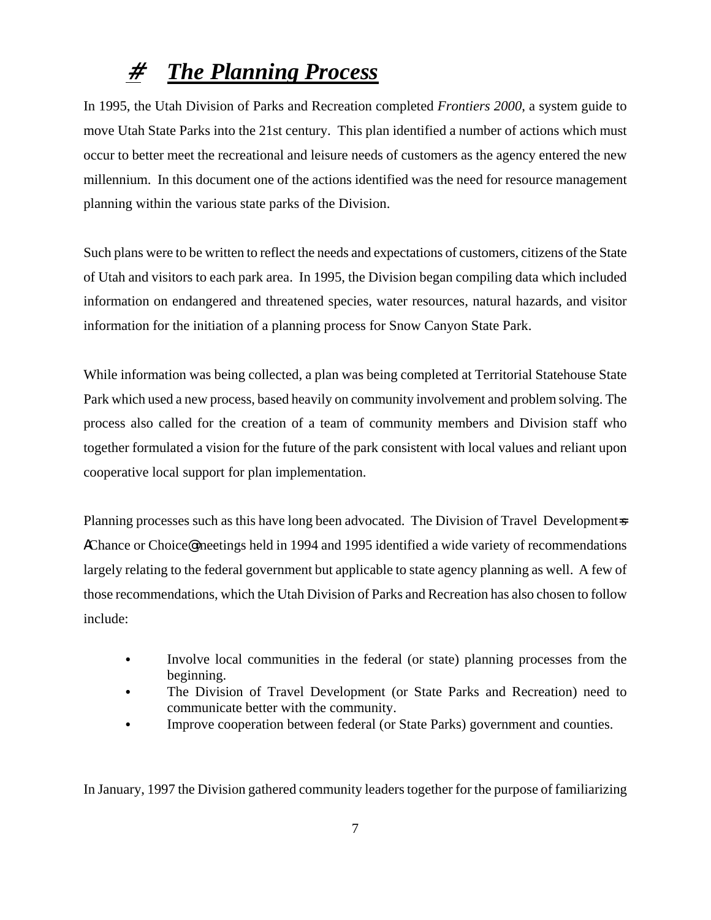# # *The Planning Process*

In 1995, the Utah Division of Parks and Recreation completed *Frontiers 2000*, a system guide to move Utah State Parks into the 21st century. This plan identified a number of actions which must occur to better meet the recreational and leisure needs of customers as the agency entered the new millennium. In this document one of the actions identified was the need for resource management planning within the various state parks of the Division.

Such plans were to be written to reflect the needs and expectations of customers, citizens of the State of Utah and visitors to each park area. In 1995, the Division began compiling data which included information on endangered and threatened species, water resources, natural hazards, and visitor information for the initiation of a planning process for Snow Canyon State Park.

While information was being collected, a plan was being completed at Territorial Statehouse State Park which used a new process, based heavily on community involvement and problem solving. The process also called for the creation of a team of community members and Division staff who together formulated a vision for the future of the park consistent with local values and reliant upon cooperative local support for plan implementation.

Planning processes such as this have long been advocated. The Division of Travel Development=s AChance or Choice@ meetings held in 1994 and 1995 identified a wide variety of recommendations largely relating to the federal government but applicable to state agency planning as well. A few of those recommendations, which the Utah Division of Parks and Recreation has also chosen to follow include:

- Involve local communities in the federal (or state) planning processes from the beginning.
- The Division of Travel Development (or State Parks and Recreation) need to communicate better with the community.
- Improve cooperation between federal (or State Parks) government and counties.

In January, 1997 the Division gathered community leaders together for the purpose of familiarizing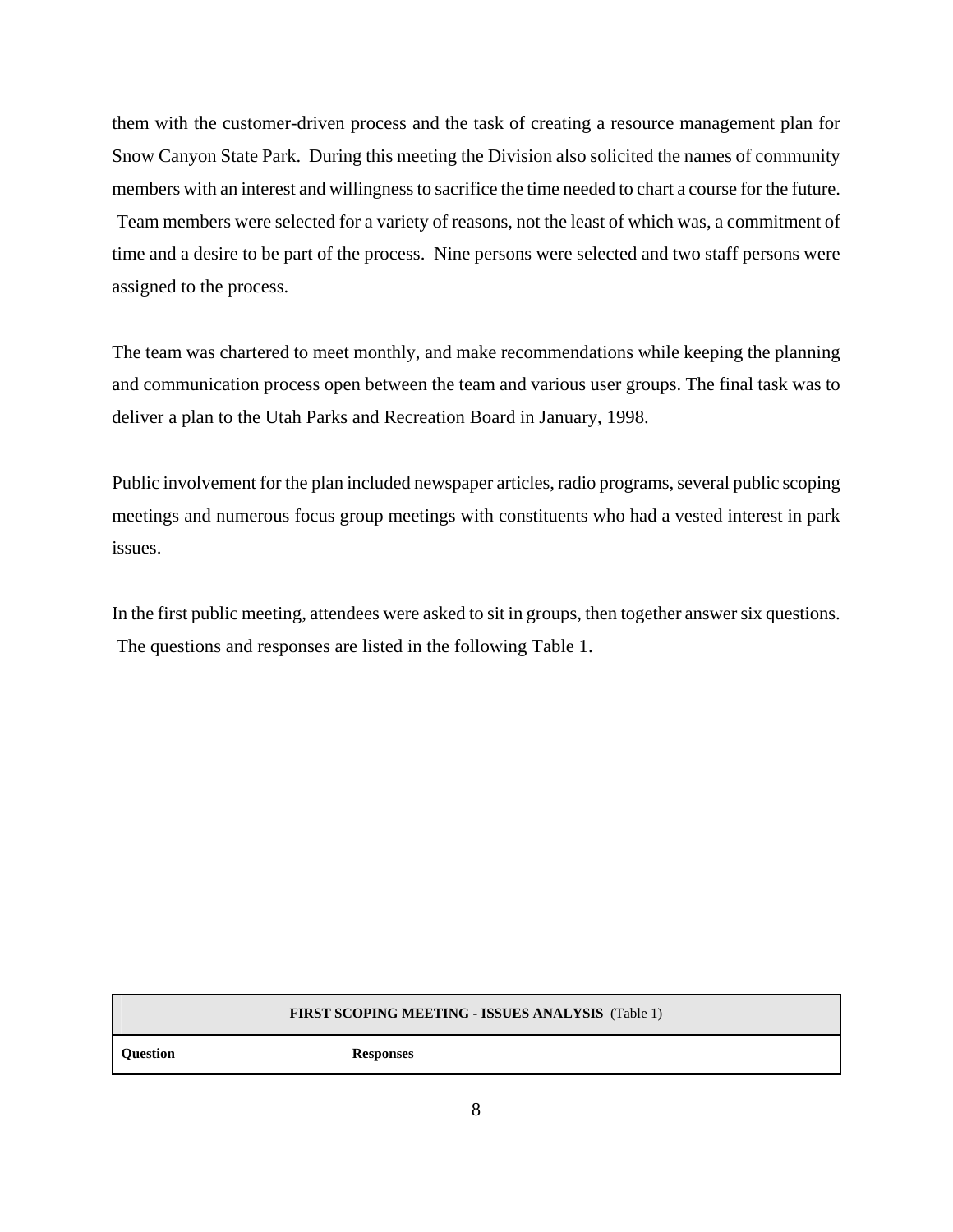them with the customer-driven process and the task of creating a resource management plan for Snow Canyon State Park. During this meeting the Division also solicited the names of community members with an interest and willingness to sacrifice the time needed to chart a course for the future. Team members were selected for a variety of reasons, not the least of which was, a commitment of time and a desire to be part of the process. Nine persons were selected and two staff persons were assigned to the process.

The team was chartered to meet monthly, and make recommendations while keeping the planning and communication process open between the team and various user groups. The final task was to deliver a plan to the Utah Parks and Recreation Board in January, 1998.

Public involvement for the plan included newspaper articles, radio programs, several public scoping meetings and numerous focus group meetings with constituents who had a vested interest in park issues.

In the first public meeting, attendees were asked to sit in groups, then together answer six questions. The questions and responses are listed in the following Table 1.

| **FIRST SCOPING MEETING - ISSUES ANALYSIS** (Table 1) | |
|---|---|
| **Question** | **Responses** |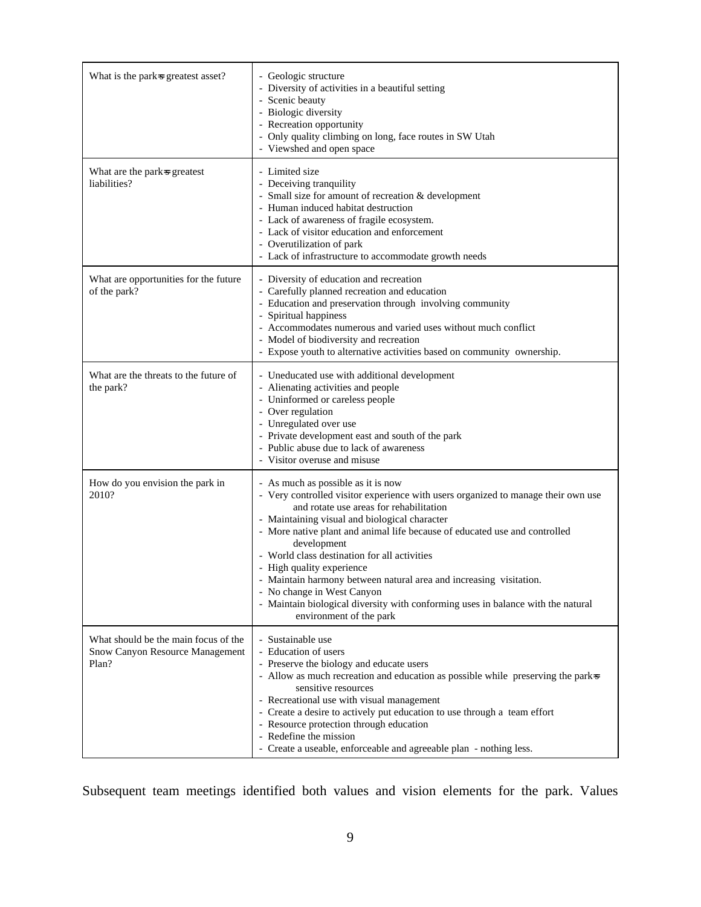| What is the park=s greatest asset? | - Geologic structure<br>- Diversity of activities in a beautiful setting<br>- Scenic beauty<br>- Biologic diversity<br>- Recreation opportunity<br>- Only quality climbing on long, face routes in SW Utah<br>- Viewshed and open space |
|---|---|
| What are the park=s greatest liabilities? | - Limited size<br>- Deceiving tranquility<br>- Small size for amount of recreation & development<br>- Human induced habitat destruction<br>- Lack of awareness of fragile ecosystem.<br>- Lack of visitor education and enforcement<br>- Overutilization of park<br>- Lack of infrastructure to accommodate growth needs |
| What are opportunities for the future of the park? | - Diversity of education and recreation<br>- Carefully planned recreation and education<br>- Education and preservation through involving community<br>- Spiritual happiness<br>- Accommodates numerous and varied uses without much conflict<br>- Model of biodiversity and recreation<br>- Expose youth to alternative activities based on community ownership. |
| What are the threats to the future of the park? | - Uneducated use with additional development<br>- Alienating activities and people<br>- Uninformed or careless people<br>- Over regulation<br>- Unregulated over use<br>- Private development east and south of the park<br>- Public abuse due to lack of awareness<br>- Visitor overuse and misuse |
| How do you envision the park in 2010? | - As much as possible as it is now<br>- Very controlled visitor experience with users organized to manage their own use and rotate use areas for rehabilitation<br>- Maintaining visual and biological character<br>- More native plant and animal life because of educated use and controlled development<br>- World class destination for all activities<br>- High quality experience<br>- Maintain harmony between natural area and increasing visitation.<br>- No change in West Canyon<br>- Maintain biological diversity with conforming uses in balance with the natural environment of the park |
| What should be the main focus of the Snow Canyon Resource Management Plan? | - Sustainable use<br>- Education of users<br>- Preserve the biology and educate users<br>- Allow as much recreation and education as possible while preserving the park=s sensitive resources<br>- Recreational use with visual management<br>- Create a desire to actively put education to use through a team effort<br>- Resource protection through education<br>- Redefine the mission<br>- Create a useable, enforceable and agreeable plan - nothing less. |

Subsequent team meetings identified both values and vision elements for the park. Values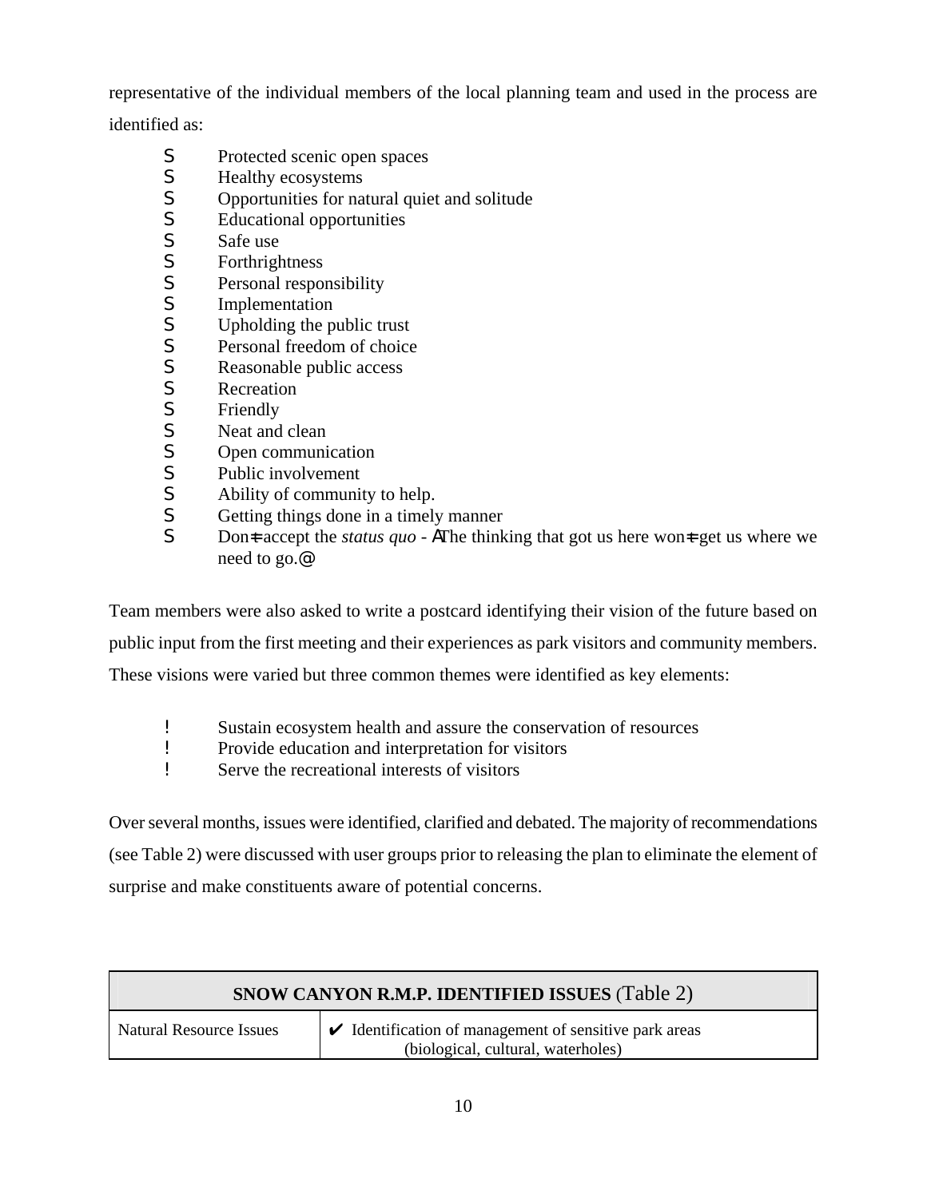representative of the individual members of the local planning team and used in the process are identified as:

- Protected scenic open spaces
- Healthy ecosystems
- Opportunities for natural quiet and solitude
- Educational opportunities
- Safe use
- Forthrightness
- Personal responsibility
- Implementation
- Upholding the public trust
- Personal freedom of choice
- Reasonable public access
- Recreation
- Friendly
- Neat and clean
- Open communication
- Public involvement
- Ability of community to help.
- Getting things done in a timely manner
- Don't accept the *status quo* - "The thinking that got us here won't get us where we need to go."

Team members were also asked to write a postcard identifying their vision of the future based on public input from the first meeting and their experiences as park visitors and community members. These visions were varied but three common themes were identified as key elements:

- Sustain ecosystem health and assure the conservation of resources
- Provide education and interpretation for visitors
- Serve the recreational interests of visitors

Over several months, issues were identified, clarified and debated. The majority of recommendations (see Table 2) were discussed with user groups prior to releasing the plan to eliminate the element of surprise and make constituents aware of potential concerns.

| **SNOW CANYON R.M.P. IDENTIFIED ISSUES** (Table 2) | |
|---|---|
| Natural Resource Issues | ✔ Identification of management of sensitive park areas (biological, cultural, waterholes) |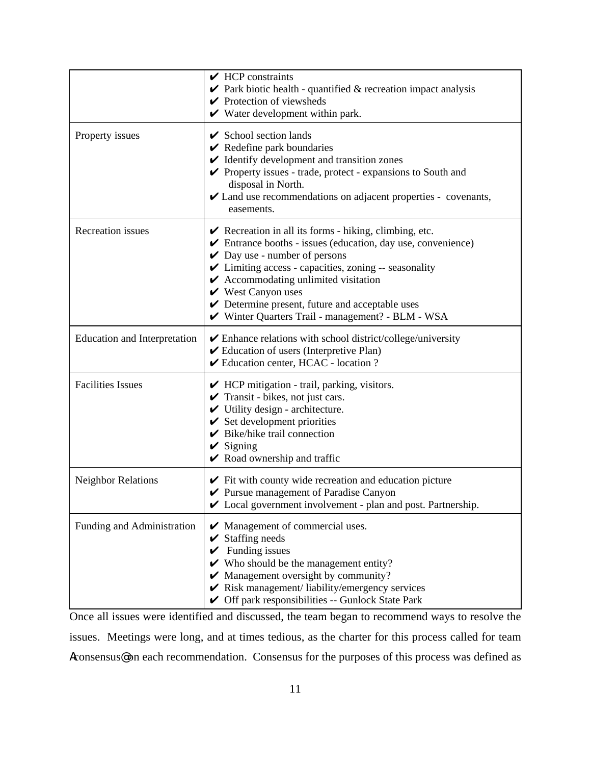| | |
|---|---|
| | ✔ HCP constraints<br>✔ Park biotic health - quantified & recreation impact analysis<br>✔ Protection of viewsheds<br>✔ Water development within park. |
| Property issues | ✔ School section lands<br>✔ Redefine park boundaries<br>✔ Identify development and transition zones<br>✔ Property issues - trade, protect - expansions to South and disposal in North.<br>✔ Land use recommendations on adjacent properties - covenants, easements. |
| Recreation issues | ✔ Recreation in all its forms - hiking, climbing, etc.<br>✔ Entrance booths - issues (education, day use, convenience)<br>✔ Day use - number of persons<br>✔ Limiting access - capacities, zoning -- seasonality<br>✔ Accommodating unlimited visitation<br>✔ West Canyon uses<br>✔ Determine present, future and acceptable uses<br>✔ Winter Quarters Trail - management? - BLM - WSA |
| Education and Interpretation | ✔ Enhance relations with school district/college/university<br>✔ Education of users (Interpretive Plan)<br>✔ Education center, HCAC - location ? |
| Facilities Issues | ✔ HCP mitigation - trail, parking, visitors.<br>✔ Transit - bikes, not just cars.<br>✔ Utility design - architecture.<br>✔ Set development priorities<br>✔ Bike/hike trail connection<br>✔ Signing<br>✔ Road ownership and traffic |
| Neighbor Relations | ✔ Fit with county wide recreation and education picture<br>✔ Pursue management of Paradise Canyon<br>✔ Local government involvement - plan and post. Partnership. |
| Funding and Administration | ✔ Management of commercial uses.<br>✔ Staffing needs<br>✔ Funding issues<br>✔ Who should be the management entity?<br>✔ Management oversight by community?<br>✔ Risk management/ liability/emergency services<br>✔ Off park responsibilities -- Gunlock State Park |

Once all issues were identified and discussed, the team began to recommend ways to resolve the issues. Meetings were long, and at times tedious, as the charter for this process called for team "consensus" on each recommendation. Consensus for the purposes of this process was defined as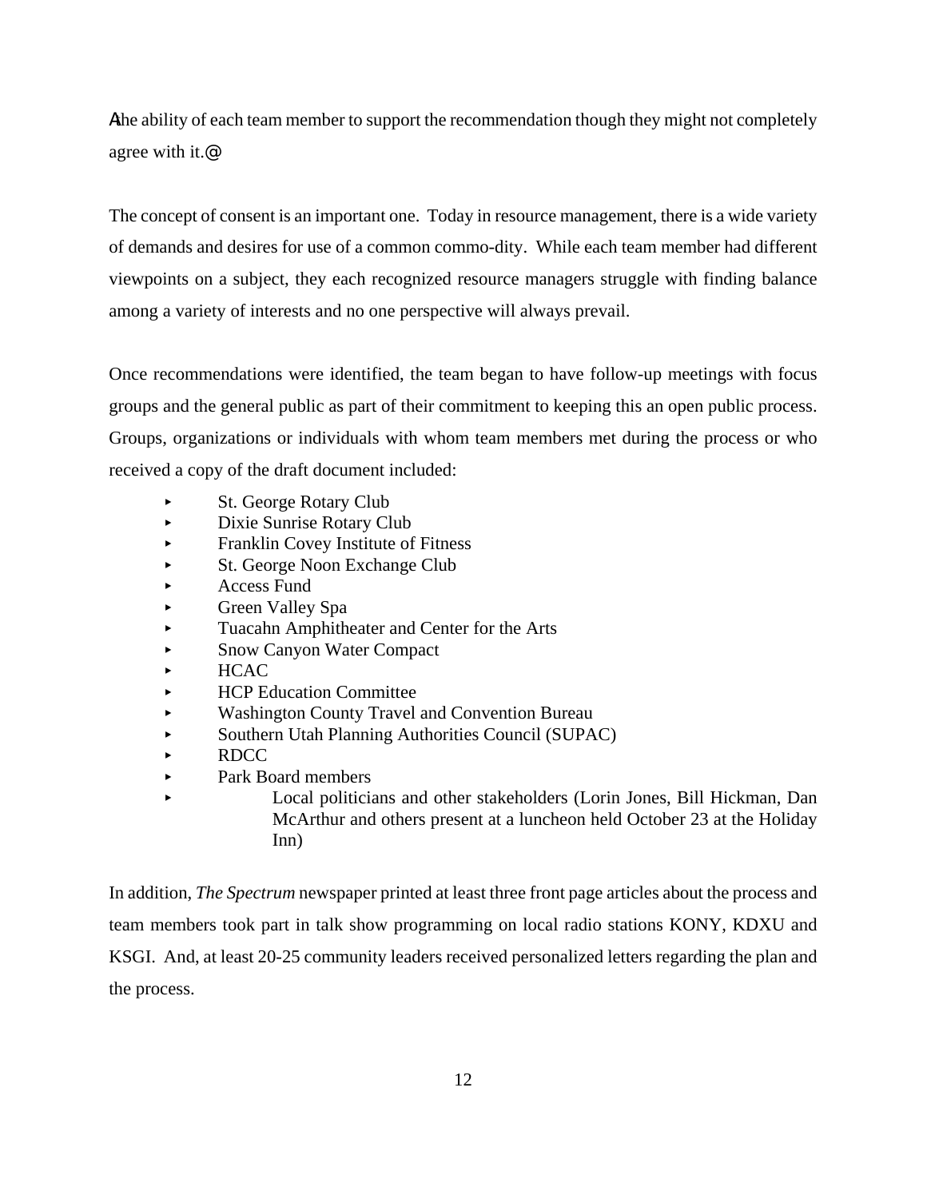Athe ability of each team member to support the recommendation though they might not completely agree with it.@

The concept of consent is an important one. Today in resource management, there is a wide variety of demands and desires for use of a common commo-dity. While each team member had different viewpoints on a subject, they each recognized resource managers struggle with finding balance among a variety of interests and no one perspective will always prevail.

Once recommendations were identified, the team began to have follow-up meetings with focus groups and the general public as part of their commitment to keeping this an open public process. Groups, organizations or individuals with whom team members met during the process or who received a copy of the draft document included:

- St. George Rotary Club
- Dixie Sunrise Rotary Club
- Franklin Covey Institute of Fitness
- St. George Noon Exchange Club
- Access Fund
- Green Valley Spa
- Tuacahn Amphitheater and Center for the Arts
- Snow Canyon Water Compact
- HCAC
- HCP Education Committee
- Washington County Travel and Convention Bureau
- Southern Utah Planning Authorities Council (SUPAC)
- RDCC
- Park Board members
- Local politicians and other stakeholders (Lorin Jones, Bill Hickman, Dan McArthur and others present at a luncheon held October 23 at the Holiday Inn)

In addition, *The Spectrum* newspaper printed at least three front page articles about the process and team members took part in talk show programming on local radio stations KONY, KDXU and KSGI. And, at least 20-25 community leaders received personalized letters regarding the plan and the process.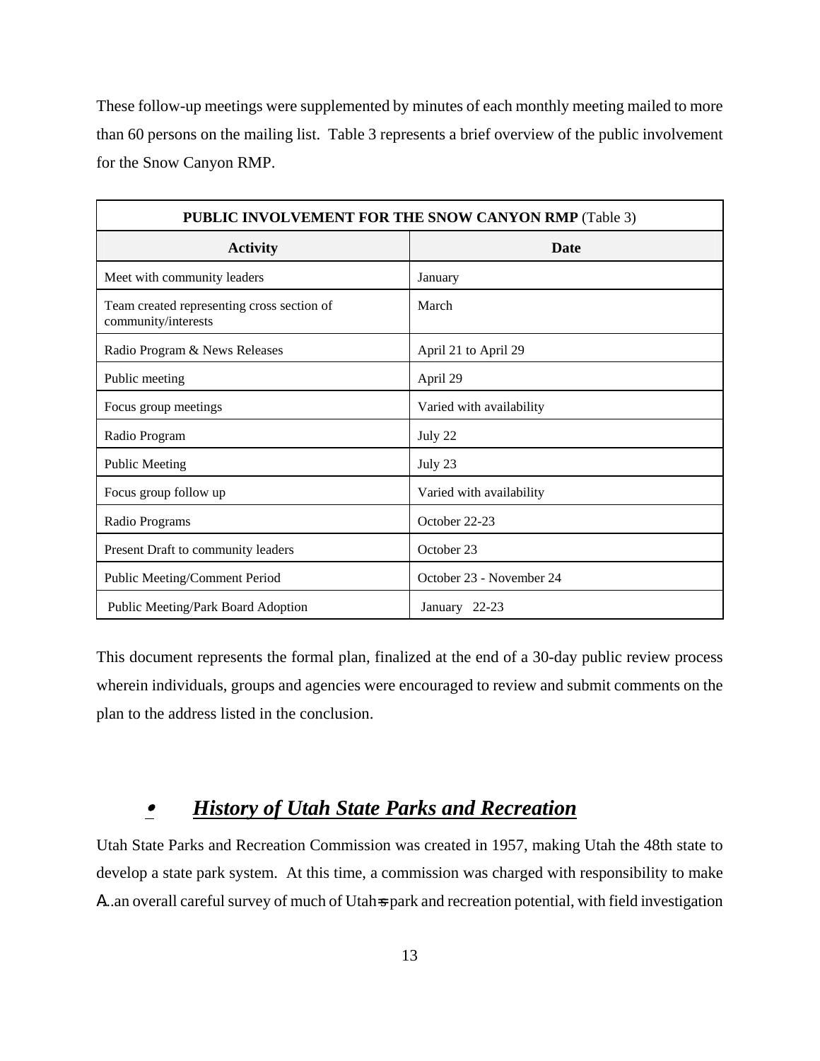These follow-up meetings were supplemented by minutes of each monthly meeting mailed to more than 60 persons on the mailing list. Table 3 represents a brief overview of the public involvement for the Snow Canyon RMP.

| **PUBLIC INVOLVEMENT FOR THE SNOW CANYON RMP** (Table 3) | |
|---|---|
| **Activity** | **Date** |
| Meet with community leaders | January |
| Team created representing cross section of community/interests | March |
| Radio Program & News Releases | April 21 to April 29 |
| Public meeting | April 29 |
| Focus group meetings | Varied with availability |
| Radio Program | July 22 |
| Public Meeting | July 23 |
| Focus group follow up | Varied with availability |
| Radio Programs | October 22-23 |
| Present Draft to community leaders | October 23 |
| Public Meeting/Comment Period | October 23 - November 24 |
| Public Meeting/Park Board Adoption | January 22-23 |

This document represents the formal plan, finalized at the end of a 30-day public review process wherein individuals, groups and agencies were encouraged to review and submit comments on the plan to the address listed in the conclusion.

## • ***History of Utah State Parks and Recreation***

Utah State Parks and Recreation Commission was created in 1957, making Utah the 48th state to develop a state park system. At this time, a commission was charged with responsibility to make A...an overall careful survey of much of Utah=s park and recreation potential, with field investigation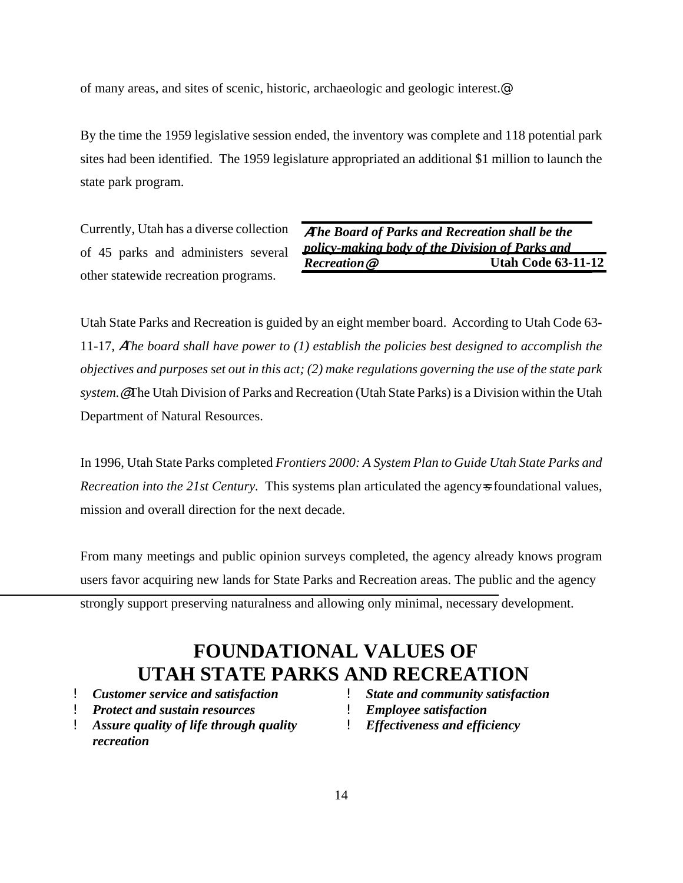of many areas, and sites of scenic, historic, archaeologic and geologic interest.@

By the time the 1959 legislative session ended, the inventory was complete and 118 potential park sites had been identified. The 1959 legislature appropriated an additional $1 million to launch the state park program.

Currently, Utah has a diverse collection of 45 parks and administers several other statewide recreation programs.

> ***AThe Board of Parks and Recreation shall be the policy-making body of the Division of Parks and Recreation@*** **Utah Code 63-11-12**

Utah State Parks and Recreation is guided by an eight member board. According to Utah Code 63-11-17, *AThe board shall have power to (1) establish the policies best designed to accomplish the objectives and purposes set out in this act; (2) make regulations governing the use of the state park system.@* The Utah Division of Parks and Recreation (Utah State Parks) is a Division within the Utah Department of Natural Resources.

In 1996, Utah State Parks completed *Frontiers 2000: A System Plan to Guide Utah State Parks and Recreation into the 21st Century*. This systems plan articulated the agency=s foundational values, mission and overall direction for the next decade.

From many meetings and public opinion surveys completed, the agency already knows program users favor acquiring new lands for State Parks and Recreation areas. The public and the agency strongly support preserving naturalness and allowing only minimal, necessary development.

# FOUNDATIONAL VALUES OF UTAH STATE PARKS AND RECREATION

- ***Customer service and satisfaction***
- ***Protect and sustain resources***
- ***Assure quality of life through quality recreation***
- ***State and community satisfaction***
- ***Employee satisfaction***
- ***Effectiveness and efficiency***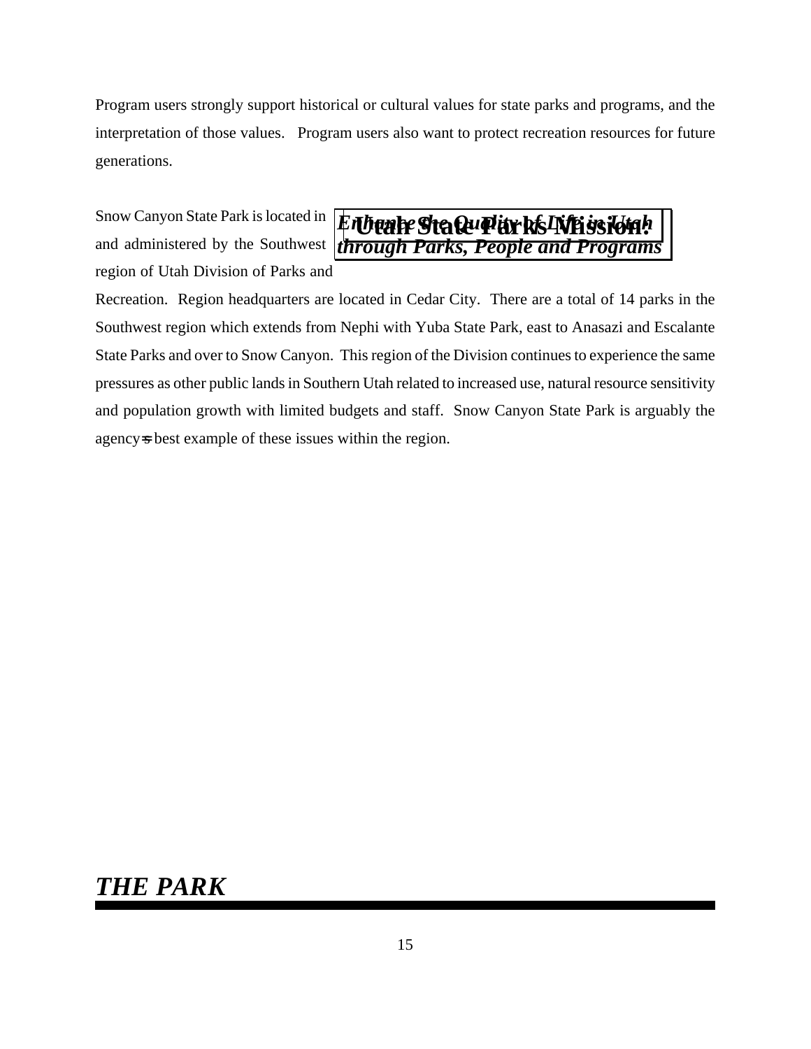Program users strongly support historical or cultural values for state parks and programs, and the interpretation of those values. Program users also want to protect recreation resources for future generations.

**Utah State Parks Mission:**

***Enhance the Quality of Life in Utah through Parks, People and Programs***

Snow Canyon State Park is located in and administered by the Southwest region of Utah Division of Parks and Recreation. Region headquarters are located in Cedar City. There are a total of 14 parks in the Southwest region which extends from Nephi with Yuba State Park, east to Anasazi and Escalante State Parks and over to Snow Canyon. This region of the Division continues to experience the same pressures as other public lands in Southern Utah related to increased use, natural resource sensitivity and population growth with limited budgets and staff. Snow Canyon State Park is arguably the agency's best example of these issues within the region.

# *THE PARK*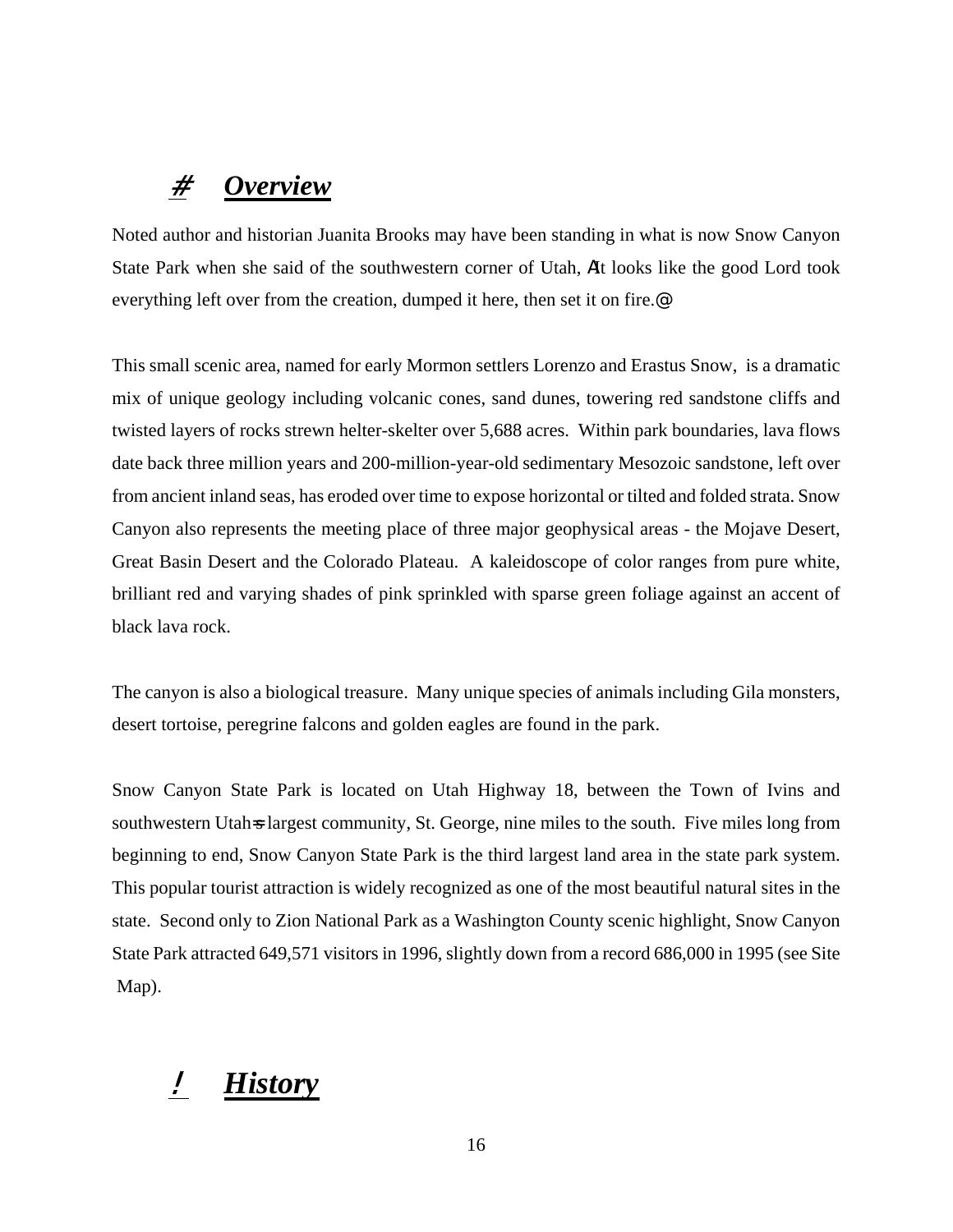## # Overview

Noted author and historian Juanita Brooks may have been standing in what is now Snow Canyon State Park when she said of the southwestern corner of Utah, AIt looks like the good Lord took everything left over from the creation, dumped it here, then set it on fire.@

This small scenic area, named for early Mormon settlers Lorenzo and Erastus Snow, is a dramatic mix of unique geology including volcanic cones, sand dunes, towering red sandstone cliffs and twisted layers of rocks strewn helter-skelter over 5,688 acres. Within park boundaries, lava flows date back three million years and 200-million-year-old sedimentary Mesozoic sandstone, left over from ancient inland seas, has eroded over time to expose horizontal or tilted and folded strata. Snow Canyon also represents the meeting place of three major geophysical areas - the Mojave Desert, Great Basin Desert and the Colorado Plateau. A kaleidoscope of color ranges from pure white, brilliant red and varying shades of pink sprinkled with sparse green foliage against an accent of black lava rock.

The canyon is also a biological treasure. Many unique species of animals including Gila monsters, desert tortoise, peregrine falcons and golden eagles are found in the park.

Snow Canyon State Park is located on Utah Highway 18, between the Town of Ivins and southwestern Utah=s largest community, St. George, nine miles to the south. Five miles long from beginning to end, Snow Canyon State Park is the third largest land area in the state park system. This popular tourist attraction is widely recognized as one of the most beautiful natural sites in the state. Second only to Zion National Park as a Washington County scenic highlight, Snow Canyon State Park attracted 649,571 visitors in 1996, slightly down from a record 686,000 in 1995 (see Site Map).

## ! History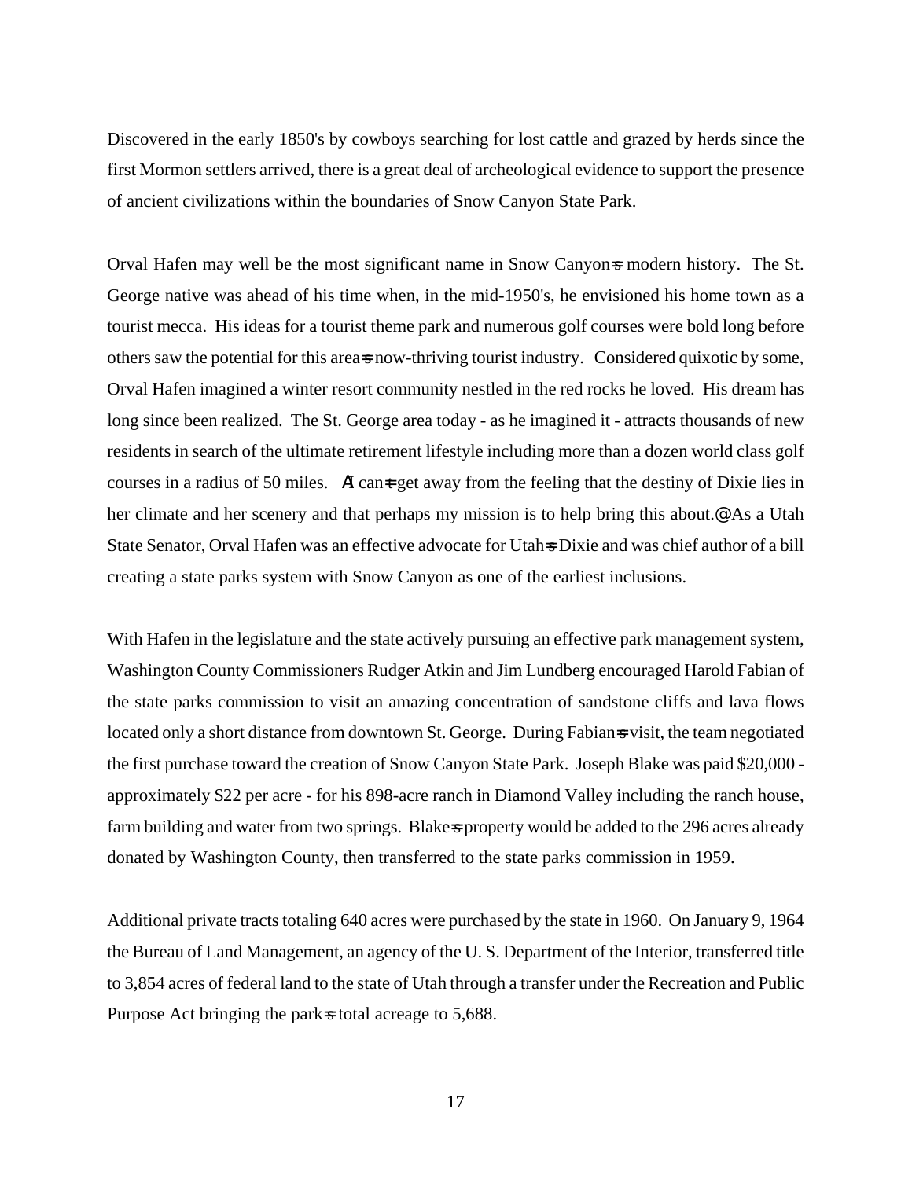Discovered in the early 1850's by cowboys searching for lost cattle and grazed by herds since the first Mormon settlers arrived, there is a great deal of archeological evidence to support the presence of ancient civilizations within the boundaries of Snow Canyon State Park.

Orval Hafen may well be the most significant name in Snow Canyon=s modern history. The St. George native was ahead of his time when, in the mid-1950's, he envisioned his home town as a tourist mecca. His ideas for a tourist theme park and numerous golf courses were bold long before others saw the potential for this area=s now-thriving tourist industry. Considered quixotic by some, Orval Hafen imagined a winter resort community nestled in the red rocks he loved. His dream has long since been realized. The St. George area today - as he imagined it - attracts thousands of new residents in search of the ultimate retirement lifestyle including more than a dozen world class golf courses in a radius of 50 miles. AI can=t get away from the feeling that the destiny of Dixie lies in her climate and her scenery and that perhaps my mission is to help bring this about.@ As a Utah State Senator, Orval Hafen was an effective advocate for Utah=s Dixie and was chief author of a bill creating a state parks system with Snow Canyon as one of the earliest inclusions.

With Hafen in the legislature and the state actively pursuing an effective park management system, Washington County Commissioners Rudger Atkin and Jim Lundberg encouraged Harold Fabian of the state parks commission to visit an amazing concentration of sandstone cliffs and lava flows located only a short distance from downtown St. George. During Fabian=s visit, the team negotiated the first purchase toward the creation of Snow Canyon State Park. Joseph Blake was paid $20,000 - approximately $22 per acre - for his 898-acre ranch in Diamond Valley including the ranch house, farm building and water from two springs. Blake=s property would be added to the 296 acres already donated by Washington County, then transferred to the state parks commission in 1959.

Additional private tracts totaling 640 acres were purchased by the state in 1960. On January 9, 1964 the Bureau of Land Management, an agency of the U. S. Department of the Interior, transferred title to 3,854 acres of federal land to the state of Utah through a transfer under the Recreation and Public Purpose Act bringing the park=s total acreage to 5,688.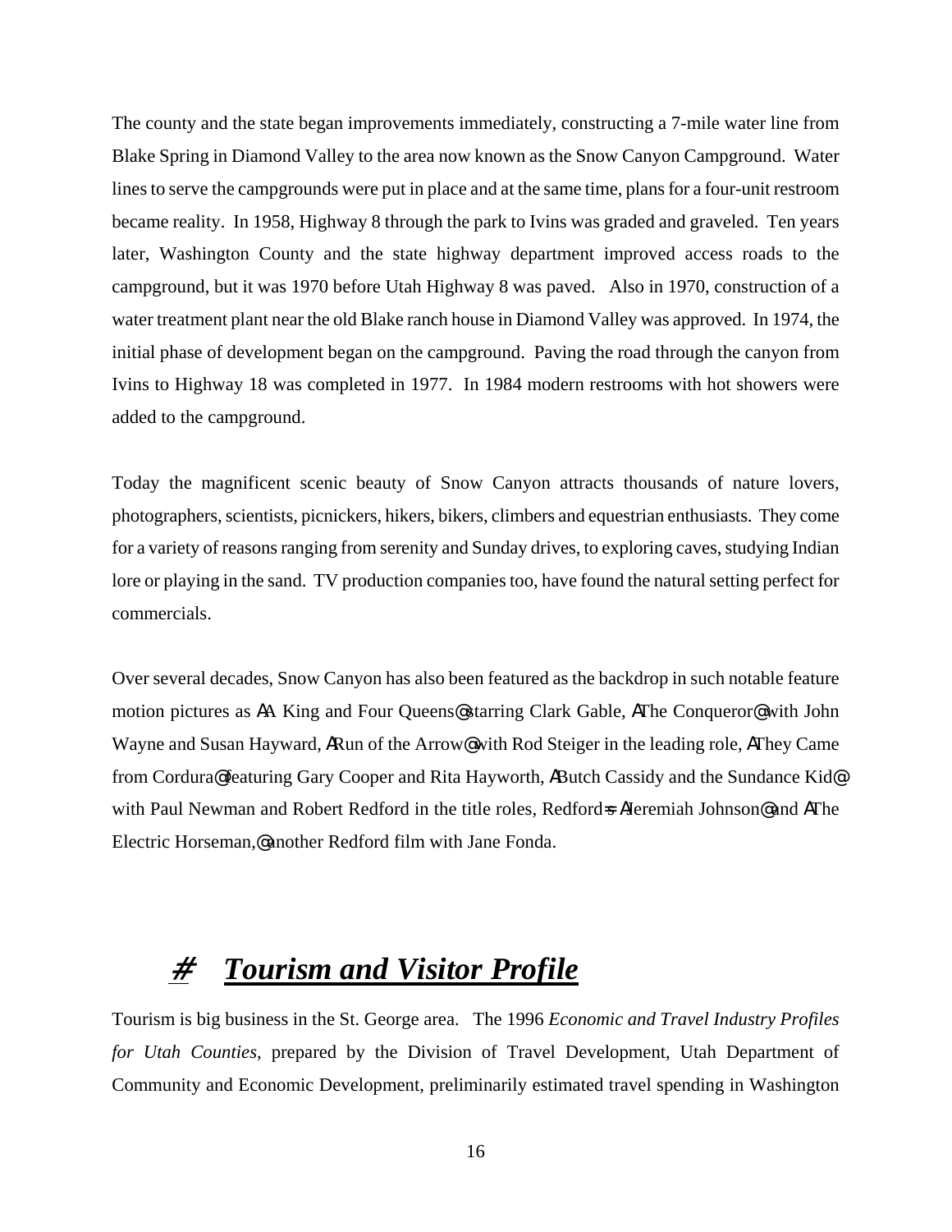The county and the state began improvements immediately, constructing a 7-mile water line from Blake Spring in Diamond Valley to the area now known as the Snow Canyon Campground. Water lines to serve the campgrounds were put in place and at the same time, plans for a four-unit restroom became reality. In 1958, Highway 8 through the park to Ivins was graded and graveled. Ten years later, Washington County and the state highway department improved access roads to the campground, but it was 1970 before Utah Highway 8 was paved. Also in 1970, construction of a water treatment plant near the old Blake ranch house in Diamond Valley was approved. In 1974, the initial phase of development began on the campground. Paving the road through the canyon from Ivins to Highway 18 was completed in 1977. In 1984 modern restrooms with hot showers were added to the campground.

Today the magnificent scenic beauty of Snow Canyon attracts thousands of nature lovers, photographers, scientists, picnickers, hikers, bikers, climbers and equestrian enthusiasts. They come for a variety of reasons ranging from serenity and Sunday drives, to exploring caves, studying Indian lore or playing in the sand. TV production companies too, have found the natural setting perfect for commercials.

Over several decades, Snow Canyon has also been featured as the backdrop in such notable feature motion pictures as AA King and Four Queens@ starring Clark Gable, AThe Conqueror@ with John Wayne and Susan Hayward, ARun of the Arrow@ with Rod Steiger in the leading role, AThey Came from Cordura@ featuring Gary Cooper and Rita Hayworth, AButch Cassidy and the Sundance Kid@ with Paul Newman and Robert Redford in the title roles, Redford=s AJeremiah Johnson@ and AThe Electric Horseman,@ another Redford film with Jane Fonda.

# ***Tourism and Visitor Profile***

Tourism is big business in the St. George area. The 1996 *Economic and Travel Industry Profiles for Utah Counties*, prepared by the Division of Travel Development, Utah Department of Community and Economic Development, preliminarily estimated travel spending in Washington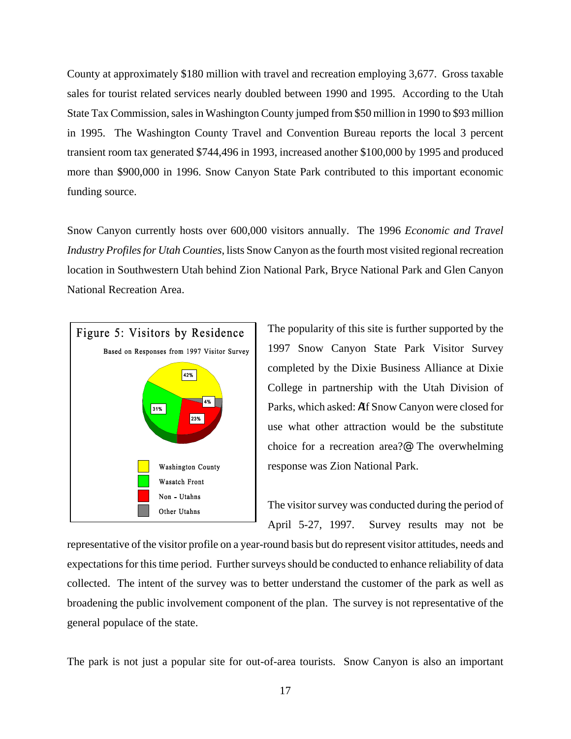County at approximately $180 million with travel and recreation employing 3,677. Gross taxable sales for tourist related services nearly doubled between 1990 and 1995. According to the Utah State Tax Commission, sales in Washington County jumped from $50 million in 1990 to $93 million in 1995. The Washington County Travel and Convention Bureau reports the local 3 percent transient room tax generated $744,496 in 1993, increased another $100,000 by 1995 and produced more than $900,000 in 1996. Snow Canyon State Park contributed to this important economic funding source.

Snow Canyon currently hosts over 600,000 visitors annually. The 1996 *Economic and Travel Industry Profiles for Utah Counties*, lists Snow Canyon as the fourth most visited regional recreation location in Southwestern Utah behind Zion National Park, Bryce National Park and Glen Canyon National Recreation Area.

**Figure 5: Visitors by Residence**

Based on Responses from 1997 Visitor Survey

| Residence | Percent |
|---|---|
| Washington County | 42% |
| Wasatch Front | 31% |
| Non - Utahns | 23% |
| Other Utahns | 4% |

The popularity of this site is further supported by the 1997 Snow Canyon State Park Visitor Survey completed by the Dixie Business Alliance at Dixie College in partnership with the Utah Division of Parks, which asked: AIf Snow Canyon were closed for use what other attraction would be the substitute choice for a recreation area?@ The overwhelming response was Zion National Park.

The visitor survey was conducted during the period of April 5-27, 1997. Survey results may not be representative of the visitor profile on a year-round basis but do represent visitor attitudes, needs and expectations for this time period. Further surveys should be conducted to enhance reliability of data collected. The intent of the survey was to better understand the customer of the park as well as broadening the public involvement component of the plan. The survey is not representative of the general populace of the state.

The park is not just a popular site for out-of-area tourists. Snow Canyon is also an important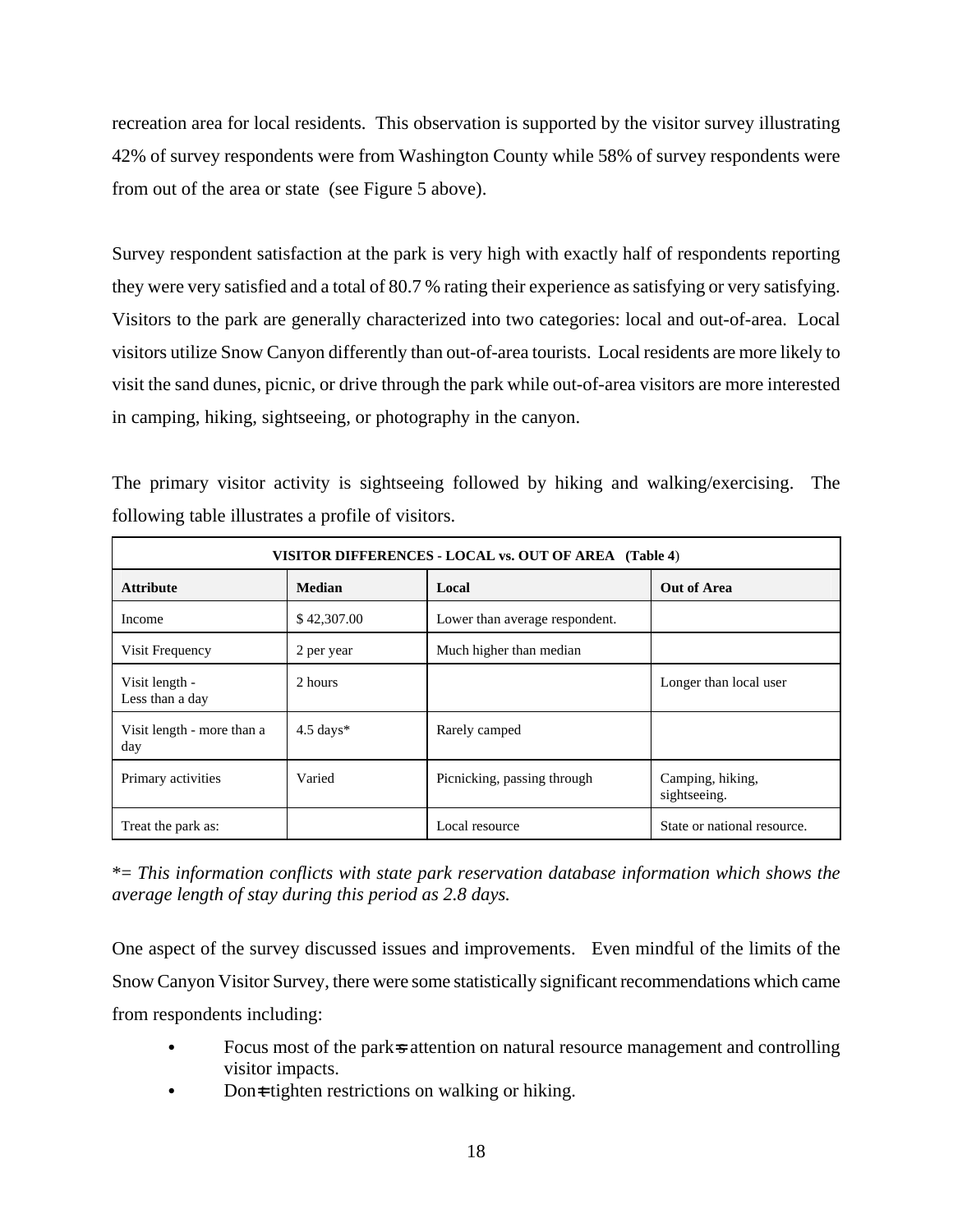recreation area for local residents. This observation is supported by the visitor survey illustrating 42% of survey respondents were from Washington County while 58% of survey respondents were from out of the area or state (see Figure 5 above).

Survey respondent satisfaction at the park is very high with exactly half of respondents reporting they were very satisfied and a total of 80.7 % rating their experience as satisfying or very satisfying. Visitors to the park are generally characterized into two categories: local and out-of-area. Local visitors utilize Snow Canyon differently than out-of-area tourists. Local residents are more likely to visit the sand dunes, picnic, or drive through the park while out-of-area visitors are more interested in camping, hiking, sightseeing, or photography in the canyon.

The primary visitor activity is sightseeing followed by hiking and walking/exercising. The following table illustrates a profile of visitors.

**VISITOR DIFFERENCES - LOCAL vs. OUT OF AREA (Table 4)**

| Attribute | Median | Local | Out of Area |
|---|---|---|---|
| Income | $ 42,307.00 | Lower than average respondent. | |
| Visit Frequency | 2 per year | Much higher than median | |
| Visit length - Less than a day | 2 hours | | Longer than local user |
| Visit length - more than a day | 4.5 days* | Rarely camped | |
| Primary activities | Varied | Picnicking, passing through | Camping, hiking, sightseeing. |
| Treat the park as: | | Local resource | State or national resource. |

*= *This information conflicts with state park reservation database information which shows the average length of stay during this period as 2.8 days.*

One aspect of the survey discussed issues and improvements. Even mindful of the limits of the Snow Canyon Visitor Survey, there were some statistically significant recommendations which came from respondents including:

- Focus most of the park=s attention on natural resource management and controlling visitor impacts.
- Don=t tighten restrictions on walking or hiking.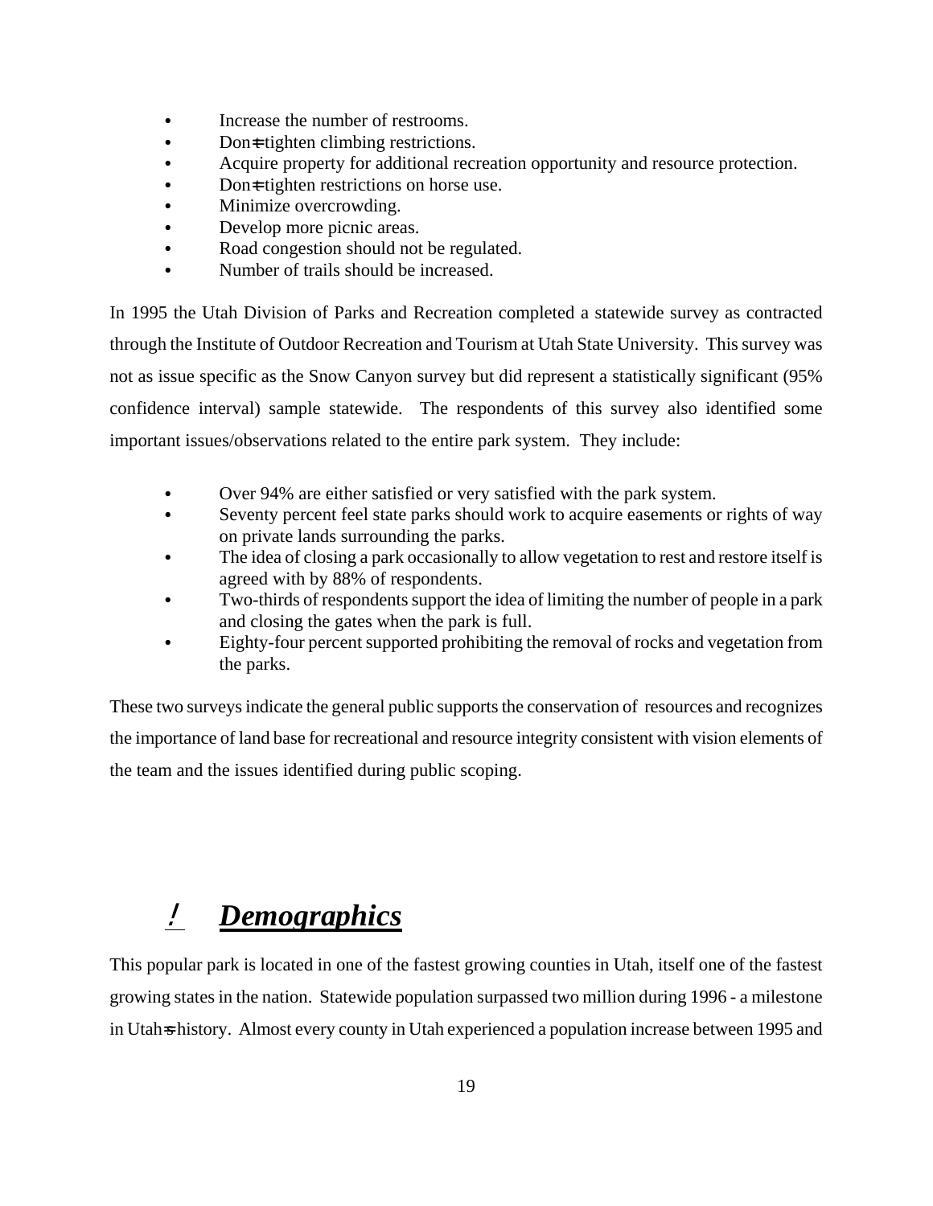- Increase the number of restrooms.
- Don=t tighten climbing restrictions.
- Acquire property for additional recreation opportunity and resource protection.
- Don=t tighten restrictions on horse use.
- Minimize overcrowding.
- Develop more picnic areas.
- Road congestion should not be regulated.
- Number of trails should be increased.

In 1995 the Utah Division of Parks and Recreation completed a statewide survey as contracted through the Institute of Outdoor Recreation and Tourism at Utah State University. This survey was not as issue specific as the Snow Canyon survey but did represent a statistically significant (95% confidence interval) sample statewide. The respondents of this survey also identified some important issues/observations related to the entire park system. They include:

- Over 94% are either satisfied or very satisfied with the park system.
- Seventy percent feel state parks should work to acquire easements or rights of way on private lands surrounding the parks.
- The idea of closing a park occasionally to allow vegetation to rest and restore itself is agreed with by 88% of respondents.
- Two-thirds of respondents support the idea of limiting the number of people in a park and closing the gates when the park is full.
- Eighty-four percent supported prohibiting the removal of rocks and vegetation from the parks.

These two surveys indicate the general public supports the conservation of resources and recognizes the importance of land base for recreational and resource integrity consistent with vision elements of the team and the issues identified during public scoping.

## ! ***Demographics***

This popular park is located in one of the fastest growing counties in Utah, itself one of the fastest growing states in the nation. Statewide population surpassed two million during 1996 - a milestone in Utah=s history. Almost every county in Utah experienced a population increase between 1995 and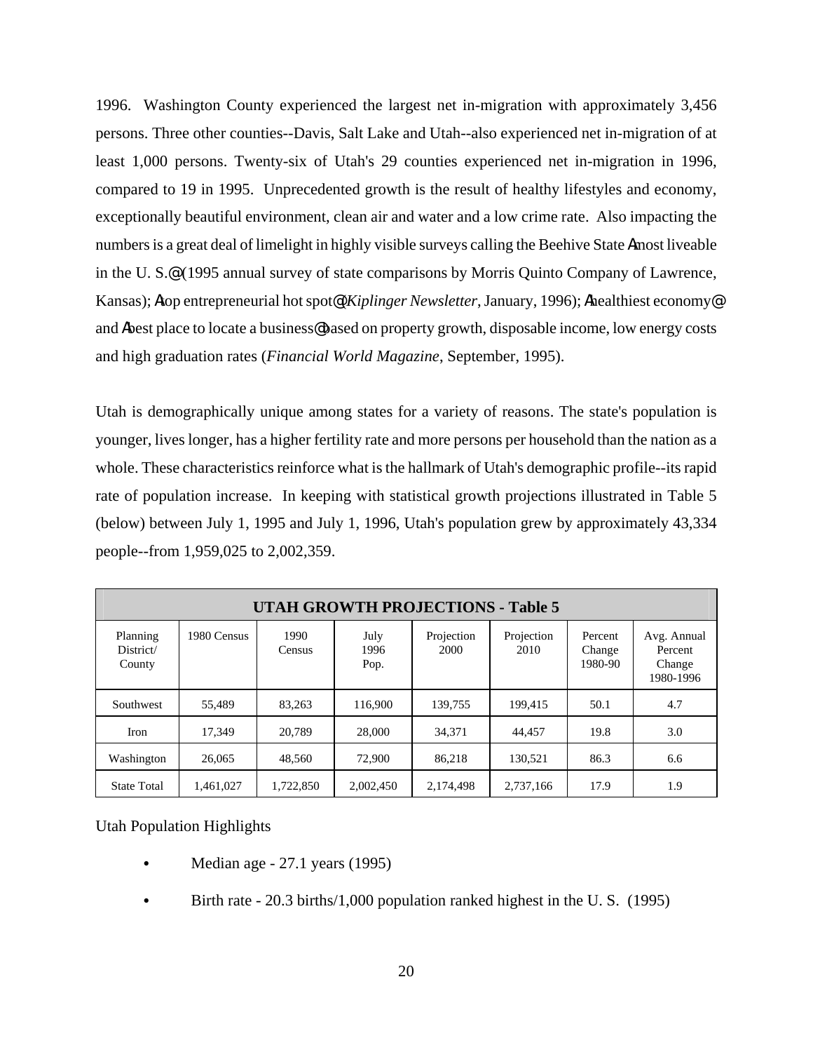1996. Washington County experienced the largest net in-migration with approximately 3,456 persons. Three other counties--Davis, Salt Lake and Utah--also experienced net in-migration of at least 1,000 persons. Twenty-six of Utah's 29 counties experienced net in-migration in 1996, compared to 19 in 1995. Unprecedented growth is the result of healthy lifestyles and economy, exceptionally beautiful environment, clean air and water and a low crime rate. Also impacting the numbers is a great deal of limelight in highly visible surveys calling the Beehive State Amost liveable in the U. S.@ (1995 annual survey of state comparisons by Morris Quinto Company of Lawrence, Kansas); Atop entrepreneurial hot spot@ (*Kiplinger Newsletter*, January, 1996); Ahealthiest economy@ and Abest place to locate a business@ based on property growth, disposable income, low energy costs and high graduation rates (*Financial World Magazine*, September, 1995).

Utah is demographically unique among states for a variety of reasons. The state's population is younger, lives longer, has a higher fertility rate and more persons per household than the nation as a whole. These characteristics reinforce what is the hallmark of Utah's demographic profile--its rapid rate of population increase. In keeping with statistical growth projections illustrated in Table 5 (below) between July 1, 1995 and July 1, 1996, Utah's population grew by approximately 43,334 people--from 1,959,025 to 2,002,359.

| UTAH GROWTH PROJECTIONS - Table 5 | | | | | | | |
|---|---|---|---|---|---|---|---|
| Planning District/ County | 1980 Census | 1990 Census | July 1996 Pop. | Projection 2000 | Projection 2010 | Percent Change 1980-90 | Avg. Annual Percent Change 1980-1996 |
| Southwest | 55,489 | 83,263 | 116,900 | 139,755 | 199,415 | 50.1 | 4.7 |
| Iron | 17,349 | 20,789 | 28,000 | 34,371 | 44,457 | 19.8 | 3.0 |
| Washington | 26,065 | 48,560 | 72,900 | 86,218 | 130,521 | 86.3 | 6.6 |
| State Total | 1,461,027 | 1,722,850 | 2,002,450 | 2,174,498 | 2,737,166 | 17.9 | 1.9 |

Utah Population Highlights

- Median age - 27.1 years (1995)
- Birth rate - 20.3 births/1,000 population ranked highest in the U. S. (1995)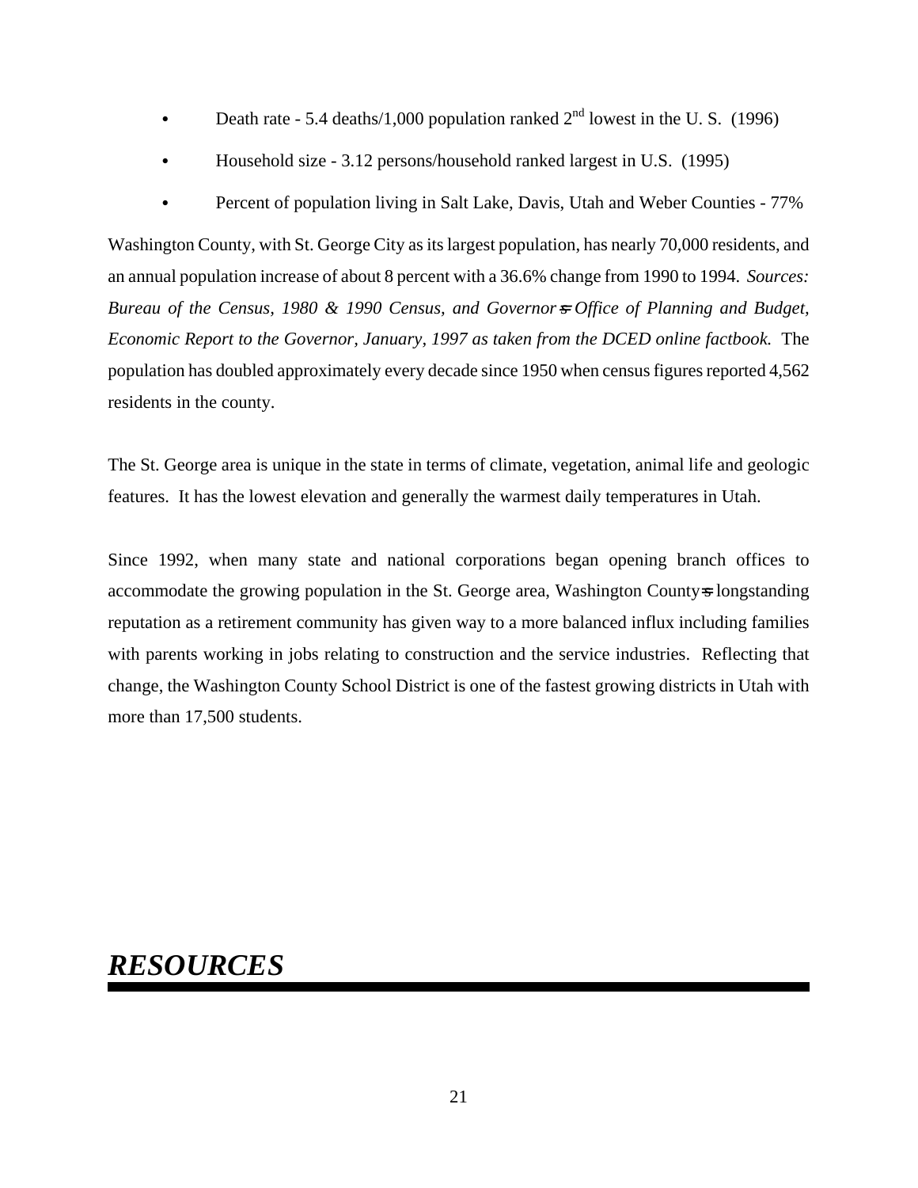- Death rate - 5.4 deaths/1,000 population ranked 2nd lowest in the U. S. (1996)
- Household size - 3.12 persons/household ranked largest in U.S. (1995)
- Percent of population living in Salt Lake, Davis, Utah and Weber Counties - 77%

Washington County, with St. George City as its largest population, has nearly 70,000 residents, and an annual population increase of about 8 percent with a 36.6% change from 1990 to 1994. *Sources: Bureau of the Census, 1980 & 1990 Census, and Governor's Office of Planning and Budget, Economic Report to the Governor, January, 1997 as taken from the DCED online factbook.* The population has doubled approximately every decade since 1950 when census figures reported 4,562 residents in the county.

The St. George area is unique in the state in terms of climate, vegetation, animal life and geologic features. It has the lowest elevation and generally the warmest daily temperatures in Utah.

Since 1992, when many state and national corporations began opening branch offices to accommodate the growing population in the St. George area, Washington County's longstanding reputation as a retirement community has given way to a more balanced influx including families with parents working in jobs relating to construction and the service industries. Reflecting that change, the Washington County School District is one of the fastest growing districts in Utah with more than 17,500 students.

# *RESOURCES*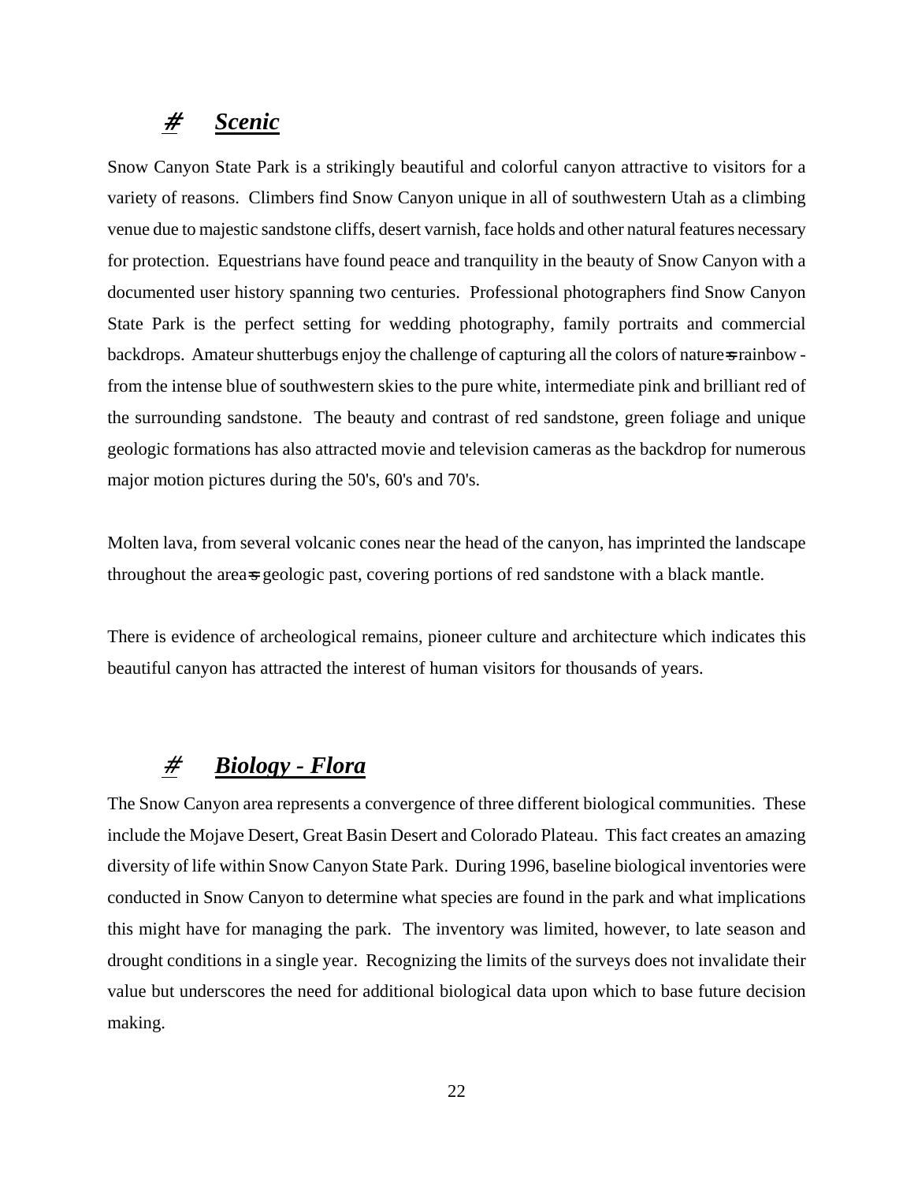## ***Scenic***

Snow Canyon State Park is a strikingly beautiful and colorful canyon attractive to visitors for a variety of reasons. Climbers find Snow Canyon unique in all of southwestern Utah as a climbing venue due to majestic sandstone cliffs, desert varnish, face holds and other natural features necessary for protection. Equestrians have found peace and tranquility in the beauty of Snow Canyon with a documented user history spanning two centuries. Professional photographers find Snow Canyon State Park is the perfect setting for wedding photography, family portraits and commercial backdrops. Amateur shutterbugs enjoy the challenge of capturing all the colors of nature's rainbow - from the intense blue of southwestern skies to the pure white, intermediate pink and brilliant red of the surrounding sandstone. The beauty and contrast of red sandstone, green foliage and unique geologic formations has also attracted movie and television cameras as the backdrop for numerous major motion pictures during the 50's, 60's and 70's.

Molten lava, from several volcanic cones near the head of the canyon, has imprinted the landscape throughout the area's geologic past, covering portions of red sandstone with a black mantle.

There is evidence of archeological remains, pioneer culture and architecture which indicates this beautiful canyon has attracted the interest of human visitors for thousands of years.

## ***Biology - Flora***

The Snow Canyon area represents a convergence of three different biological communities. These include the Mojave Desert, Great Basin Desert and Colorado Plateau. This fact creates an amazing diversity of life within Snow Canyon State Park. During 1996, baseline biological inventories were conducted in Snow Canyon to determine what species are found in the park and what implications this might have for managing the park. The inventory was limited, however, to late season and drought conditions in a single year. Recognizing the limits of the surveys does not invalidate their value but underscores the need for additional biological data upon which to base future decision making.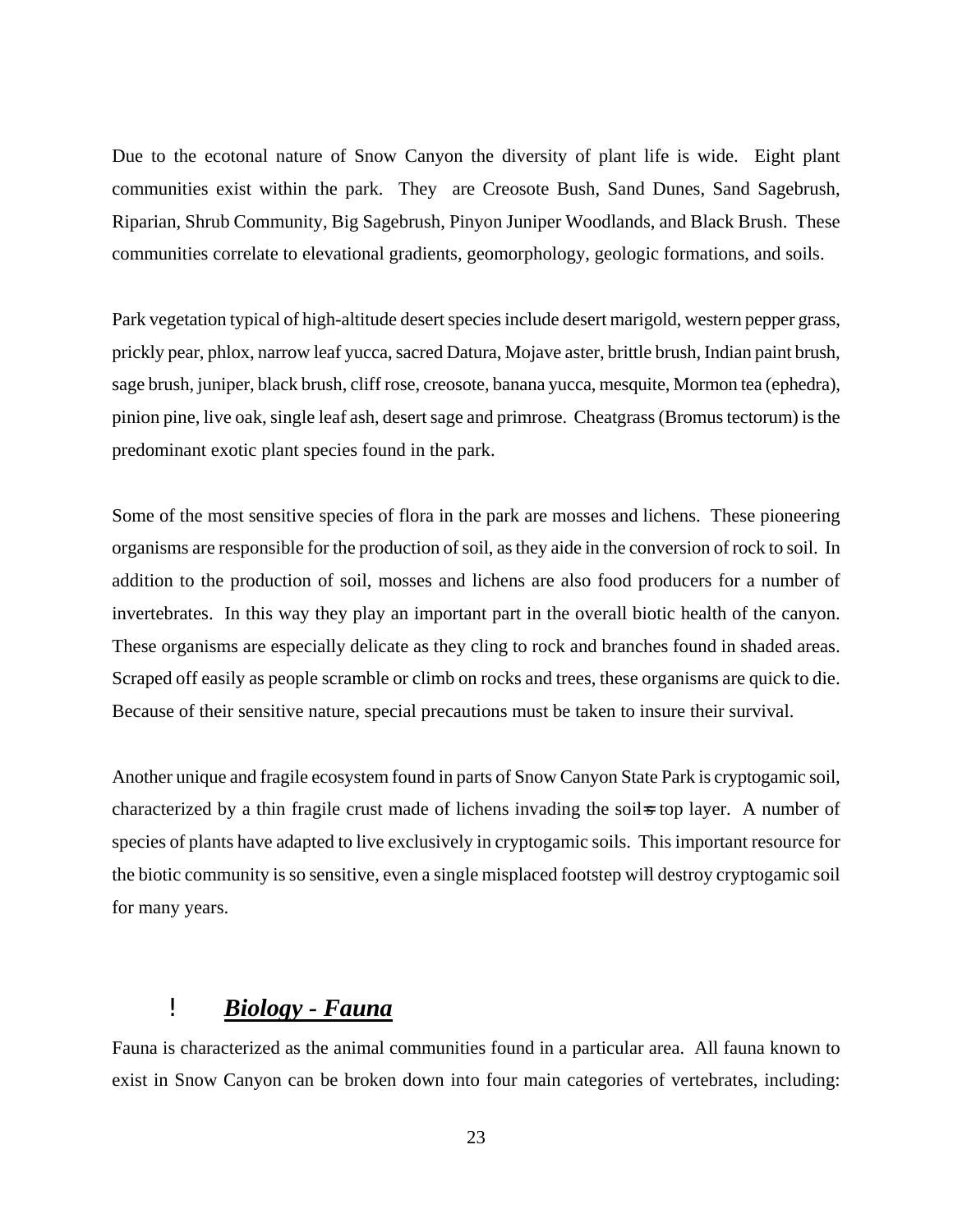Due to the ecotonal nature of Snow Canyon the diversity of plant life is wide. Eight plant communities exist within the park. They are Creosote Bush, Sand Dunes, Sand Sagebrush, Riparian, Shrub Community, Big Sagebrush, Pinyon Juniper Woodlands, and Black Brush. These communities correlate to elevational gradients, geomorphology, geologic formations, and soils.

Park vegetation typical of high-altitude desert species include desert marigold, western pepper grass, prickly pear, phlox, narrow leaf yucca, sacred Datura, Mojave aster, brittle brush, Indian paint brush, sage brush, juniper, black brush, cliff rose, creosote, banana yucca, mesquite, Mormon tea (ephedra), pinion pine, live oak, single leaf ash, desert sage and primrose. Cheatgrass (Bromus tectorum) is the predominant exotic plant species found in the park.

Some of the most sensitive species of flora in the park are mosses and lichens. These pioneering organisms are responsible for the production of soil, as they aide in the conversion of rock to soil. In addition to the production of soil, mosses and lichens are also food producers for a number of invertebrates. In this way they play an important part in the overall biotic health of the canyon. These organisms are especially delicate as they cling to rock and branches found in shaded areas. Scraped off easily as people scramble or climb on rocks and trees, these organisms are quick to die. Because of their sensitive nature, special precautions must be taken to insure their survival.

Another unique and fragile ecosystem found in parts of Snow Canyon State Park is cryptogamic soil, characterized by a thin fragile crust made of lichens invading the soil's top layer. A number of species of plants have adapted to live exclusively in cryptogamic soils. This important resource for the biotic community is so sensitive, even a single misplaced footstep will destroy cryptogamic soil for many years.

- ***Biology - Fauna***

Fauna is characterized as the animal communities found in a particular area. All fauna known to exist in Snow Canyon can be broken down into four main categories of vertebrates, including: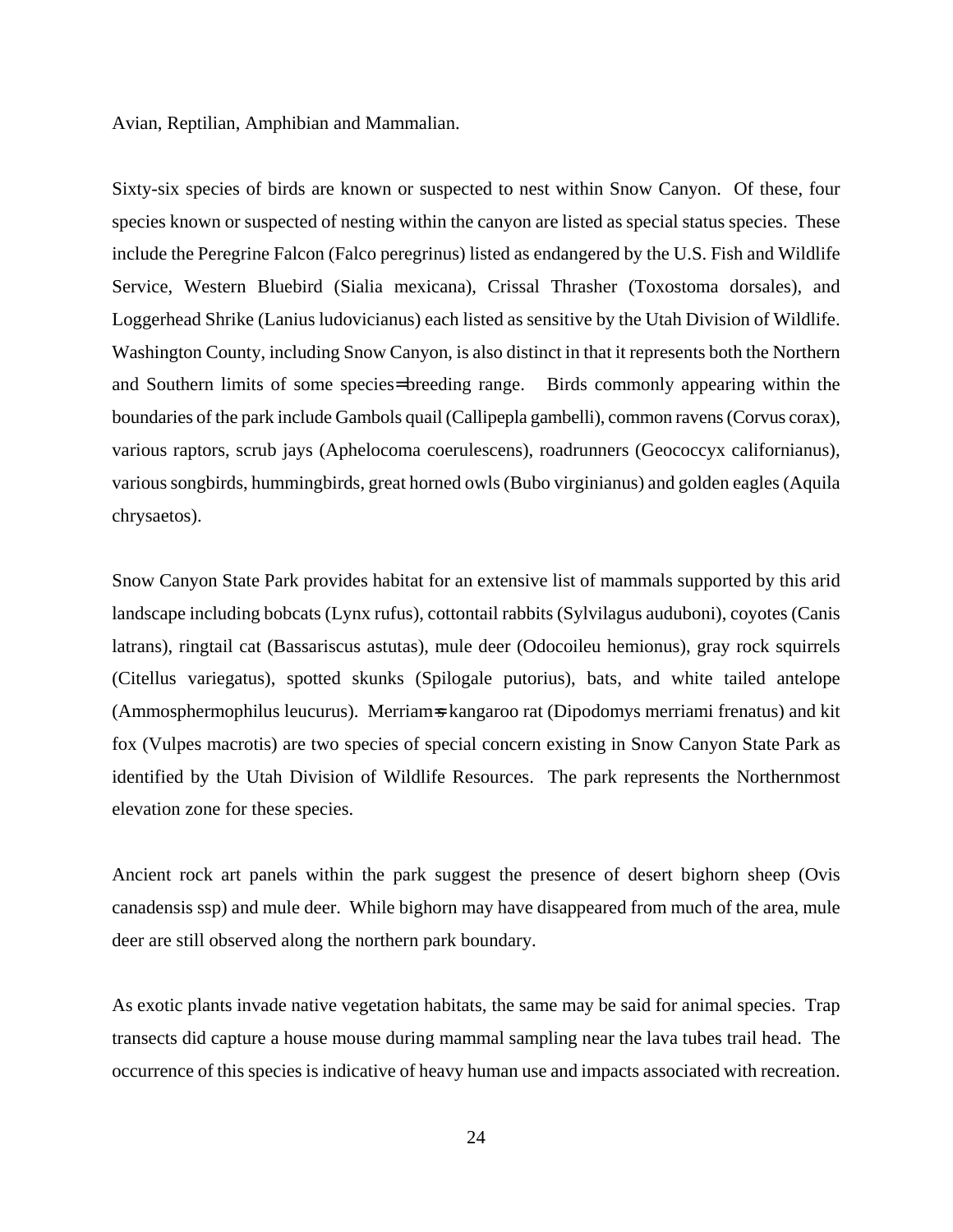Avian, Reptilian, Amphibian and Mammalian.

Sixty-six species of birds are known or suspected to nest within Snow Canyon. Of these, four species known or suspected of nesting within the canyon are listed as special status species. These include the Peregrine Falcon (Falco peregrinus) listed as endangered by the U.S. Fish and Wildlife Service, Western Bluebird (Sialia mexicana), Crissal Thrasher (Toxostoma dorsales), and Loggerhead Shrike (Lanius ludovicianus) each listed as sensitive by the Utah Division of Wildlife. Washington County, including Snow Canyon, is also distinct in that it represents both the Northern and Southern limits of some species= breeding range. Birds commonly appearing within the boundaries of the park include Gambols quail (Callipepla gambelli), common ravens (Corvus corax), various raptors, scrub jays (Aphelocoma coerulescens), roadrunners (Geococcyx californianus), various songbirds, hummingbirds, great horned owls (Bubo virginianus) and golden eagles (Aquila chrysaetos).

Snow Canyon State Park provides habitat for an extensive list of mammals supported by this arid landscape including bobcats (Lynx rufus), cottontail rabbits (Sylvilagus auduboni), coyotes (Canis latrans), ringtail cat (Bassariscus astutas), mule deer (Odocoileu hemionus), gray rock squirrels (Citellus variegatus), spotted skunks (Spilogale putorius), bats, and white tailed antelope (Ammosphermophilus leucurus). Merriam=s kangaroo rat (Dipodomys merriami frenatus) and kit fox (Vulpes macrotis) are two species of special concern existing in Snow Canyon State Park as identified by the Utah Division of Wildlife Resources. The park represents the Northernmost elevation zone for these species.

Ancient rock art panels within the park suggest the presence of desert bighorn sheep (Ovis canadensis ssp) and mule deer. While bighorn may have disappeared from much of the area, mule deer are still observed along the northern park boundary.

As exotic plants invade native vegetation habitats, the same may be said for animal species. Trap transects did capture a house mouse during mammal sampling near the lava tubes trail head. The occurrence of this species is indicative of heavy human use and impacts associated with recreation.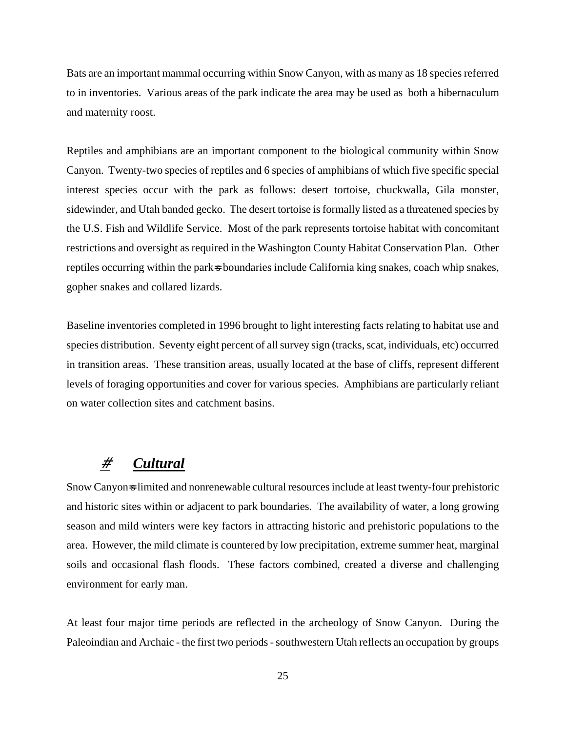Bats are an important mammal occurring within Snow Canyon, with as many as 18 species referred to in inventories. Various areas of the park indicate the area may be used as both a hibernaculum and maternity roost.

Reptiles and amphibians are an important component to the biological community within Snow Canyon. Twenty-two species of reptiles and 6 species of amphibians of which five specific special interest species occur with the park as follows: desert tortoise, chuckwalla, Gila monster, sidewinder, and Utah banded gecko. The desert tortoise is formally listed as a threatened species by the U.S. Fish and Wildlife Service. Most of the park represents tortoise habitat with concomitant restrictions and oversight as required in the Washington County Habitat Conservation Plan. Other reptiles occurring within the park=s boundaries include California king snakes, coach whip snakes, gopher snakes and collared lizards.

Baseline inventories completed in 1996 brought to light interesting facts relating to habitat use and species distribution. Seventy eight percent of all survey sign (tracks, scat, individuals, etc) occurred in transition areas. These transition areas, usually located at the base of cliffs, represent different levels of foraging opportunities and cover for various species. Amphibians are particularly reliant on water collection sites and catchment basins.

## # ***Cultural***

Snow Canyon=s limited and nonrenewable cultural resources include at least twenty-four prehistoric and historic sites within or adjacent to park boundaries. The availability of water, a long growing season and mild winters were key factors in attracting historic and prehistoric populations to the area. However, the mild climate is countered by low precipitation, extreme summer heat, marginal soils and occasional flash floods. These factors combined, created a diverse and challenging environment for early man.

At least four major time periods are reflected in the archeology of Snow Canyon. During the Paleoindian and Archaic - the first two periods - southwestern Utah reflects an occupation by groups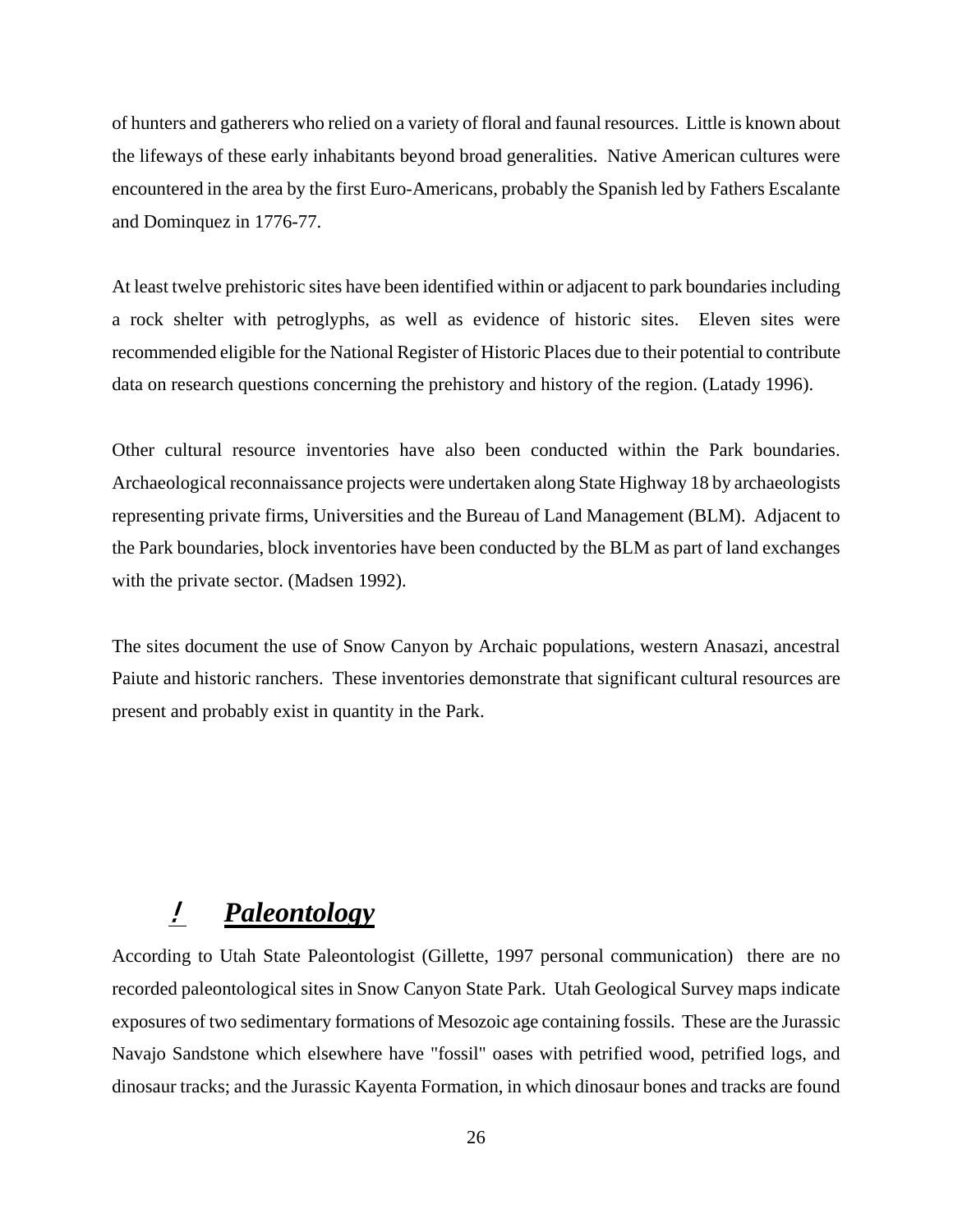of hunters and gatherers who relied on a variety of floral and faunal resources. Little is known about the lifeways of these early inhabitants beyond broad generalities. Native American cultures were encountered in the area by the first Euro-Americans, probably the Spanish led by Fathers Escalante and Dominquez in 1776-77.

At least twelve prehistoric sites have been identified within or adjacent to park boundaries including a rock shelter with petroglyphs, as well as evidence of historic sites. Eleven sites were recommended eligible for the National Register of Historic Places due to their potential to contribute data on research questions concerning the prehistory and history of the region. (Latady 1996).

Other cultural resource inventories have also been conducted within the Park boundaries. Archaeological reconnaissance projects were undertaken along State Highway 18 by archaeologists representing private firms, Universities and the Bureau of Land Management (BLM). Adjacent to the Park boundaries, block inventories have been conducted by the BLM as part of land exchanges with the private sector. (Madsen 1992).

The sites document the use of Snow Canyon by Archaic populations, western Anasazi, ancestral Paiute and historic ranchers. These inventories demonstrate that significant cultural resources are present and probably exist in quantity in the Park.

## ***Paleontology***

According to Utah State Paleontologist (Gillette, 1997 personal communication) there are no recorded paleontological sites in Snow Canyon State Park. Utah Geological Survey maps indicate exposures of two sedimentary formations of Mesozoic age containing fossils. These are the Jurassic Navajo Sandstone which elsewhere have "fossil" oases with petrified wood, petrified logs, and dinosaur tracks; and the Jurassic Kayenta Formation, in which dinosaur bones and tracks are found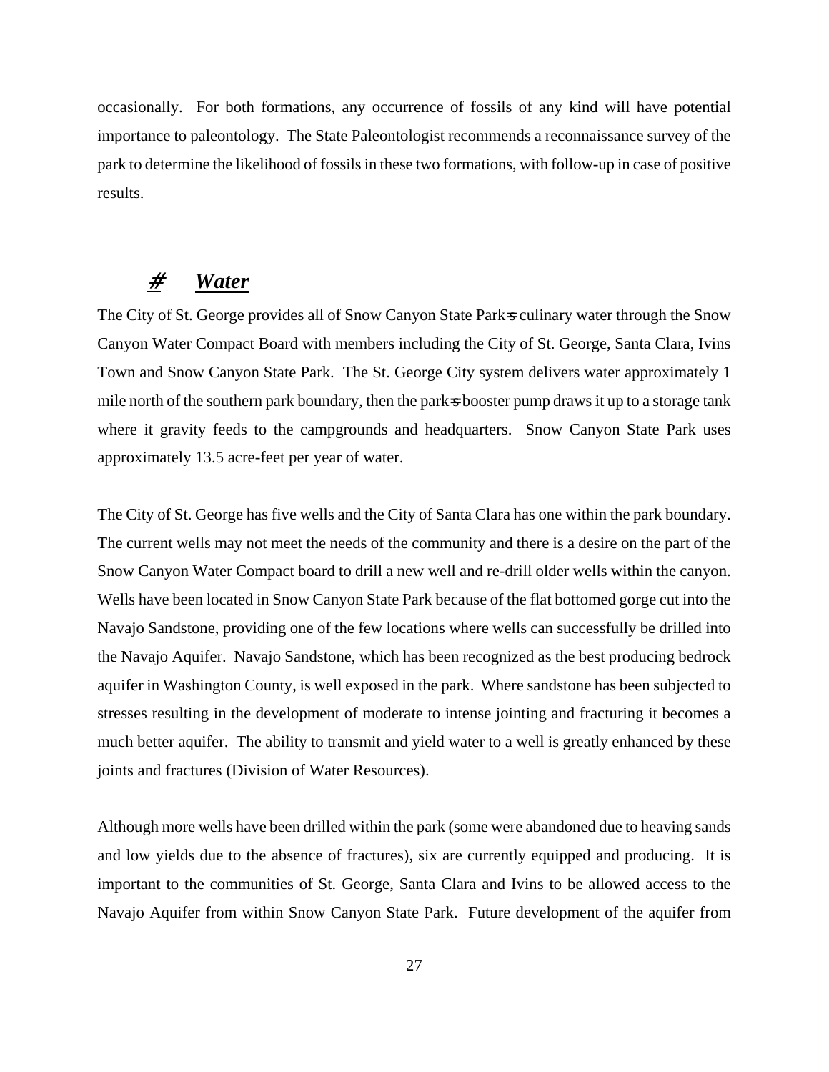occasionally. For both formations, any occurrence of fossils of any kind will have potential importance to paleontology. The State Paleontologist recommends a reconnaissance survey of the park to determine the likelihood of fossils in these two formations, with follow-up in case of positive results.

## # ***Water***

The City of St. George provides all of Snow Canyon State Park=s culinary water through the Snow Canyon Water Compact Board with members including the City of St. George, Santa Clara, Ivins Town and Snow Canyon State Park. The St. George City system delivers water approximately 1 mile north of the southern park boundary, then the park=s booster pump draws it up to a storage tank where it gravity feeds to the campgrounds and headquarters. Snow Canyon State Park uses approximately 13.5 acre-feet per year of water.

The City of St. George has five wells and the City of Santa Clara has one within the park boundary. The current wells may not meet the needs of the community and there is a desire on the part of the Snow Canyon Water Compact board to drill a new well and re-drill older wells within the canyon. Wells have been located in Snow Canyon State Park because of the flat bottomed gorge cut into the Navajo Sandstone, providing one of the few locations where wells can successfully be drilled into the Navajo Aquifer. Navajo Sandstone, which has been recognized as the best producing bedrock aquifer in Washington County, is well exposed in the park. Where sandstone has been subjected to stresses resulting in the development of moderate to intense jointing and fracturing it becomes a much better aquifer. The ability to transmit and yield water to a well is greatly enhanced by these joints and fractures (Division of Water Resources).

Although more wells have been drilled within the park (some were abandoned due to heaving sands and low yields due to the absence of fractures), six are currently equipped and producing. It is important to the communities of St. George, Santa Clara and Ivins to be allowed access to the Navajo Aquifer from within Snow Canyon State Park. Future development of the aquifer from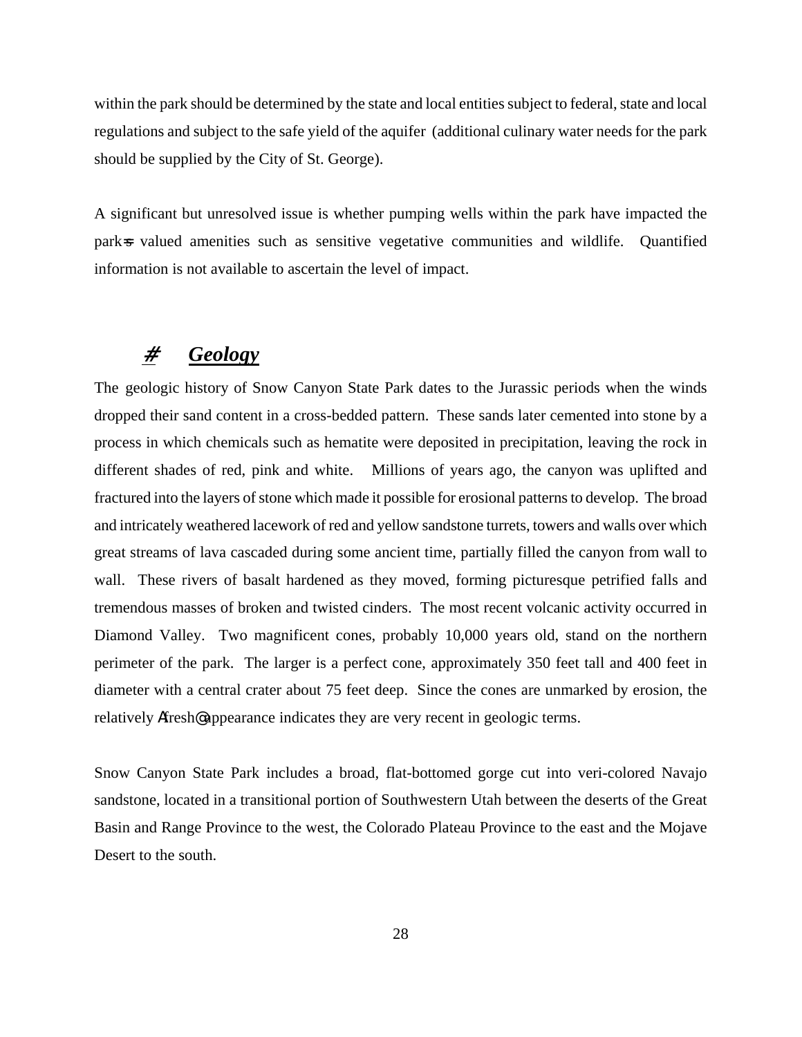within the park should be determined by the state and local entities subject to federal, state and local regulations and subject to the safe yield of the aquifer (additional culinary water needs for the park should be supplied by the City of St. George).

A significant but unresolved issue is whether pumping wells within the park have impacted the park=s valued amenities such as sensitive vegetative communities and wildlife. Quantified information is not available to ascertain the level of impact.

## # ***Geology***

The geologic history of Snow Canyon State Park dates to the Jurassic periods when the winds dropped their sand content in a cross-bedded pattern. These sands later cemented into stone by a process in which chemicals such as hematite were deposited in precipitation, leaving the rock in different shades of red, pink and white. Millions of years ago, the canyon was uplifted and fractured into the layers of stone which made it possible for erosional patterns to develop. The broad and intricately weathered lacework of red and yellow sandstone turrets, towers and walls over which great streams of lava cascaded during some ancient time, partially filled the canyon from wall to wall. These rivers of basalt hardened as they moved, forming picturesque petrified falls and tremendous masses of broken and twisted cinders. The most recent volcanic activity occurred in Diamond Valley. Two magnificent cones, probably 10,000 years old, stand on the northern perimeter of the park. The larger is a perfect cone, approximately 350 feet tall and 400 feet in diameter with a central crater about 75 feet deep. Since the cones are unmarked by erosion, the relatively Afresh@ appearance indicates they are very recent in geologic terms.

Snow Canyon State Park includes a broad, flat-bottomed gorge cut into veri-colored Navajo sandstone, located in a transitional portion of Southwestern Utah between the deserts of the Great Basin and Range Province to the west, the Colorado Plateau Province to the east and the Mojave Desert to the south.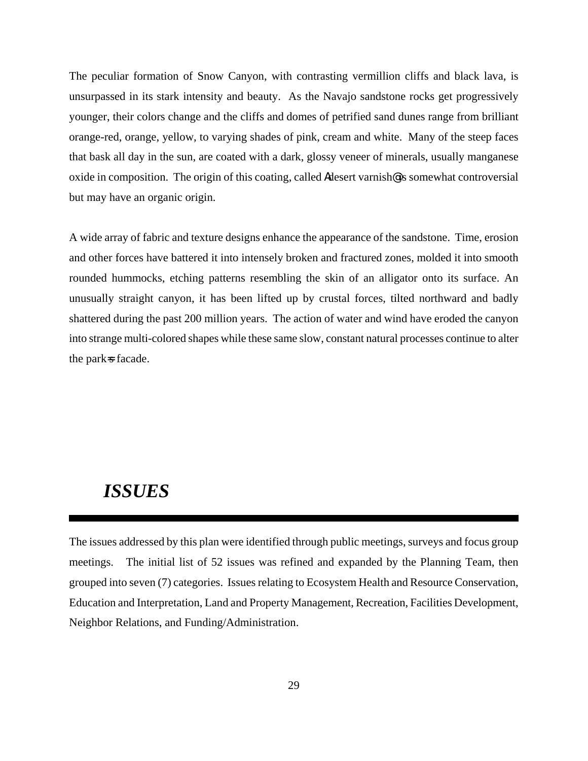The peculiar formation of Snow Canyon, with contrasting vermillion cliffs and black lava, is unsurpassed in its stark intensity and beauty. As the Navajo sandstone rocks get progressively younger, their colors change and the cliffs and domes of petrified sand dunes range from brilliant orange-red, orange, yellow, to varying shades of pink, cream and white. Many of the steep faces that bask all day in the sun, are coated with a dark, glossy veneer of minerals, usually manganese oxide in composition. The origin of this coating, called Adesert varnish@ is somewhat controversial but may have an organic origin.

A wide array of fabric and texture designs enhance the appearance of the sandstone. Time, erosion and other forces have battered it into intensely broken and fractured zones, molded it into smooth rounded hummocks, etching patterns resembling the skin of an alligator onto its surface. An unusually straight canyon, it has been lifted up by crustal forces, tilted northward and badly shattered during the past 200 million years. The action of water and wind have eroded the canyon into strange multi-colored shapes while these same slow, constant natural processes continue to alter the park=s facade.

# *ISSUES*

The issues addressed by this plan were identified through public meetings, surveys and focus group meetings. The initial list of 52 issues was refined and expanded by the Planning Team, then grouped into seven (7) categories. Issues relating to Ecosystem Health and Resource Conservation, Education and Interpretation, Land and Property Management, Recreation, Facilities Development, Neighbor Relations, and Funding/Administration.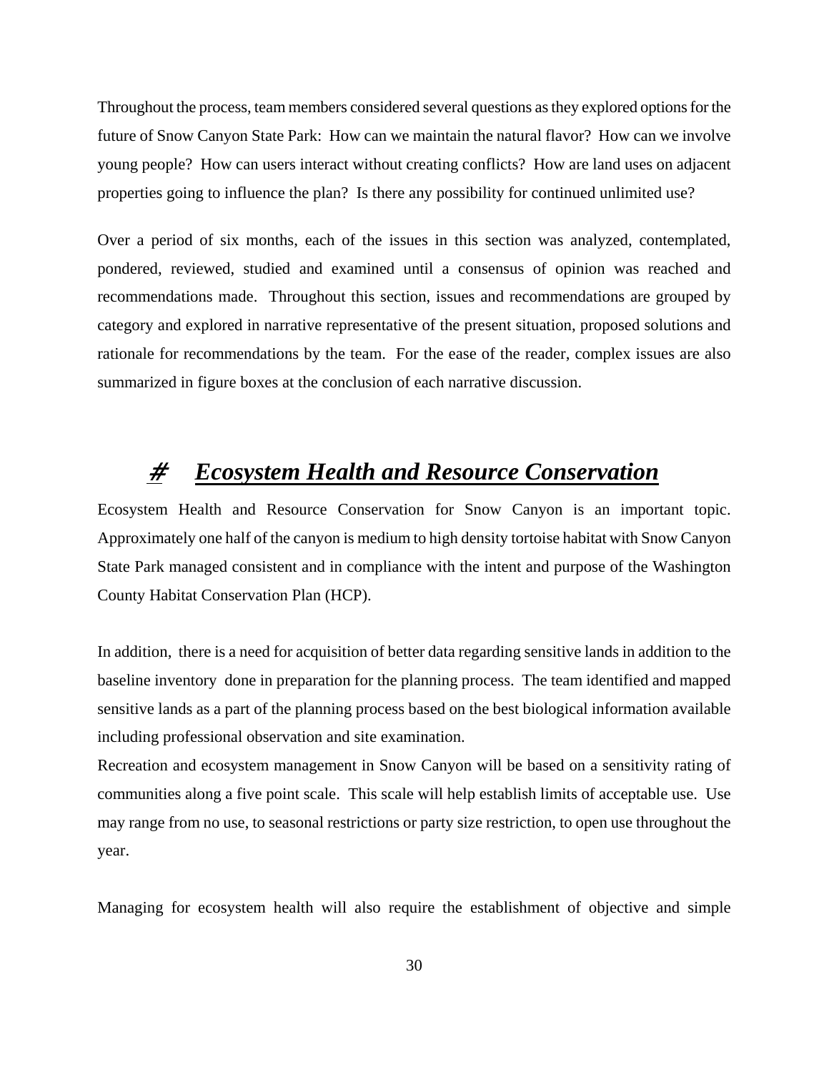Throughout the process, team members considered several questions as they explored options for the future of Snow Canyon State Park: How can we maintain the natural flavor? How can we involve young people? How can users interact without creating conflicts? How are land uses on adjacent properties going to influence the plan? Is there any possibility for continued unlimited use?

Over a period of six months, each of the issues in this section was analyzed, contemplated, pondered, reviewed, studied and examined until a consensus of opinion was reached and recommendations made. Throughout this section, issues and recommendations are grouped by category and explored in narrative representative of the present situation, proposed solutions and rationale for recommendations by the team. For the ease of the reader, complex issues are also summarized in figure boxes at the conclusion of each narrative discussion.

## # ***Ecosystem Health and Resource Conservation***

Ecosystem Health and Resource Conservation for Snow Canyon is an important topic. Approximately one half of the canyon is medium to high density tortoise habitat with Snow Canyon State Park managed consistent and in compliance with the intent and purpose of the Washington County Habitat Conservation Plan (HCP).

In addition, there is a need for acquisition of better data regarding sensitive lands in addition to the baseline inventory done in preparation for the planning process. The team identified and mapped sensitive lands as a part of the planning process based on the best biological information available including professional observation and site examination.

Recreation and ecosystem management in Snow Canyon will be based on a sensitivity rating of communities along a five point scale. This scale will help establish limits of acceptable use. Use may range from no use, to seasonal restrictions or party size restriction, to open use throughout the year.

Managing for ecosystem health will also require the establishment of objective and simple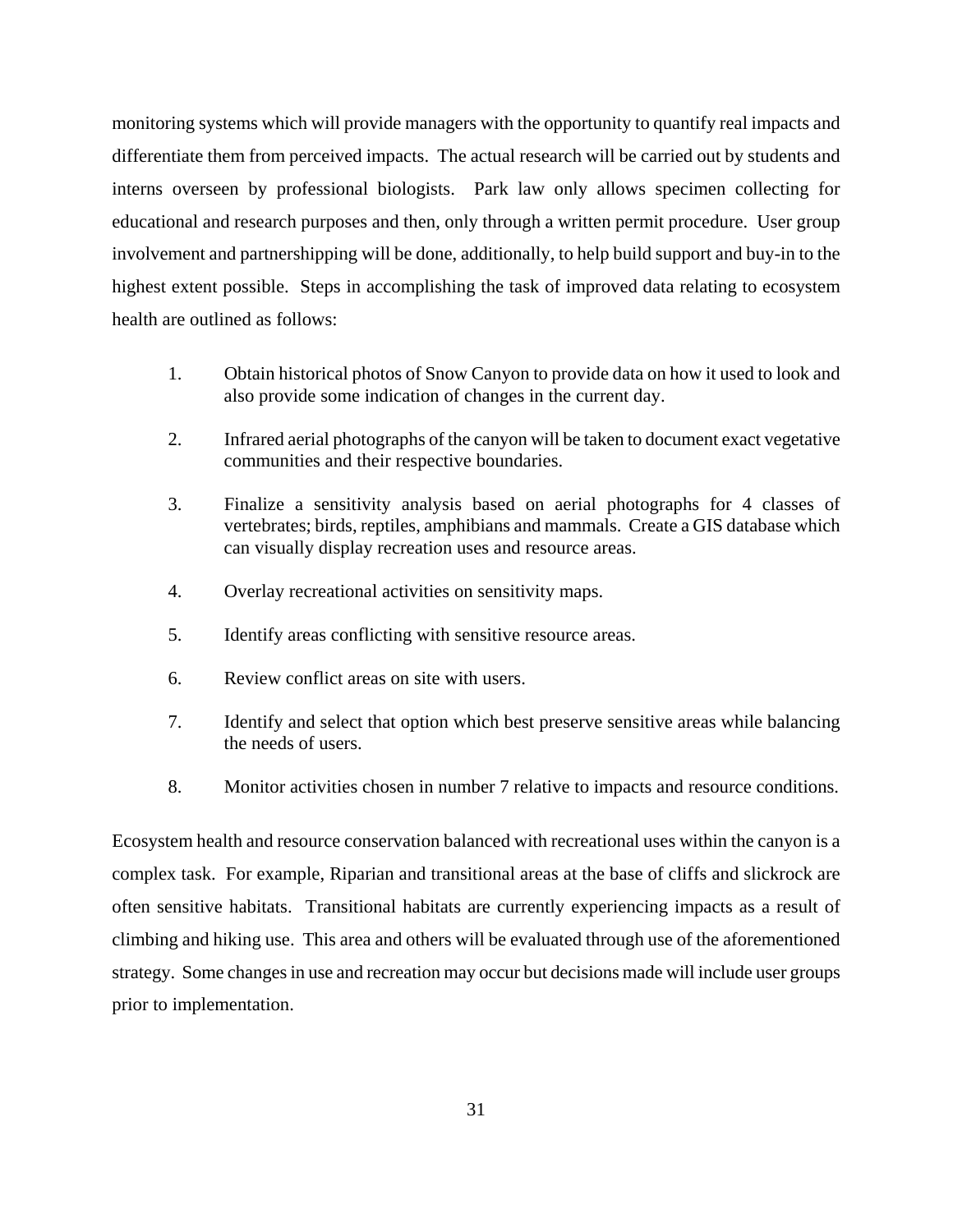monitoring systems which will provide managers with the opportunity to quantify real impacts and differentiate them from perceived impacts. The actual research will be carried out by students and interns overseen by professional biologists. Park law only allows specimen collecting for educational and research purposes and then, only through a written permit procedure. User group involvement and partnershipping will be done, additionally, to help build support and buy-in to the highest extent possible. Steps in accomplishing the task of improved data relating to ecosystem health are outlined as follows:

1. Obtain historical photos of Snow Canyon to provide data on how it used to look and also provide some indication of changes in the current day.
2. Infrared aerial photographs of the canyon will be taken to document exact vegetative communities and their respective boundaries.
3. Finalize a sensitivity analysis based on aerial photographs for 4 classes of vertebrates; birds, reptiles, amphibians and mammals. Create a GIS database which can visually display recreation uses and resource areas.
4. Overlay recreational activities on sensitivity maps.
5. Identify areas conflicting with sensitive resource areas.
6. Review conflict areas on site with users.
7. Identify and select that option which best preserve sensitive areas while balancing the needs of users.
8. Monitor activities chosen in number 7 relative to impacts and resource conditions.

Ecosystem health and resource conservation balanced with recreational uses within the canyon is a complex task. For example, Riparian and transitional areas at the base of cliffs and slickrock are often sensitive habitats. Transitional habitats are currently experiencing impacts as a result of climbing and hiking use. This area and others will be evaluated through use of the aforementioned strategy. Some changes in use and recreation may occur but decisions made will include user groups prior to implementation.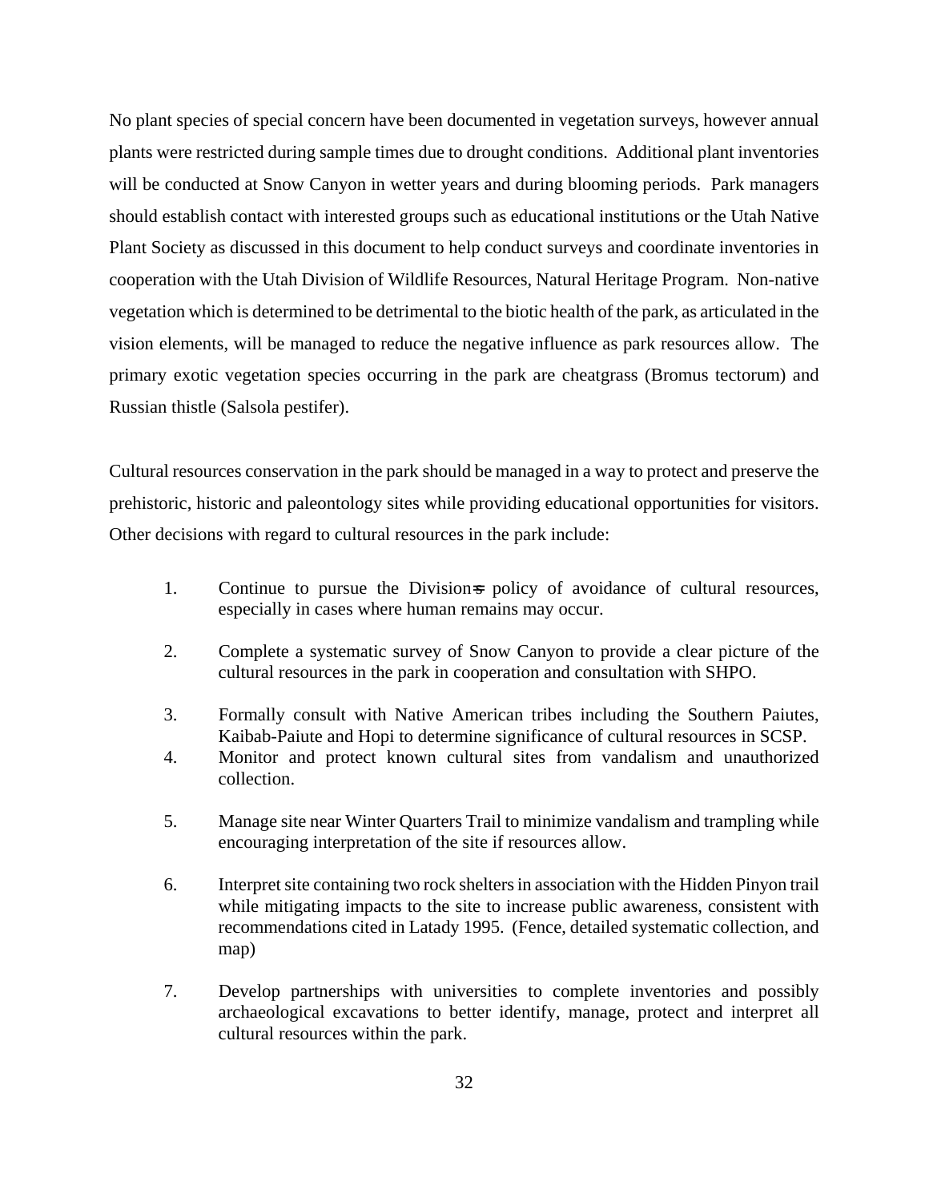No plant species of special concern have been documented in vegetation surveys, however annual plants were restricted during sample times due to drought conditions. Additional plant inventories will be conducted at Snow Canyon in wetter years and during blooming periods. Park managers should establish contact with interested groups such as educational institutions or the Utah Native Plant Society as discussed in this document to help conduct surveys and coordinate inventories in cooperation with the Utah Division of Wildlife Resources, Natural Heritage Program. Non-native vegetation which is determined to be detrimental to the biotic health of the park, as articulated in the vision elements, will be managed to reduce the negative influence as park resources allow. The primary exotic vegetation species occurring in the park are cheatgrass (Bromus tectorum) and Russian thistle (Salsola pestifer).

Cultural resources conservation in the park should be managed in a way to protect and preserve the prehistoric, historic and paleontology sites while providing educational opportunities for visitors. Other decisions with regard to cultural resources in the park include:

1. Continue to pursue the Division=s policy of avoidance of cultural resources, especially in cases where human remains may occur.
2. Complete a systematic survey of Snow Canyon to provide a clear picture of the cultural resources in the park in cooperation and consultation with SHPO.
3. Formally consult with Native American tribes including the Southern Paiutes, Kaibab-Paiute and Hopi to determine significance of cultural resources in SCSP.
4. Monitor and protect known cultural sites from vandalism and unauthorized collection.
5. Manage site near Winter Quarters Trail to minimize vandalism and trampling while encouraging interpretation of the site if resources allow.
6. Interpret site containing two rock shelters in association with the Hidden Pinyon trail while mitigating impacts to the site to increase public awareness, consistent with recommendations cited in Latady 1995. (Fence, detailed systematic collection, and map)
7. Develop partnerships with universities to complete inventories and possibly archaeological excavations to better identify, manage, protect and interpret all cultural resources within the park.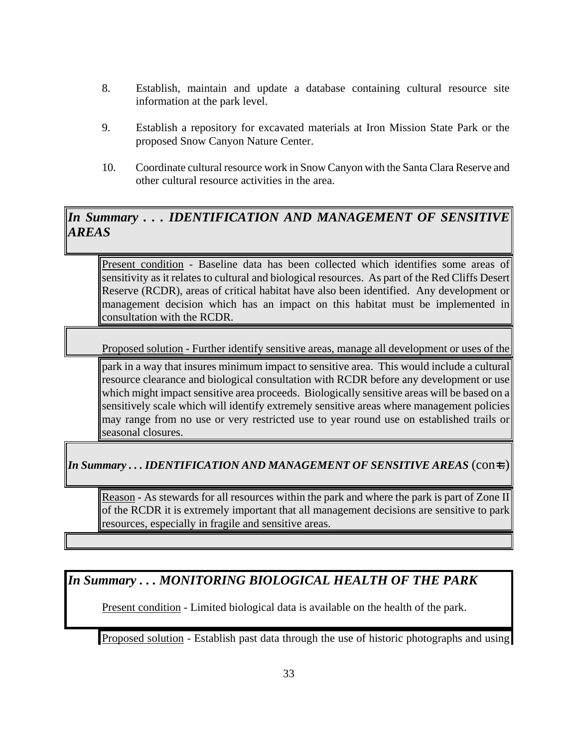8. Establish, maintain and update a database containing cultural resource site information at the park level.

9. Establish a repository for excavated materials at Iron Mission State Park or the proposed Snow Canyon Nature Center.

10. Coordinate cultural resource work in Snow Canyon with the Santa Clara Reserve and other cultural resource activities in the area.

### *In Summary . . . IDENTIFICATION AND MANAGEMENT OF SENSITIVE AREAS*

Present condition - Baseline data has been collected which identifies some areas of sensitivity as it relates to cultural and biological resources. As part of the Red Cliffs Desert Reserve (RCDR), areas of critical habitat have also been identified. Any development or management decision which has an impact on this habitat must be implemented in consultation with the RCDR.

Proposed solution - Further identify sensitive areas, manage all development or uses of the park in a way that insures minimum impact to sensitive area. This would include a cultural resource clearance and biological consultation with RCDR before any development or use which might impact sensitive area proceeds. Biologically sensitive areas will be based on a sensitively scale which will identify extremely sensitive areas where management policies may range from no use or very restricted use to year round use on established trails or seasonal closures.

### *In Summary . . . IDENTIFICATION AND MANAGEMENT OF SENSITIVE AREAS* (con=t.)

Reason - As stewards for all resources within the park and where the park is part of Zone II of the RCDR it is extremely important that all management decisions are sensitive to park resources, especially in fragile and sensitive areas.

### *In Summary . . . MONITORING BIOLOGICAL HEALTH OF THE PARK*

Present condition - Limited biological data is available on the health of the park.

Proposed solution - Establish past data through the use of historic photographs and using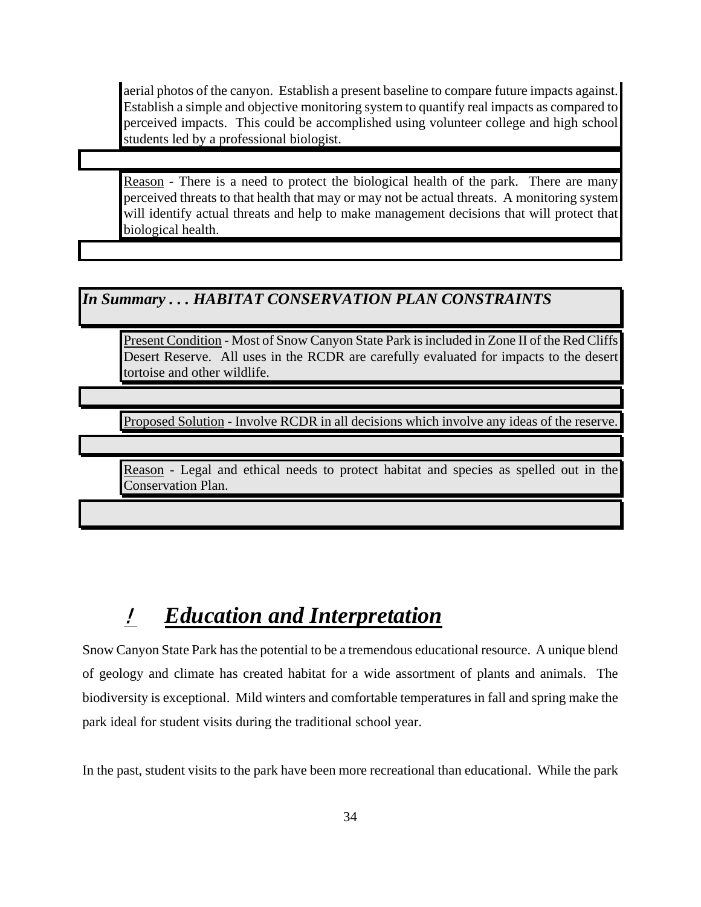aerial photos of the canyon. Establish a present baseline to compare future impacts against. Establish a simple and objective monitoring system to quantify real impacts as compared to perceived impacts. This could be accomplished using volunteer college and high school students led by a professional biologist.

Reason - There is a need to protect the biological health of the park. There are many perceived threats to that health that may or may not be actual threats. A monitoring system will identify actual threats and help to make management decisions that will protect that biological health.

***In Summary . . . HABITAT CONSERVATION PLAN CONSTRAINTS***

Present Condition - Most of Snow Canyon State Park is included in Zone II of the Red Cliffs Desert Reserve. All uses in the RCDR are carefully evaluated for impacts to the desert tortoise and other wildlife.

Proposed Solution - Involve RCDR in all decisions which involve any ideas of the reserve.

Reason - Legal and ethical needs to protect habitat and species as spelled out in the Conservation Plan.

## ! *Education and Interpretation*

Snow Canyon State Park has the potential to be a tremendous educational resource. A unique blend of geology and climate has created habitat for a wide assortment of plants and animals. The biodiversity is exceptional. Mild winters and comfortable temperatures in fall and spring make the park ideal for student visits during the traditional school year.

In the past, student visits to the park have been more recreational than educational. While the park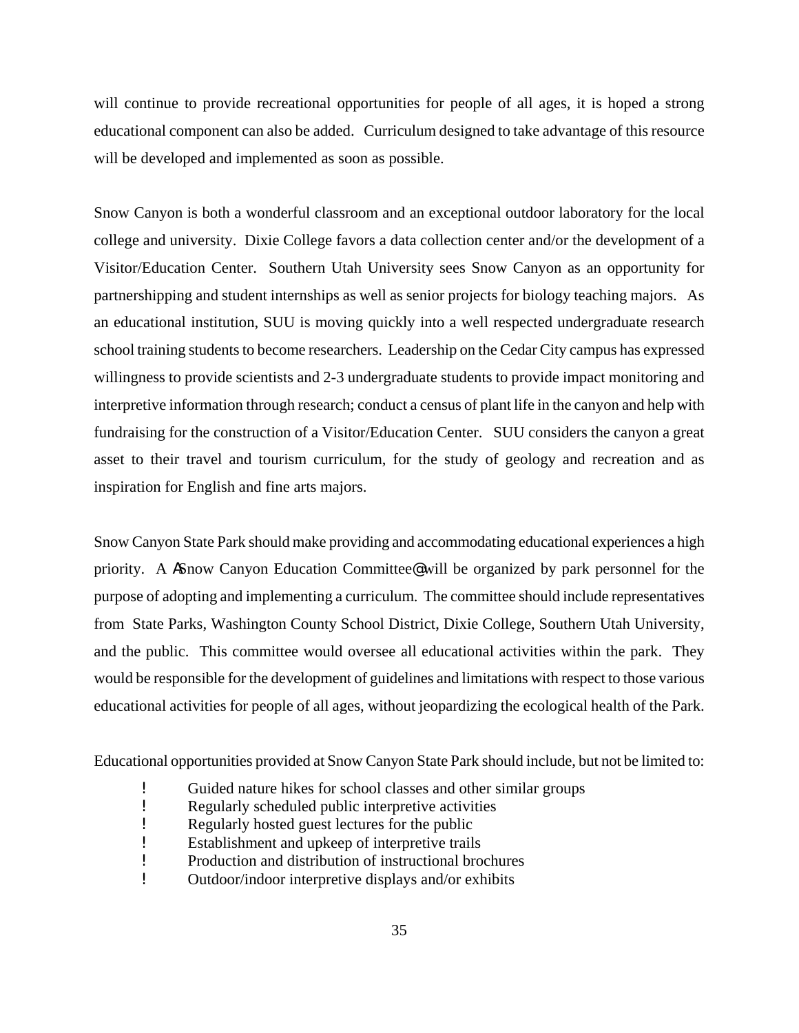will continue to provide recreational opportunities for people of all ages, it is hoped a strong educational component can also be added. Curriculum designed to take advantage of this resource will be developed and implemented as soon as possible.

Snow Canyon is both a wonderful classroom and an exceptional outdoor laboratory for the local college and university. Dixie College favors a data collection center and/or the development of a Visitor/Education Center. Southern Utah University sees Snow Canyon as an opportunity for partnershipping and student internships as well as senior projects for biology teaching majors. As an educational institution, SUU is moving quickly into a well respected undergraduate research school training students to become researchers. Leadership on the Cedar City campus has expressed willingness to provide scientists and 2-3 undergraduate students to provide impact monitoring and interpretive information through research; conduct a census of plant life in the canyon and help with fundraising for the construction of a Visitor/Education Center. SUU considers the canyon a great asset to their travel and tourism curriculum, for the study of geology and recreation and as inspiration for English and fine arts majors.

Snow Canyon State Park should make providing and accommodating educational experiences a high priority. A ASnow Canyon Education Committee@ will be organized by park personnel for the purpose of adopting and implementing a curriculum. The committee should include representatives from State Parks, Washington County School District, Dixie College, Southern Utah University, and the public. This committee would oversee all educational activities within the park. They would be responsible for the development of guidelines and limitations with respect to those various educational activities for people of all ages, without jeopardizing the ecological health of the Park.

Educational opportunities provided at Snow Canyon State Park should include, but not be limited to:

- Guided nature hikes for school classes and other similar groups
- Regularly scheduled public interpretive activities
- Regularly hosted guest lectures for the public
- Establishment and upkeep of interpretive trails
- Production and distribution of instructional brochures
- Outdoor/indoor interpretive displays and/or exhibits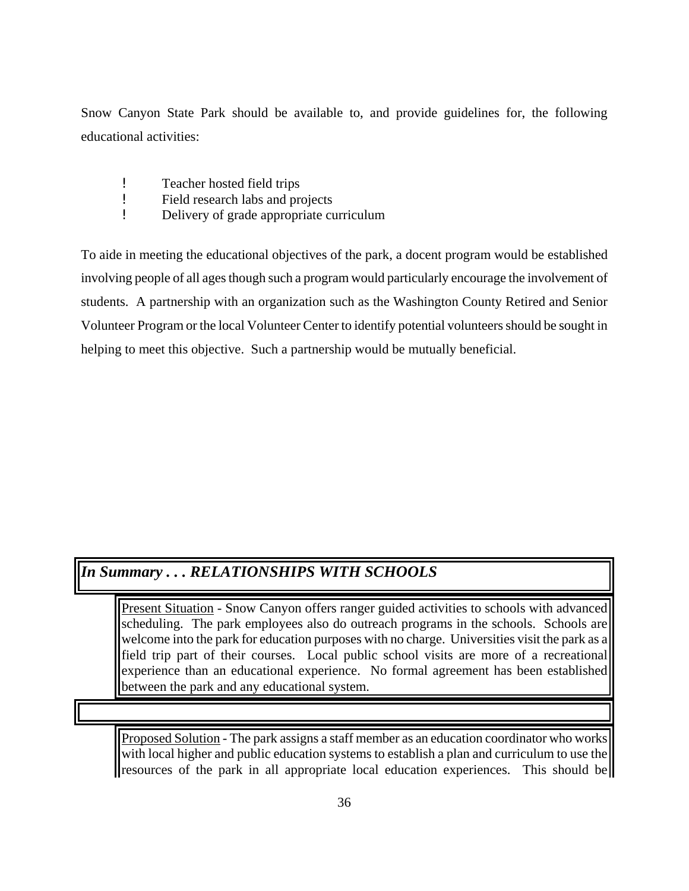Snow Canyon State Park should be available to, and provide guidelines for, the following educational activities:

- Teacher hosted field trips
- Field research labs and projects
- Delivery of grade appropriate curriculum

To aide in meeting the educational objectives of the park, a docent program would be established involving people of all ages though such a program would particularly encourage the involvement of students. A partnership with an organization such as the Washington County Retired and Senior Volunteer Program or the local Volunteer Center to identify potential volunteers should be sought in helping to meet this objective. Such a partnership would be mutually beneficial.

## *In Summary . . . RELATIONSHIPS WITH SCHOOLS*

Present Situation - Snow Canyon offers ranger guided activities to schools with advanced scheduling. The park employees also do outreach programs in the schools. Schools are welcome into the park for education purposes with no charge. Universities visit the park as a field trip part of their courses. Local public school visits are more of a recreational experience than an educational experience. No formal agreement has been established between the park and any educational system.

Proposed Solution - The park assigns a staff member as an education coordinator who works with local higher and public education systems to establish a plan and curriculum to use the resources of the park in all appropriate local education experiences. This should be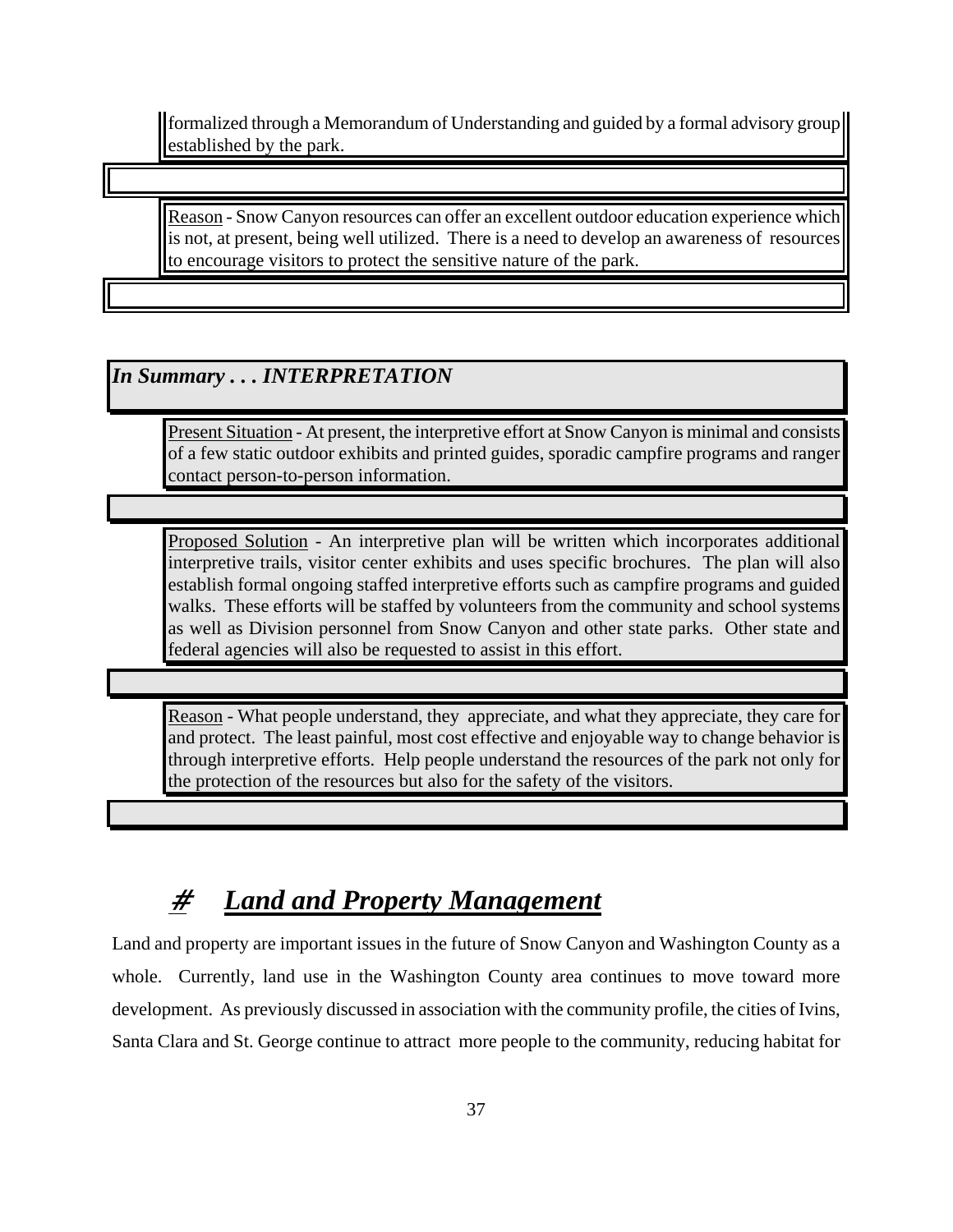formalized through a Memorandum of Understanding and guided by a formal advisory group established by the park.

Reason - Snow Canyon resources can offer an excellent outdoor education experience which is not, at present, being well utilized. There is a need to develop an awareness of resources to encourage visitors to protect the sensitive nature of the park.

***In Summary . . . INTERPRETATION***

Present Situation - At present, the interpretive effort at Snow Canyon is minimal and consists of a few static outdoor exhibits and printed guides, sporadic campfire programs and ranger contact person-to-person information.

Proposed Solution - An interpretive plan will be written which incorporates additional interpretive trails, visitor center exhibits and uses specific brochures. The plan will also establish formal ongoing staffed interpretive efforts such as campfire programs and guided walks. These efforts will be staffed by volunteers from the community and school systems as well as Division personnel from Snow Canyon and other state parks. Other state and federal agencies will also be requested to assist in this effort.

Reason - What people understand, they appreciate, and what they appreciate, they care for and protect. The least painful, most cost effective and enjoyable way to change behavior is through interpretive efforts. Help people understand the resources of the park not only for the protection of the resources but also for the safety of the visitors.

## # *Land and Property Management*

Land and property are important issues in the future of Snow Canyon and Washington County as a whole. Currently, land use in the Washington County area continues to move toward more development. As previously discussed in association with the community profile, the cities of Ivins, Santa Clara and St. George continue to attract more people to the community, reducing habitat for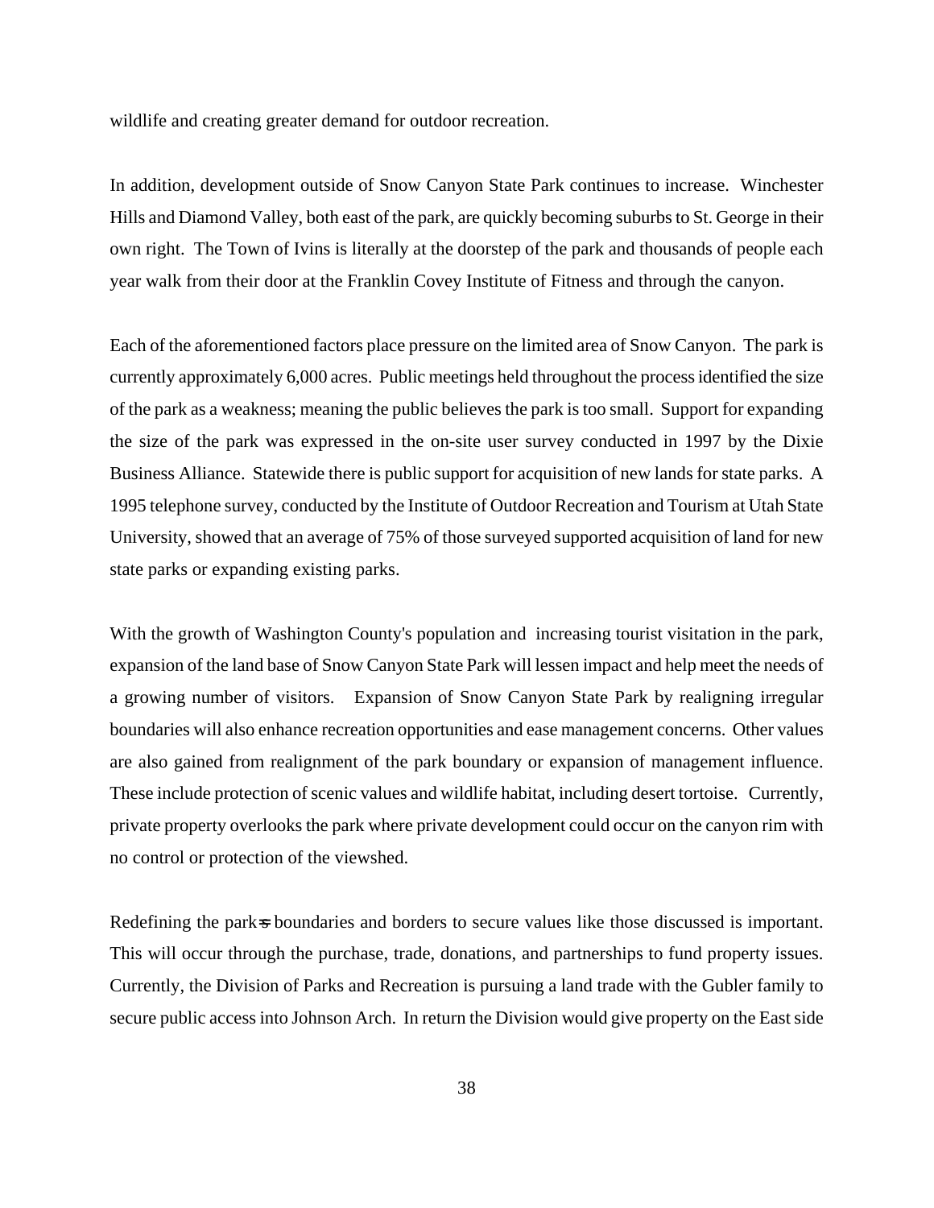wildlife and creating greater demand for outdoor recreation.

In addition, development outside of Snow Canyon State Park continues to increase. Winchester Hills and Diamond Valley, both east of the park, are quickly becoming suburbs to St. George in their own right. The Town of Ivins is literally at the doorstep of the park and thousands of people each year walk from their door at the Franklin Covey Institute of Fitness and through the canyon.

Each of the aforementioned factors place pressure on the limited area of Snow Canyon. The park is currently approximately 6,000 acres. Public meetings held throughout the process identified the size of the park as a weakness; meaning the public believes the park is too small. Support for expanding the size of the park was expressed in the on-site user survey conducted in 1997 by the Dixie Business Alliance. Statewide there is public support for acquisition of new lands for state parks. A 1995 telephone survey, conducted by the Institute of Outdoor Recreation and Tourism at Utah State University, showed that an average of 75% of those surveyed supported acquisition of land for new state parks or expanding existing parks.

With the growth of Washington County's population and increasing tourist visitation in the park, expansion of the land base of Snow Canyon State Park will lessen impact and help meet the needs of a growing number of visitors. Expansion of Snow Canyon State Park by realigning irregular boundaries will also enhance recreation opportunities and ease management concerns. Other values are also gained from realignment of the park boundary or expansion of management influence. These include protection of scenic values and wildlife habitat, including desert tortoise. Currently, private property overlooks the park where private development could occur on the canyon rim with no control or protection of the viewshed.

Redefining the park's boundaries and borders to secure values like those discussed is important. This will occur through the purchase, trade, donations, and partnerships to fund property issues. Currently, the Division of Parks and Recreation is pursuing a land trade with the Gubler family to secure public access into Johnson Arch. In return the Division would give property on the East side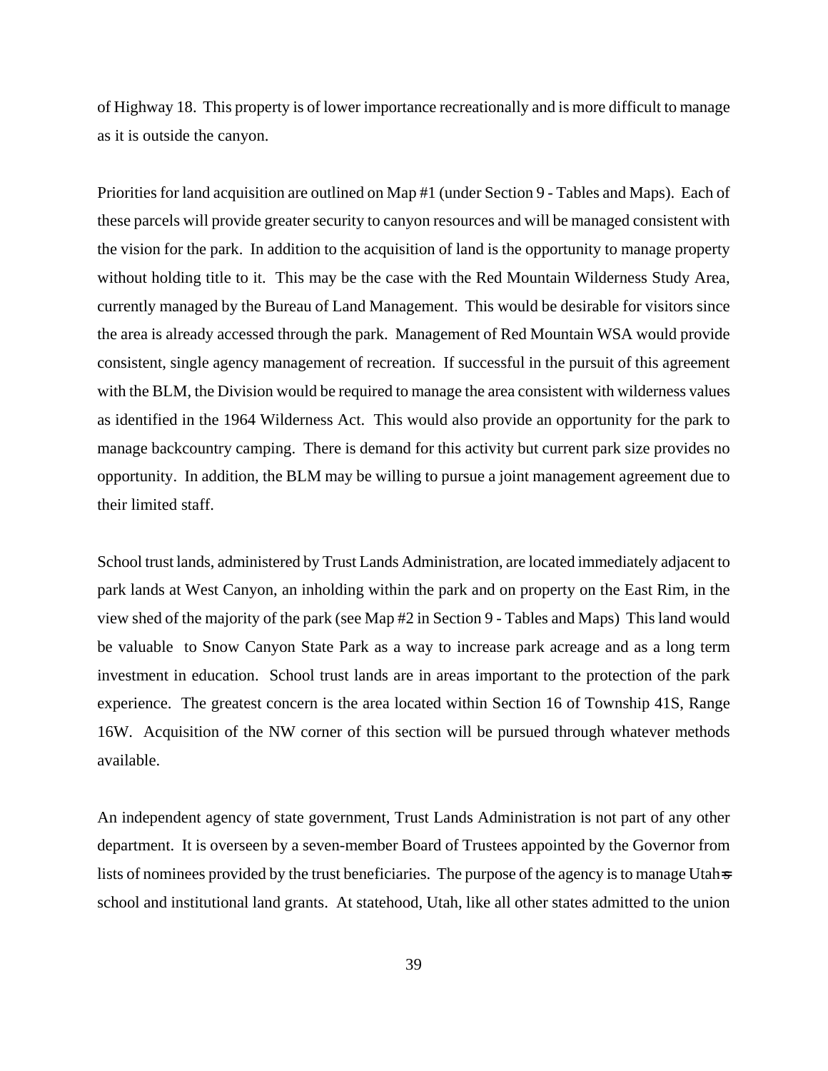of Highway 18. This property is of lower importance recreationally and is more difficult to manage as it is outside the canyon.

Priorities for land acquisition are outlined on Map #1 (under Section 9 - Tables and Maps). Each of these parcels will provide greater security to canyon resources and will be managed consistent with the vision for the park. In addition to the acquisition of land is the opportunity to manage property without holding title to it. This may be the case with the Red Mountain Wilderness Study Area, currently managed by the Bureau of Land Management. This would be desirable for visitors since the area is already accessed through the park. Management of Red Mountain WSA would provide consistent, single agency management of recreation. If successful in the pursuit of this agreement with the BLM, the Division would be required to manage the area consistent with wilderness values as identified in the 1964 Wilderness Act. This would also provide an opportunity for the park to manage backcountry camping. There is demand for this activity but current park size provides no opportunity. In addition, the BLM may be willing to pursue a joint management agreement due to their limited staff.

School trust lands, administered by Trust Lands Administration, are located immediately adjacent to park lands at West Canyon, an inholding within the park and on property on the East Rim, in the view shed of the majority of the park (see Map #2 in Section 9 - Tables and Maps) This land would be valuable to Snow Canyon State Park as a way to increase park acreage and as a long term investment in education. School trust lands are in areas important to the protection of the park experience. The greatest concern is the area located within Section 16 of Township 41S, Range 16W. Acquisition of the NW corner of this section will be pursued through whatever methods available.

An independent agency of state government, Trust Lands Administration is not part of any other department. It is overseen by a seven-member Board of Trustees appointed by the Governor from lists of nominees provided by the trust beneficiaries. The purpose of the agency is to manage Utah=s school and institutional land grants. At statehood, Utah, like all other states admitted to the union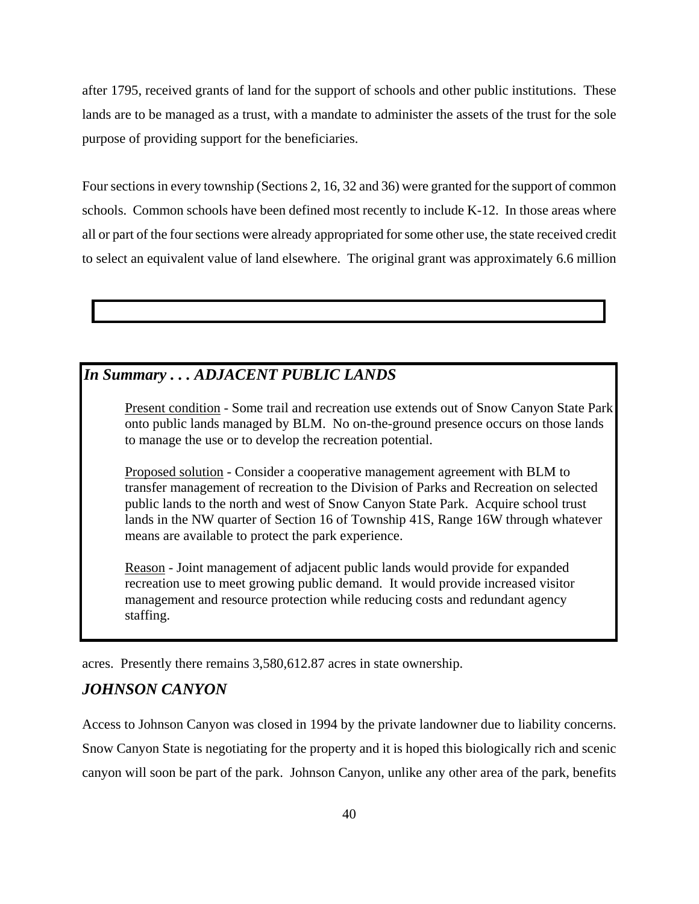after 1795, received grants of land for the support of schools and other public institutions. These lands are to be managed as a trust, with a mandate to administer the assets of the trust for the sole purpose of providing support for the beneficiaries.

Four sections in every township (Sections 2, 16, 32 and 36) were granted for the support of common schools. Common schools have been defined most recently to include K-12. In those areas where all or part of the four sections were already appropriated for some other use, the state received credit to select an equivalent value of land elsewhere. The original grant was approximately 6.6 million acres. Presently there remains 3,580,612.87 acres in state ownership.

> ***In Summary . . . ADJACENT PUBLIC LANDS***
>
> Present condition - Some trail and recreation use extends out of Snow Canyon State Park onto public lands managed by BLM. No on-the-ground presence occurs on those lands to manage the use or to develop the recreation potential.
>
> Proposed solution - Consider a cooperative management agreement with BLM to transfer management of recreation to the Division of Parks and Recreation on selected public lands to the north and west of Snow Canyon State Park. Acquire school trust lands in the NW quarter of Section 16 of Township 41S, Range 16W through whatever means are available to protect the park experience.
>
> Reason - Joint management of adjacent public lands would provide for expanded recreation use to meet growing public demand. It would provide increased visitor management and resource protection while reducing costs and redundant agency staffing.

## *JOHNSON CANYON*

Access to Johnson Canyon was closed in 1994 by the private landowner due to liability concerns. Snow Canyon State is negotiating for the property and it is hoped this biologically rich and scenic canyon will soon be part of the park. Johnson Canyon, unlike any other area of the park, benefits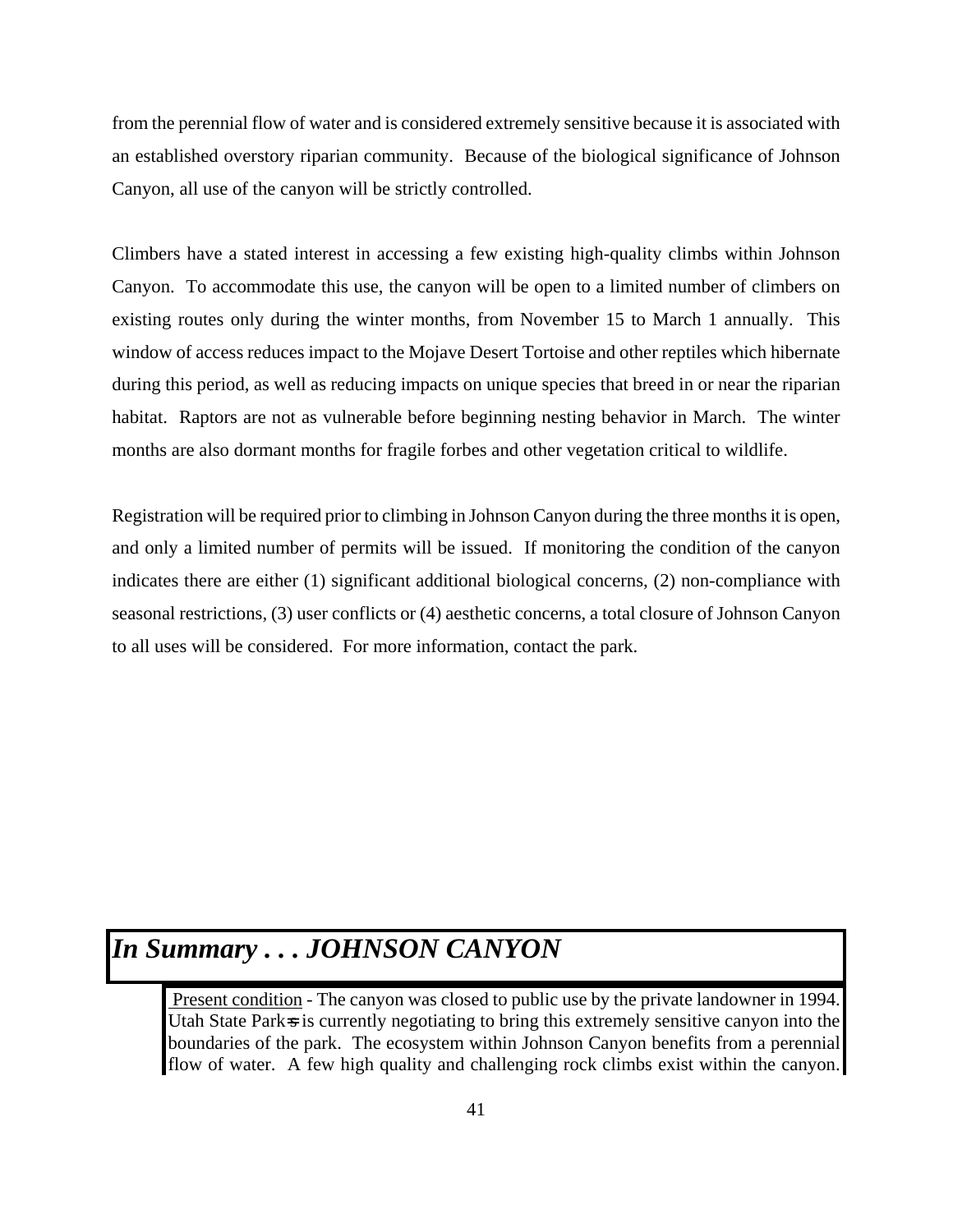from the perennial flow of water and is considered extremely sensitive because it is associated with an established overstory riparian community. Because of the biological significance of Johnson Canyon, all use of the canyon will be strictly controlled.

Climbers have a stated interest in accessing a few existing high-quality climbs within Johnson Canyon. To accommodate this use, the canyon will be open to a limited number of climbers on existing routes only during the winter months, from November 15 to March 1 annually. This window of access reduces impact to the Mojave Desert Tortoise and other reptiles which hibernate during this period, as well as reducing impacts on unique species that breed in or near the riparian habitat. Raptors are not as vulnerable before beginning nesting behavior in March. The winter months are also dormant months for fragile forbes and other vegetation critical to wildlife.

Registration will be required prior to climbing in Johnson Canyon during the three months it is open, and only a limited number of permits will be issued. If monitoring the condition of the canyon indicates there are either (1) significant additional biological concerns, (2) non-compliance with seasonal restrictions, (3) user conflicts or (4) aesthetic concerns, a total closure of Johnson Canyon to all uses will be considered. For more information, contact the park.

## *In Summary . . . JOHNSON CANYON*

Present condition - The canyon was closed to public use by the private landowner in 1994. Utah State Park=s is currently negotiating to bring this extremely sensitive canyon into the boundaries of the park. The ecosystem within Johnson Canyon benefits from a perennial flow of water. A few high quality and challenging rock climbs exist within the canyon.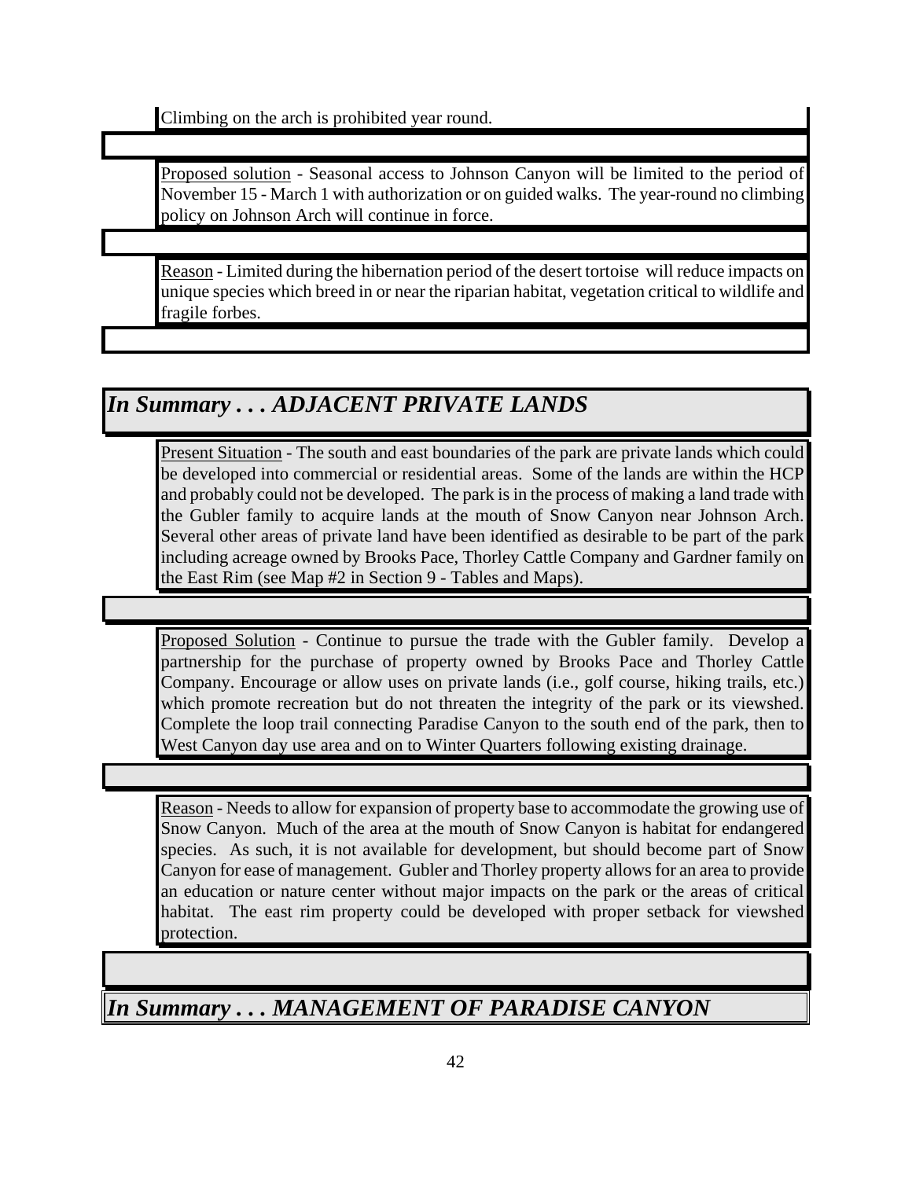Climbing on the arch is prohibited year round.

Proposed solution - Seasonal access to Johnson Canyon will be limited to the period of November 15 - March 1 with authorization or on guided walks. The year-round no climbing policy on Johnson Arch will continue in force.

Reason - Limited during the hibernation period of the desert tortoise will reduce impacts on unique species which breed in or near the riparian habitat, vegetation critical to wildlife and fragile forbes.

## *In Summary . . . ADJACENT PRIVATE LANDS*

Present Situation - The south and east boundaries of the park are private lands which could be developed into commercial or residential areas. Some of the lands are within the HCP and probably could not be developed. The park is in the process of making a land trade with the Gubler family to acquire lands at the mouth of Snow Canyon near Johnson Arch. Several other areas of private land have been identified as desirable to be part of the park including acreage owned by Brooks Pace, Thorley Cattle Company and Gardner family on the East Rim (see Map #2 in Section 9 - Tables and Maps).

Proposed Solution - Continue to pursue the trade with the Gubler family. Develop a partnership for the purchase of property owned by Brooks Pace and Thorley Cattle Company. Encourage or allow uses on private lands (i.e., golf course, hiking trails, etc.) which promote recreation but do not threaten the integrity of the park or its viewshed. Complete the loop trail connecting Paradise Canyon to the south end of the park, then to West Canyon day use area and on to Winter Quarters following existing drainage.

Reason - Needs to allow for expansion of property base to accommodate the growing use of Snow Canyon. Much of the area at the mouth of Snow Canyon is habitat for endangered species. As such, it is not available for development, but should become part of Snow Canyon for ease of management. Gubler and Thorley property allows for an area to provide an education or nature center without major impacts on the park or the areas of critical habitat. The east rim property could be developed with proper setback for viewshed protection.

## *In Summary . . . MANAGEMENT OF PARADISE CANYON*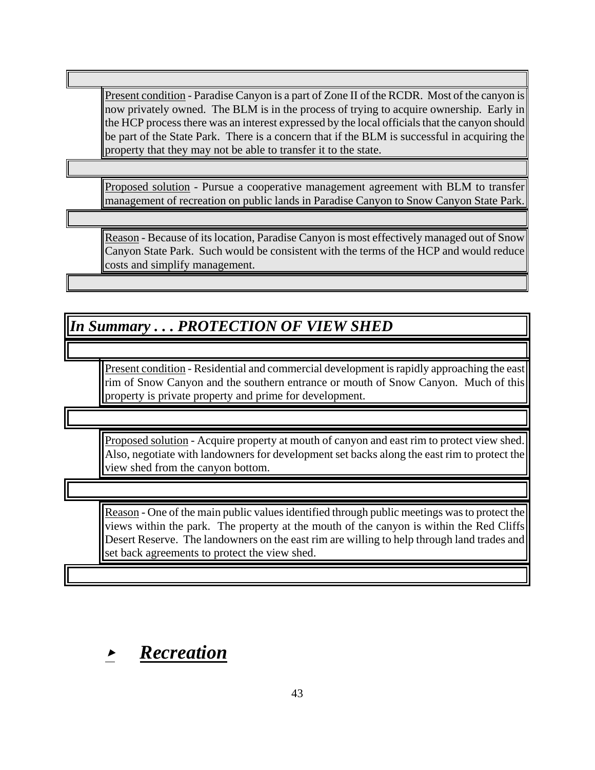<u>Present condition</u> - Paradise Canyon is a part of Zone II of the RCDR. Most of the canyon is now privately owned. The BLM is in the process of trying to acquire ownership. Early in the HCP process there was an interest expressed by the local officials that the canyon should be part of the State Park. There is a concern that if the BLM is successful in acquiring the property that they may not be able to transfer it to the state.

<u>Proposed solution</u> - Pursue a cooperative management agreement with BLM to transfer management of recreation on public lands in Paradise Canyon to Snow Canyon State Park.

<u>Reason</u> - Because of its location, Paradise Canyon is most effectively managed out of Snow Canyon State Park. Such would be consistent with the terms of the HCP and would reduce costs and simplify management.

## *In Summary . . . PROTECTION OF VIEW SHED*

<u>Present condition</u> - Residential and commercial development is rapidly approaching the east rim of Snow Canyon and the southern entrance or mouth of Snow Canyon. Much of this property is private property and prime for development.

<u>Proposed solution</u> - Acquire property at mouth of canyon and east rim to protect view shed. Also, negotiate with landowners for development set backs along the east rim to protect the view shed from the canyon bottom.

<u>Reason</u> - One of the main public values identified through public meetings was to protect the views within the park. The property at the mouth of the canyon is within the Red Cliffs Desert Reserve. The landowners on the east rim are willing to help through land trades and set back agreements to protect the view shed.

## ▸ ***<u>Recreation</u>***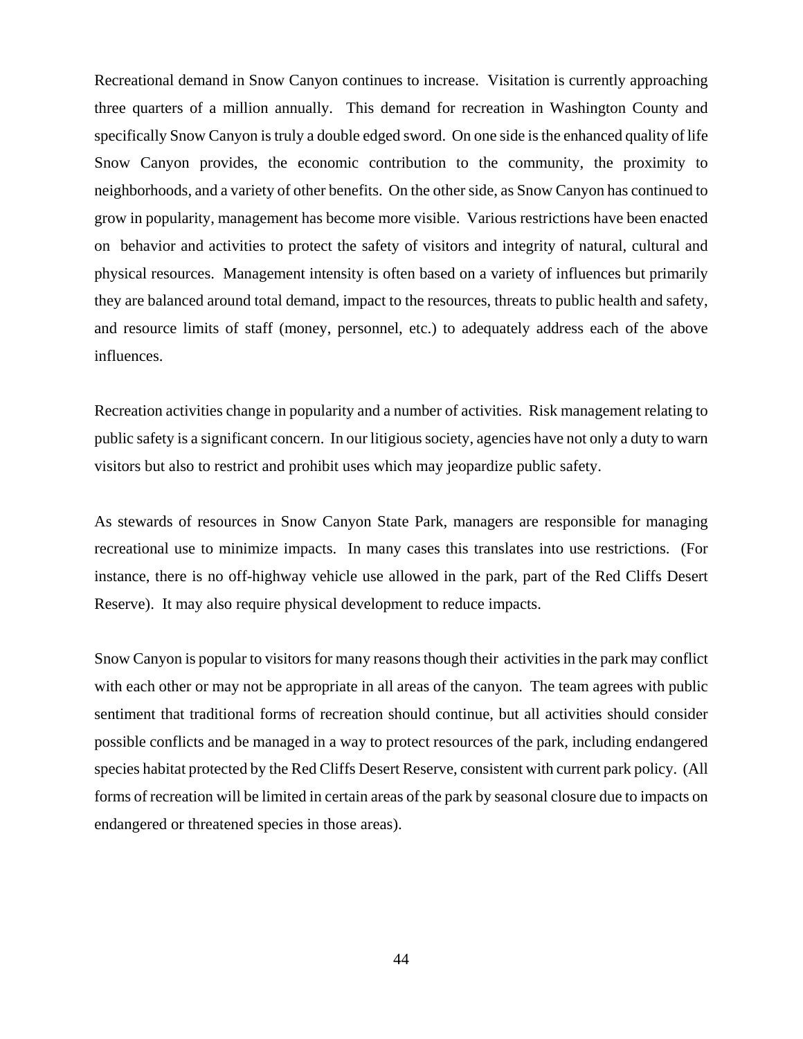Recreational demand in Snow Canyon continues to increase. Visitation is currently approaching three quarters of a million annually. This demand for recreation in Washington County and specifically Snow Canyon is truly a double edged sword. On one side is the enhanced quality of life Snow Canyon provides, the economic contribution to the community, the proximity to neighborhoods, and a variety of other benefits. On the other side, as Snow Canyon has continued to grow in popularity, management has become more visible. Various restrictions have been enacted on behavior and activities to protect the safety of visitors and integrity of natural, cultural and physical resources. Management intensity is often based on a variety of influences but primarily they are balanced around total demand, impact to the resources, threats to public health and safety, and resource limits of staff (money, personnel, etc.) to adequately address each of the above influences.

Recreation activities change in popularity and a number of activities. Risk management relating to public safety is a significant concern. In our litigious society, agencies have not only a duty to warn visitors but also to restrict and prohibit uses which may jeopardize public safety.

As stewards of resources in Snow Canyon State Park, managers are responsible for managing recreational use to minimize impacts. In many cases this translates into use restrictions. (For instance, there is no off-highway vehicle use allowed in the park, part of the Red Cliffs Desert Reserve). It may also require physical development to reduce impacts.

Snow Canyon is popular to visitors for many reasons though their activities in the park may conflict with each other or may not be appropriate in all areas of the canyon. The team agrees with public sentiment that traditional forms of recreation should continue, but all activities should consider possible conflicts and be managed in a way to protect resources of the park, including endangered species habitat protected by the Red Cliffs Desert Reserve, consistent with current park policy. (All forms of recreation will be limited in certain areas of the park by seasonal closure due to impacts on endangered or threatened species in those areas).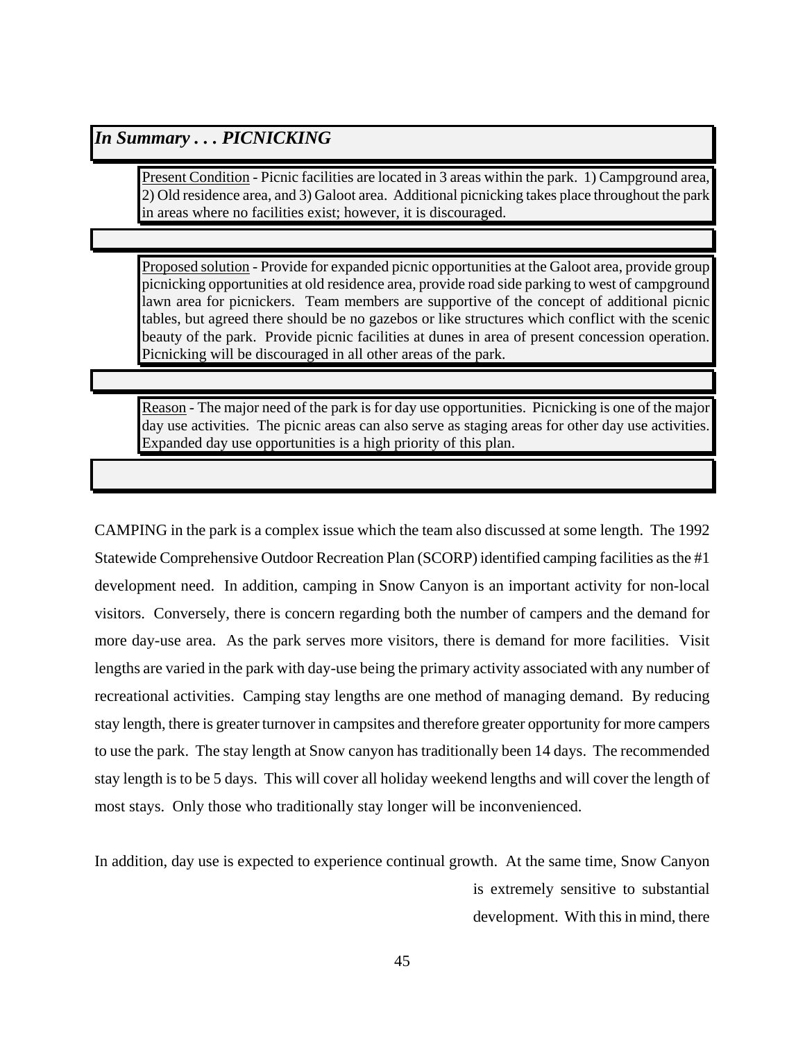## *In Summary . . . PICNICKING*

Present Condition - Picnic facilities are located in 3 areas within the park. 1) Campground area, 2) Old residence area, and 3) Galoot area. Additional picnicking takes place throughout the park in areas where no facilities exist; however, it is discouraged.

Proposed solution - Provide for expanded picnic opportunities at the Galoot area, provide group picnicking opportunities at old residence area, provide road side parking to west of campground lawn area for picnickers. Team members are supportive of the concept of additional picnic tables, but agreed there should be no gazebos or like structures which conflict with the scenic beauty of the park. Provide picnic facilities at dunes in area of present concession operation. Picnicking will be discouraged in all other areas of the park.

Reason - The major need of the park is for day use opportunities. Picnicking is one of the major day use activities. The picnic areas can also serve as staging areas for other day use activities. Expanded day use opportunities is a high priority of this plan.

CAMPING in the park is a complex issue which the team also discussed at some length. The 1992 Statewide Comprehensive Outdoor Recreation Plan (SCORP) identified camping facilities as the #1 development need. In addition, camping in Snow Canyon is an important activity for non-local visitors. Conversely, there is concern regarding both the number of campers and the demand for more day-use area. As the park serves more visitors, there is demand for more facilities. Visit lengths are varied in the park with day-use being the primary activity associated with any number of recreational activities. Camping stay lengths are one method of managing demand. By reducing stay length, there is greater turnover in campsites and therefore greater opportunity for more campers to use the park. The stay length at Snow canyon has traditionally been 14 days. The recommended stay length is to be 5 days. This will cover all holiday weekend lengths and will cover the length of most stays. Only those who traditionally stay longer will be inconvenienced.

In addition, day use is expected to experience continual growth. At the same time, Snow Canyon is extremely sensitive to substantial development. With this in mind, there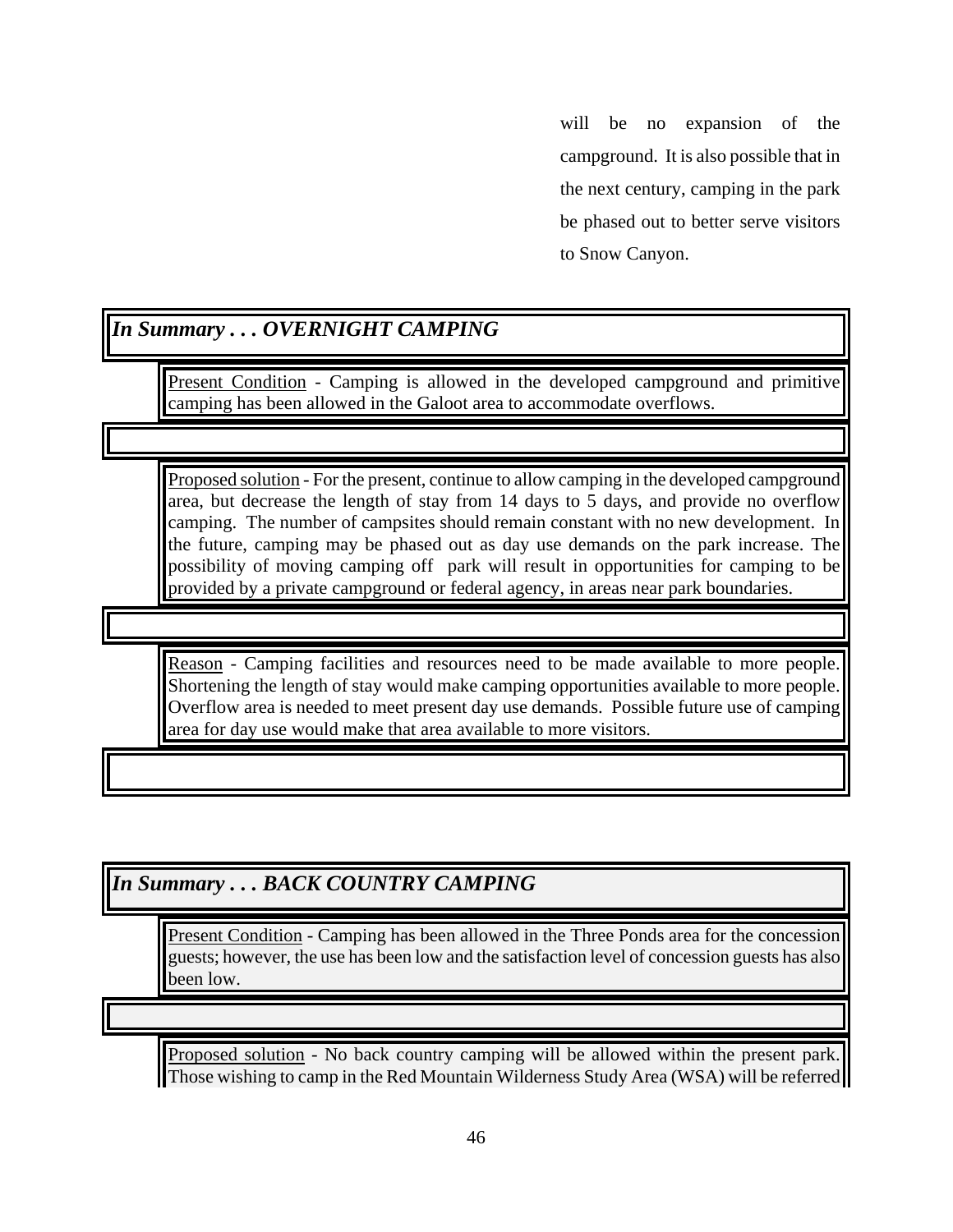will be no expansion of the campground. It is also possible that in the next century, camping in the park be phased out to better serve visitors to Snow Canyon.

### *In Summary . . . OVERNIGHT CAMPING*

Present Condition - Camping is allowed in the developed campground and primitive camping has been allowed in the Galoot area to accommodate overflows.

Proposed solution - For the present, continue to allow camping in the developed campground area, but decrease the length of stay from 14 days to 5 days, and provide no overflow camping. The number of campsites should remain constant with no new development. In the future, camping may be phased out as day use demands on the park increase. The possibility of moving camping off park will result in opportunities for camping to be provided by a private campground or federal agency, in areas near park boundaries.

Reason - Camping facilities and resources need to be made available to more people. Shortening the length of stay would make camping opportunities available to more people. Overflow area is needed to meet present day use demands. Possible future use of camping area for day use would make that area available to more visitors.

### *In Summary . . . BACK COUNTRY CAMPING*

Present Condition - Camping has been allowed in the Three Ponds area for the concession guests; however, the use has been low and the satisfaction level of concession guests has also been low.

Proposed solution - No back country camping will be allowed within the present park. Those wishing to camp in the Red Mountain Wilderness Study Area (WSA) will be referred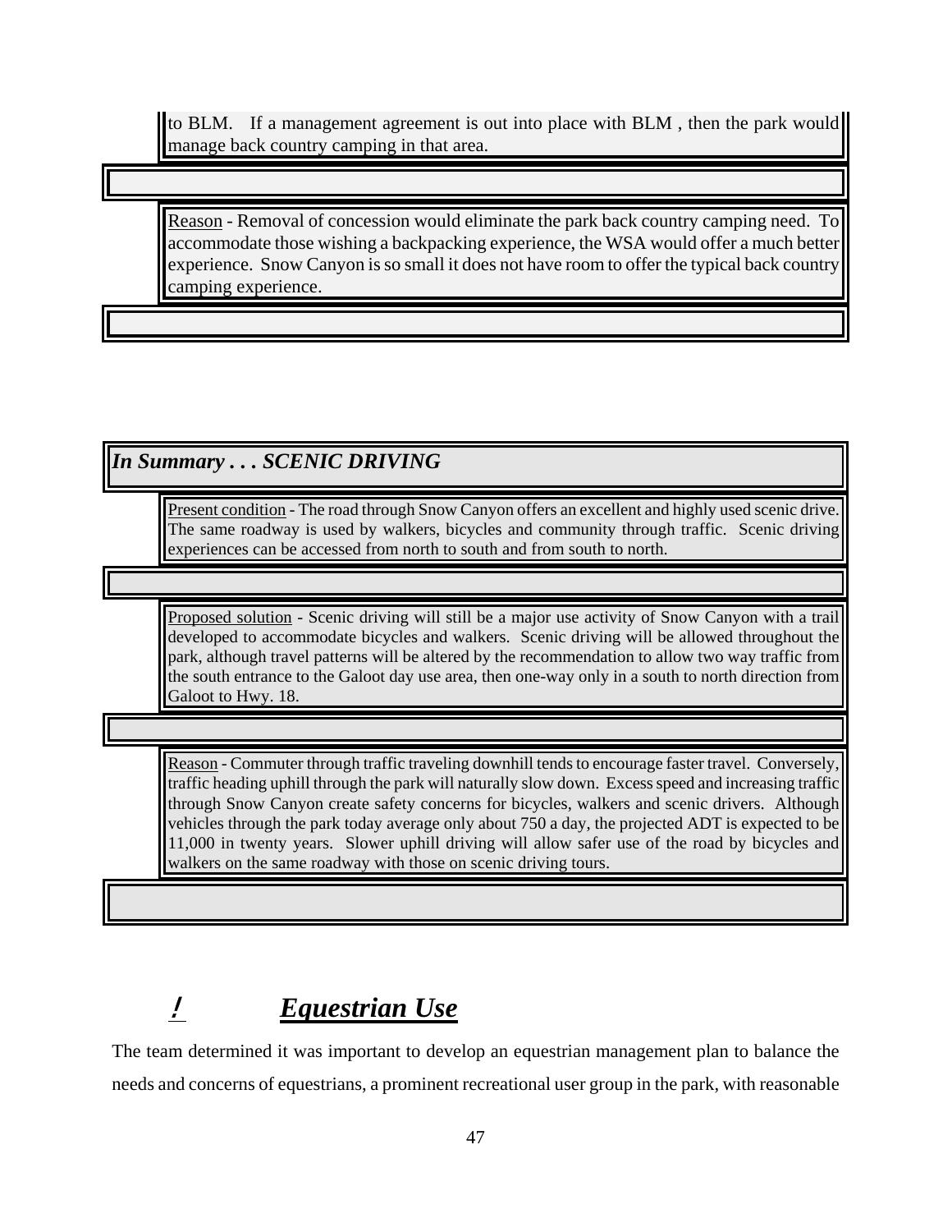to BLM. If a management agreement is out into place with BLM , then the park would manage back country camping in that area.

Reason - Removal of concession would eliminate the park back country camping need. To accommodate those wishing a backpacking experience, the WSA would offer a much better experience. Snow Canyon is so small it does not have room to offer the typical back country camping experience.

***In Summary . . . SCENIC DRIVING***

Present condition - The road through Snow Canyon offers an excellent and highly used scenic drive. The same roadway is used by walkers, bicycles and community through traffic. Scenic driving experiences can be accessed from north to south and from south to north.

Proposed solution - Scenic driving will still be a major use activity of Snow Canyon with a trail developed to accommodate bicycles and walkers. Scenic driving will be allowed throughout the park, although travel patterns will be altered by the recommendation to allow two way traffic from the south entrance to the Galoot day use area, then one-way only in a south to north direction from Galoot to Hwy. 18.

Reason - Commuter through traffic traveling downhill tends to encourage faster travel. Conversely, traffic heading uphill through the park will naturally slow down. Excess speed and increasing traffic through Snow Canyon create safety concerns for bicycles, walkers and scenic drivers. Although vehicles through the park today average only about 750 a day, the projected ADT is expected to be 11,000 in twenty years. Slower uphill driving will allow safer use of the road by bicycles and walkers on the same roadway with those on scenic driving tours.

## ! Equestrian Use

The team determined it was important to develop an equestrian management plan to balance the needs and concerns of equestrians, a prominent recreational user group in the park, with reasonable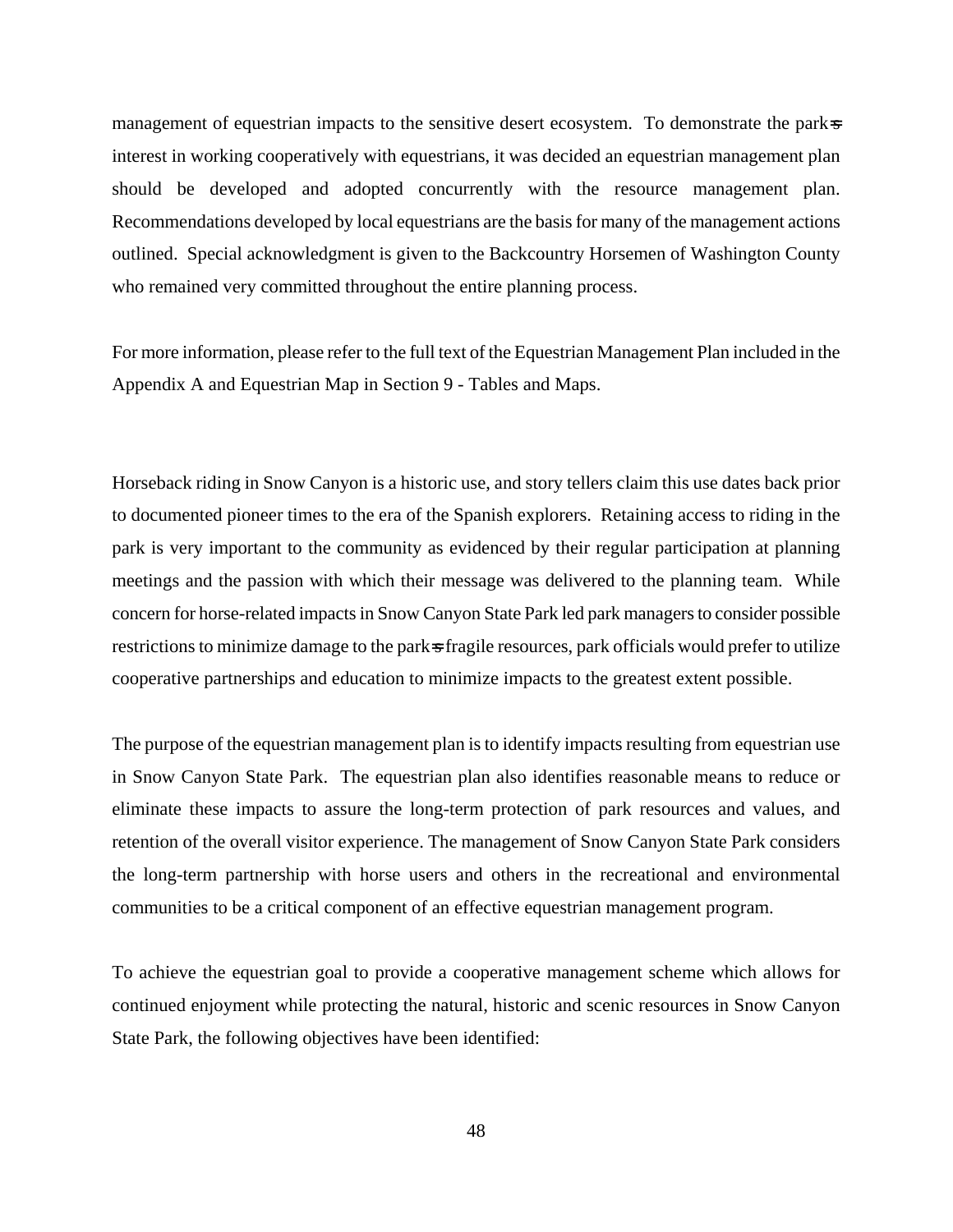management of equestrian impacts to the sensitive desert ecosystem. To demonstrate the park=s interest in working cooperatively with equestrians, it was decided an equestrian management plan should be developed and adopted concurrently with the resource management plan. Recommendations developed by local equestrians are the basis for many of the management actions outlined. Special acknowledgment is given to the Backcountry Horsemen of Washington County who remained very committed throughout the entire planning process.

For more information, please refer to the full text of the Equestrian Management Plan included in the Appendix A and Equestrian Map in Section 9 - Tables and Maps.

Horseback riding in Snow Canyon is a historic use, and story tellers claim this use dates back prior to documented pioneer times to the era of the Spanish explorers. Retaining access to riding in the park is very important to the community as evidenced by their regular participation at planning meetings and the passion with which their message was delivered to the planning team. While concern for horse-related impacts in Snow Canyon State Park led park managers to consider possible restrictions to minimize damage to the park=s fragile resources, park officials would prefer to utilize cooperative partnerships and education to minimize impacts to the greatest extent possible.

The purpose of the equestrian management plan is to identify impacts resulting from equestrian use in Snow Canyon State Park. The equestrian plan also identifies reasonable means to reduce or eliminate these impacts to assure the long-term protection of park resources and values, and retention of the overall visitor experience. The management of Snow Canyon State Park considers the long-term partnership with horse users and others in the recreational and environmental communities to be a critical component of an effective equestrian management program.

To achieve the equestrian goal to provide a cooperative management scheme which allows for continued enjoyment while protecting the natural, historic and scenic resources in Snow Canyon State Park, the following objectives have been identified: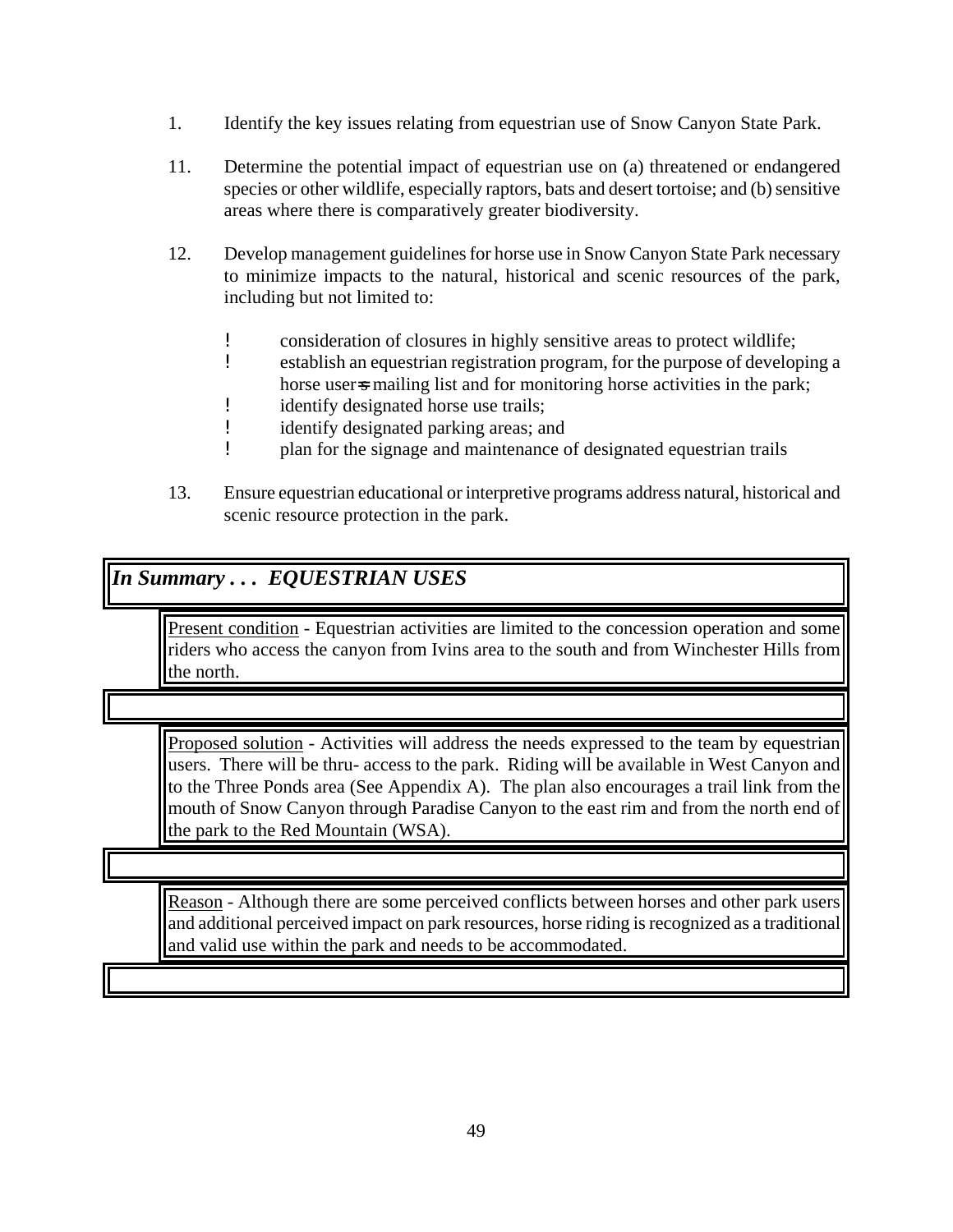1. Identify the key issues relating from equestrian use of Snow Canyon State Park.

11. Determine the potential impact of equestrian use on (a) threatened or endangered species or other wildlife, especially raptors, bats and desert tortoise; and (b) sensitive areas where there is comparatively greater biodiversity.

12. Develop management guidelines for horse use in Snow Canyon State Park necessary to minimize impacts to the natural, historical and scenic resources of the park, including but not limited to:

    - consideration of closures in highly sensitive areas to protect wildlife;
    - establish an equestrian registration program, for the purpose of developing a horse user=s mailing list and for monitoring horse activities in the park;
    - identify designated horse use trails;
    - identify designated parking areas; and
    - plan for the signage and maintenance of designated equestrian trails

13. Ensure equestrian educational or interpretive programs address natural, historical and scenic resource protection in the park.

### *In Summary . . . EQUESTRIAN USES*

Present condition - Equestrian activities are limited to the concession operation and some riders who access the canyon from Ivins area to the south and from Winchester Hills from the north.

Proposed solution - Activities will address the needs expressed to the team by equestrian users. There will be thru- access to the park. Riding will be available in West Canyon and to the Three Ponds area (See Appendix A). The plan also encourages a trail link from the mouth of Snow Canyon through Paradise Canyon to the east rim and from the north end of the park to the Red Mountain (WSA).

Reason - Although there are some perceived conflicts between horses and other park users and additional perceived impact on park resources, horse riding is recognized as a traditional and valid use within the park and needs to be accommodated.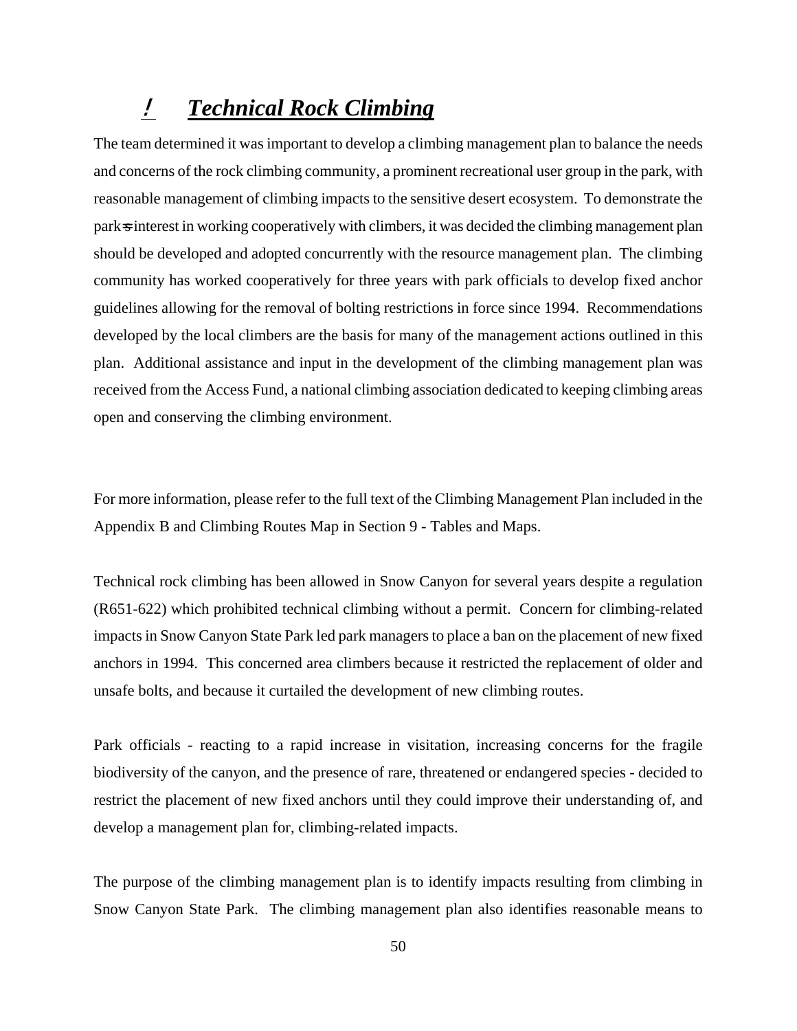## ! *Technical Rock Climbing*

The team determined it was important to develop a climbing management plan to balance the needs and concerns of the rock climbing community, a prominent recreational user group in the park, with reasonable management of climbing impacts to the sensitive desert ecosystem. To demonstrate the park=s interest in working cooperatively with climbers, it was decided the climbing management plan should be developed and adopted concurrently with the resource management plan. The climbing community has worked cooperatively for three years with park officials to develop fixed anchor guidelines allowing for the removal of bolting restrictions in force since 1994. Recommendations developed by the local climbers are the basis for many of the management actions outlined in this plan. Additional assistance and input in the development of the climbing management plan was received from the Access Fund, a national climbing association dedicated to keeping climbing areas open and conserving the climbing environment.

For more information, please refer to the full text of the Climbing Management Plan included in the Appendix B and Climbing Routes Map in Section 9 - Tables and Maps.

Technical rock climbing has been allowed in Snow Canyon for several years despite a regulation (R651-622) which prohibited technical climbing without a permit. Concern for climbing-related impacts in Snow Canyon State Park led park managers to place a ban on the placement of new fixed anchors in 1994. This concerned area climbers because it restricted the replacement of older and unsafe bolts, and because it curtailed the development of new climbing routes.

Park officials - reacting to a rapid increase in visitation, increasing concerns for the fragile biodiversity of the canyon, and the presence of rare, threatened or endangered species - decided to restrict the placement of new fixed anchors until they could improve their understanding of, and develop a management plan for, climbing-related impacts.

The purpose of the climbing management plan is to identify impacts resulting from climbing in Snow Canyon State Park. The climbing management plan also identifies reasonable means to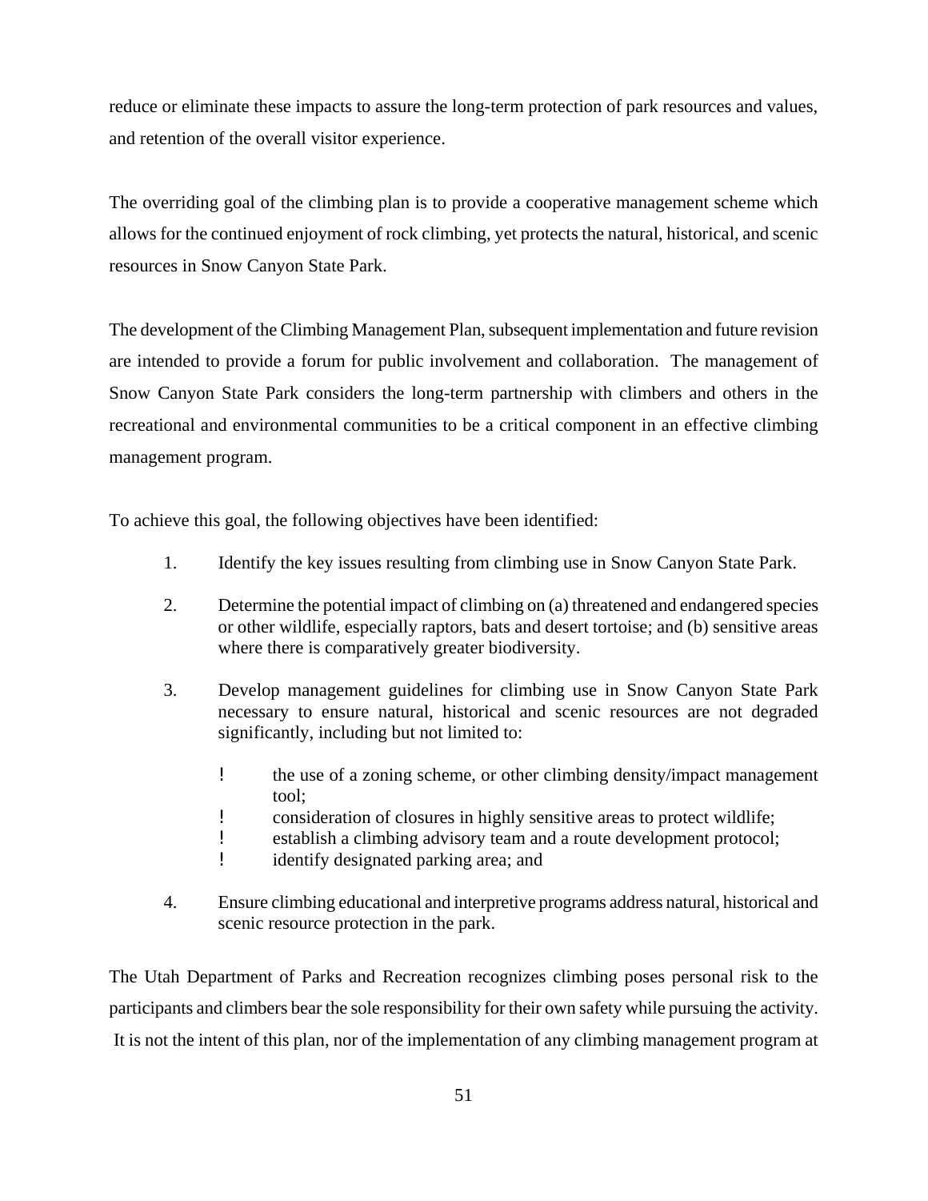reduce or eliminate these impacts to assure the long-term protection of park resources and values, and retention of the overall visitor experience.

The overriding goal of the climbing plan is to provide a cooperative management scheme which allows for the continued enjoyment of rock climbing, yet protects the natural, historical, and scenic resources in Snow Canyon State Park.

The development of the Climbing Management Plan, subsequent implementation and future revision are intended to provide a forum for public involvement and collaboration. The management of Snow Canyon State Park considers the long-term partnership with climbers and others in the recreational and environmental communities to be a critical component in an effective climbing management program.

To achieve this goal, the following objectives have been identified:

1. Identify the key issues resulting from climbing use in Snow Canyon State Park.

2. Determine the potential impact of climbing on (a) threatened and endangered species or other wildlife, especially raptors, bats and desert tortoise; and (b) sensitive areas where there is comparatively greater biodiversity.

3. Develop management guidelines for climbing use in Snow Canyon State Park necessary to ensure natural, historical and scenic resources are not degraded significantly, including but not limited to:

   - the use of a zoning scheme, or other climbing density/impact management tool;
   - consideration of closures in highly sensitive areas to protect wildlife;
   - establish a climbing advisory team and a route development protocol;
   - identify designated parking area; and

4. Ensure climbing educational and interpretive programs address natural, historical and scenic resource protection in the park.

The Utah Department of Parks and Recreation recognizes climbing poses personal risk to the participants and climbers bear the sole responsibility for their own safety while pursuing the activity. It is not the intent of this plan, nor of the implementation of any climbing management program at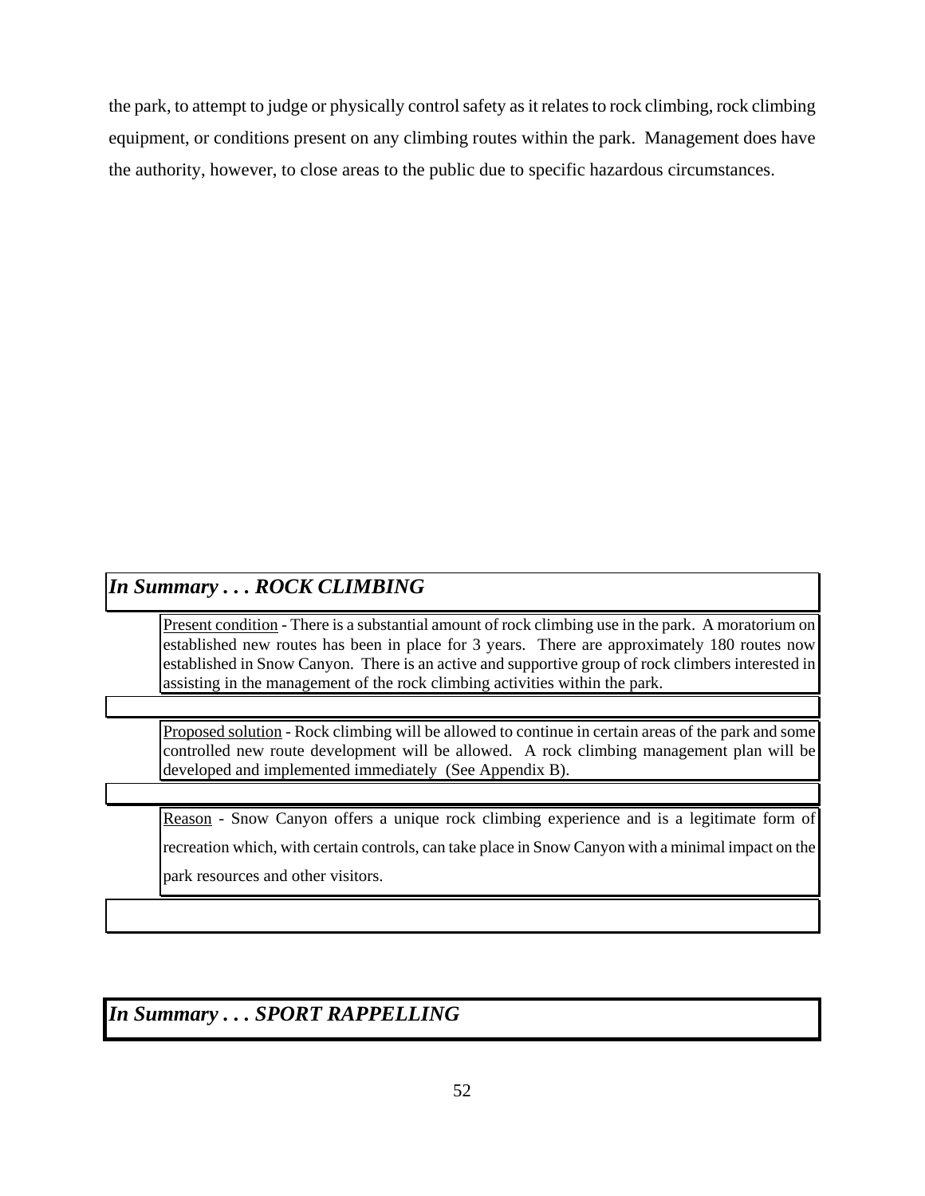the park, to attempt to judge or physically control safety as it relates to rock climbing, rock climbing equipment, or conditions present on any climbing routes within the park. Management does have the authority, however, to close areas to the public due to specific hazardous circumstances.

## *In Summary . . . ROCK CLIMBING*

Present condition - There is a substantial amount of rock climbing use in the park. A moratorium on established new routes has been in place for 3 years. There are approximately 180 routes now established in Snow Canyon. There is an active and supportive group of rock climbers interested in assisting in the management of the rock climbing activities within the park.

Proposed solution - Rock climbing will be allowed to continue in certain areas of the park and some controlled new route development will be allowed. A rock climbing management plan will be developed and implemented immediately (See Appendix B).

Reason - Snow Canyon offers a unique rock climbing experience and is a legitimate form of recreation which, with certain controls, can take place in Snow Canyon with a minimal impact on the park resources and other visitors.

## *In Summary . . . SPORT RAPPELLING*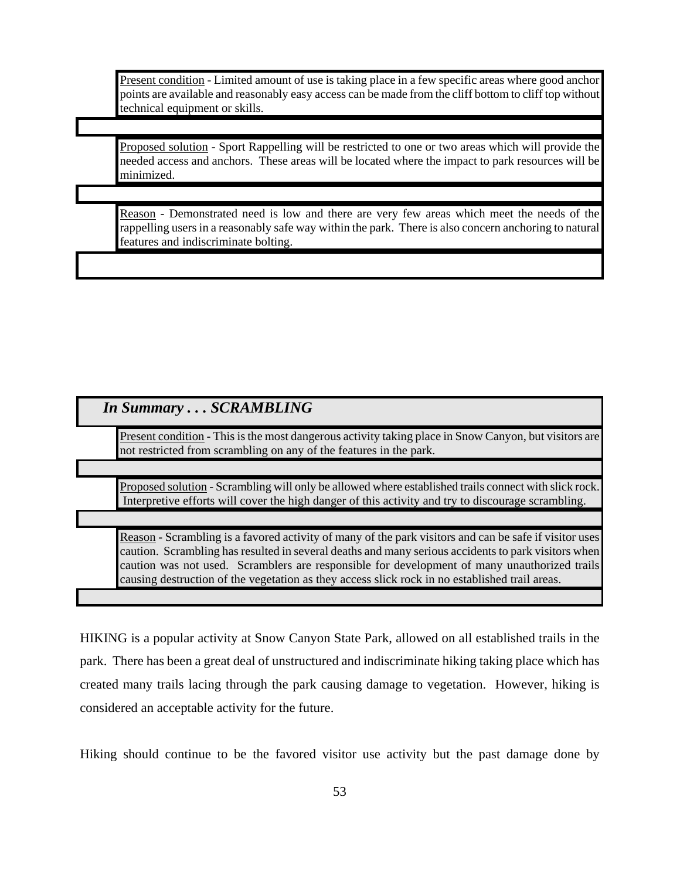Present condition - Limited amount of use is taking place in a few specific areas where good anchor points are available and reasonably easy access can be made from the cliff bottom to cliff top without technical equipment or skills.

Proposed solution - Sport Rappelling will be restricted to one or two areas which will provide the needed access and anchors. These areas will be located where the impact to park resources will be minimized.

Reason - Demonstrated need is low and there are very few areas which meet the needs of the rappelling users in a reasonably safe way within the park. There is also concern anchoring to natural features and indiscriminate bolting.

### *In Summary . . . SCRAMBLING*

Present condition - This is the most dangerous activity taking place in Snow Canyon, but visitors are not restricted from scrambling on any of the features in the park.

Proposed solution - Scrambling will only be allowed where established trails connect with slick rock. Interpretive efforts will cover the high danger of this activity and try to discourage scrambling.

Reason - Scrambling is a favored activity of many of the park visitors and can be safe if visitor uses caution. Scrambling has resulted in several deaths and many serious accidents to park visitors when caution was not used. Scramblers are responsible for development of many unauthorized trails causing destruction of the vegetation as they access slick rock in no established trail areas.

HIKING is a popular activity at Snow Canyon State Park, allowed on all established trails in the park. There has been a great deal of unstructured and indiscriminate hiking taking place which has created many trails lacing through the park causing damage to vegetation. However, hiking is considered an acceptable activity for the future.

Hiking should continue to be the favored visitor use activity but the past damage done by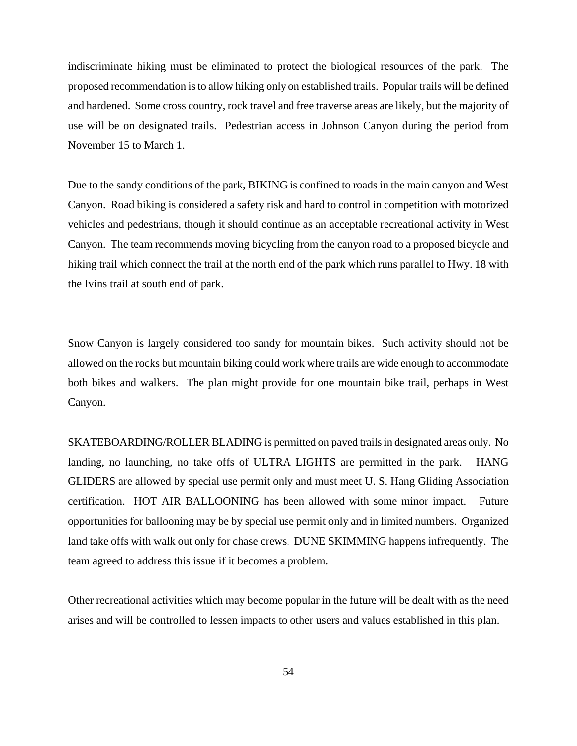indiscriminate hiking must be eliminated to protect the biological resources of the park. The proposed recommendation is to allow hiking only on established trails. Popular trails will be defined and hardened. Some cross country, rock travel and free traverse areas are likely, but the majority of use will be on designated trails. Pedestrian access in Johnson Canyon during the period from November 15 to March 1.

Due to the sandy conditions of the park, BIKING is confined to roads in the main canyon and West Canyon. Road biking is considered a safety risk and hard to control in competition with motorized vehicles and pedestrians, though it should continue as an acceptable recreational activity in West Canyon. The team recommends moving bicycling from the canyon road to a proposed bicycle and hiking trail which connect the trail at the north end of the park which runs parallel to Hwy. 18 with the Ivins trail at south end of park.

Snow Canyon is largely considered too sandy for mountain bikes. Such activity should not be allowed on the rocks but mountain biking could work where trails are wide enough to accommodate both bikes and walkers. The plan might provide for one mountain bike trail, perhaps in West Canyon.

SKATEBOARDING/ROLLER BLADING is permitted on paved trails in designated areas only. No landing, no launching, no take offs of ULTRA LIGHTS are permitted in the park. HANG GLIDERS are allowed by special use permit only and must meet U. S. Hang Gliding Association certification. HOT AIR BALLOONING has been allowed with some minor impact. Future opportunities for ballooning may be by special use permit only and in limited numbers. Organized land take offs with walk out only for chase crews. DUNE SKIMMING happens infrequently. The team agreed to address this issue if it becomes a problem.

Other recreational activities which may become popular in the future will be dealt with as the need arises and will be controlled to lessen impacts to other users and values established in this plan.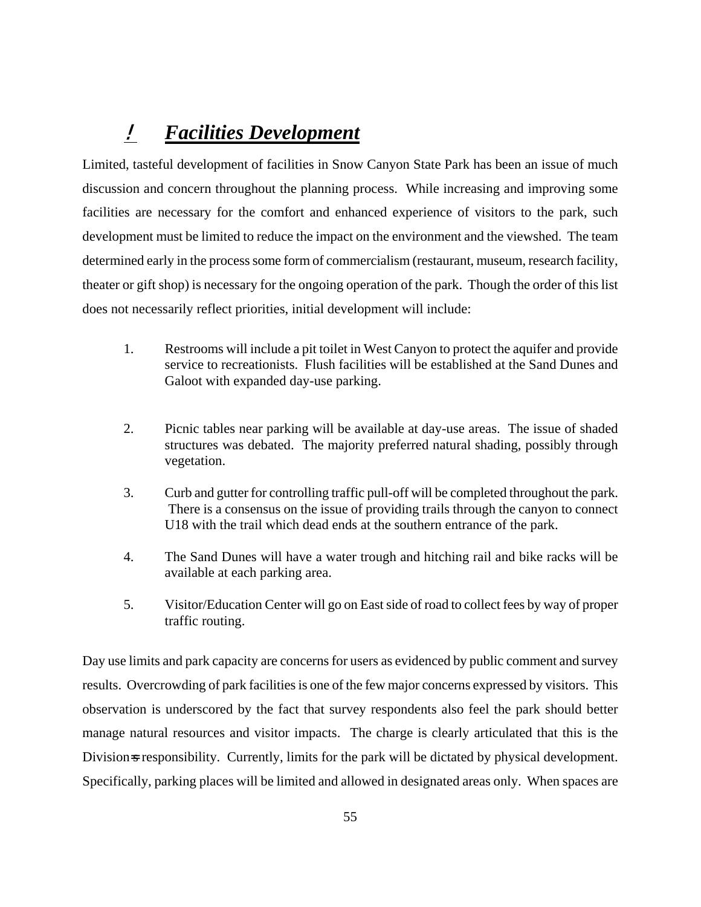## ! *Facilities Development*

Limited, tasteful development of facilities in Snow Canyon State Park has been an issue of much discussion and concern throughout the planning process. While increasing and improving some facilities are necessary for the comfort and enhanced experience of visitors to the park, such development must be limited to reduce the impact on the environment and the viewshed. The team determined early in the process some form of commercialism (restaurant, museum, research facility, theater or gift shop) is necessary for the ongoing operation of the park. Though the order of this list does not necessarily reflect priorities, initial development will include:

1. Restrooms will include a pit toilet in West Canyon to protect the aquifer and provide service to recreationists. Flush facilities will be established at the Sand Dunes and Galoot with expanded day-use parking.

2. Picnic tables near parking will be available at day-use areas. The issue of shaded structures was debated. The majority preferred natural shading, possibly through vegetation.

3. Curb and gutter for controlling traffic pull-off will be completed throughout the park. There is a consensus on the issue of providing trails through the canyon to connect U18 with the trail which dead ends at the southern entrance of the park.

4. The Sand Dunes will have a water trough and hitching rail and bike racks will be available at each parking area.

5. Visitor/Education Center will go on East side of road to collect fees by way of proper traffic routing.

Day use limits and park capacity are concerns for users as evidenced by public comment and survey results. Overcrowding of park facilities is one of the few major concerns expressed by visitors. This observation is underscored by the fact that survey respondents also feel the park should better manage natural resources and visitor impacts. The charge is clearly articulated that this is the Division=s responsibility. Currently, limits for the park will be dictated by physical development. Specifically, parking places will be limited and allowed in designated areas only. When spaces are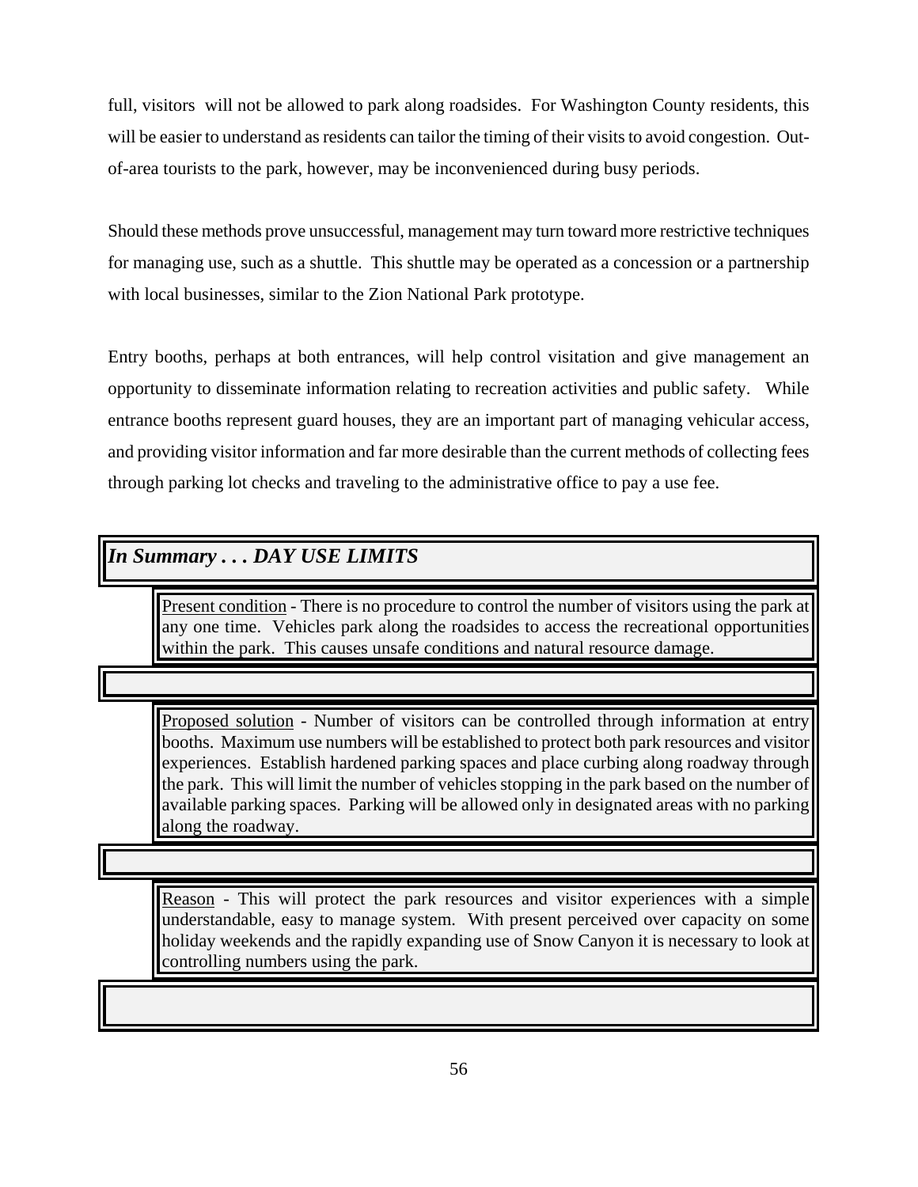full, visitors will not be allowed to park along roadsides. For Washington County residents, this will be easier to understand as residents can tailor the timing of their visits to avoid congestion. Out-of-area tourists to the park, however, may be inconvenienced during busy periods.

Should these methods prove unsuccessful, management may turn toward more restrictive techniques for managing use, such as a shuttle. This shuttle may be operated as a concession or a partnership with local businesses, similar to the Zion National Park prototype.

Entry booths, perhaps at both entrances, will help control visitation and give management an opportunity to disseminate information relating to recreation activities and public safety. While entrance booths represent guard houses, they are an important part of managing vehicular access, and providing visitor information and far more desirable than the current methods of collecting fees through parking lot checks and traveling to the administrative office to pay a use fee.

***In Summary . . . DAY USE LIMITS***

Present condition - There is no procedure to control the number of visitors using the park at any one time. Vehicles park along the roadsides to access the recreational opportunities within the park. This causes unsafe conditions and natural resource damage.

Proposed solution - Number of visitors can be controlled through information at entry booths. Maximum use numbers will be established to protect both park resources and visitor experiences. Establish hardened parking spaces and place curbing along roadway through the park. This will limit the number of vehicles stopping in the park based on the number of available parking spaces. Parking will be allowed only in designated areas with no parking along the roadway.

Reason - This will protect the park resources and visitor experiences with a simple understandable, easy to manage system. With present perceived over capacity on some holiday weekends and the rapidly expanding use of Snow Canyon it is necessary to look at controlling numbers using the park.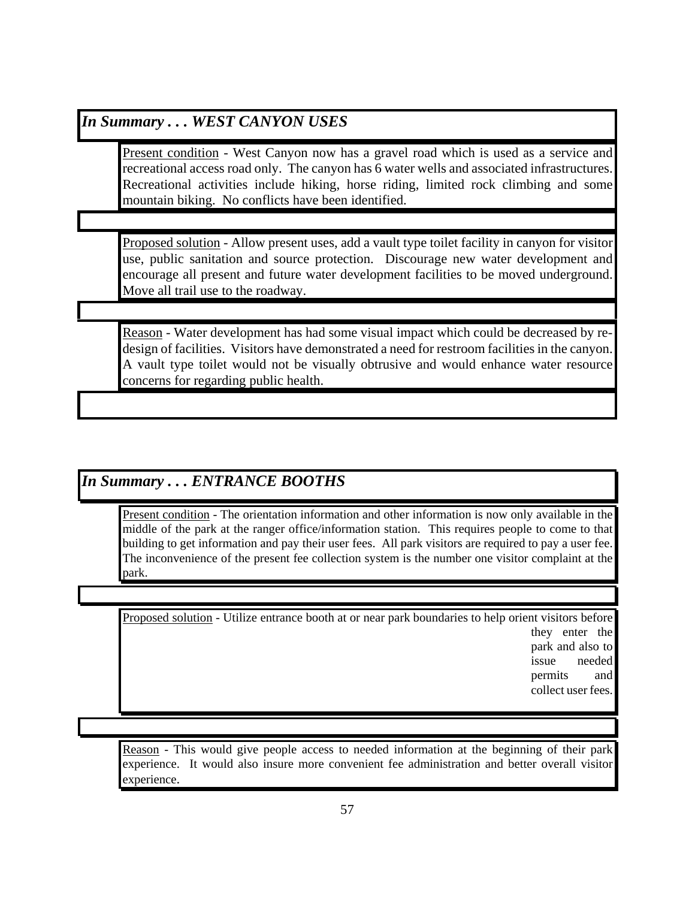## *In Summary . . . WEST CANYON USES*

Present condition - West Canyon now has a gravel road which is used as a service and recreational access road only. The canyon has 6 water wells and associated infrastructures. Recreational activities include hiking, horse riding, limited rock climbing and some mountain biking. No conflicts have been identified.

Proposed solution - Allow present uses, add a vault type toilet facility in canyon for visitor use, public sanitation and source protection. Discourage new water development and encourage all present and future water development facilities to be moved underground. Move all trail use to the roadway.

Reason - Water development has had some visual impact which could be decreased by re-design of facilities. Visitors have demonstrated a need for restroom facilities in the canyon. A vault type toilet would not be visually obtrusive and would enhance water resource concerns for regarding public health.

## *In Summary . . . ENTRANCE BOOTHS*

Present condition - The orientation information and other information is now only available in the middle of the park at the ranger office/information station. This requires people to come to that building to get information and pay their user fees. All park visitors are required to pay a user fee. The inconvenience of the present fee collection system is the number one visitor complaint at the park.

Proposed solution - Utilize entrance booth at or near park boundaries to help orient visitors before they enter the park and also to issue needed permits and collect user fees.

Reason - This would give people access to needed information at the beginning of their park experience. It would also insure more convenient fee administration and better overall visitor experience.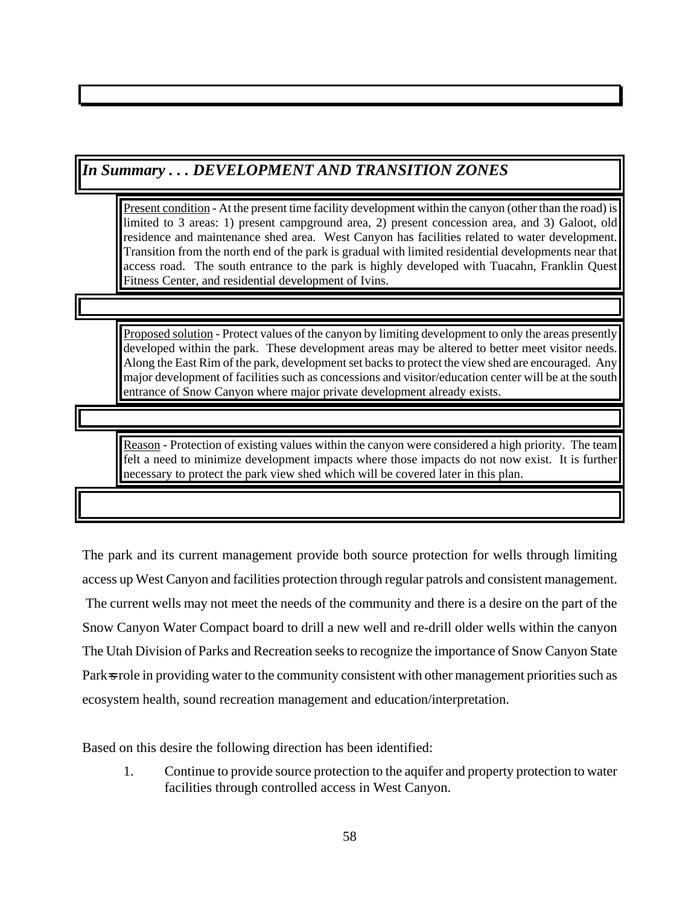## *In Summary . . . DEVELOPMENT AND TRANSITION ZONES*

Present condition - At the present time facility development within the canyon (other than the road) is limited to 3 areas: 1) present campground area, 2) present concession area, and 3) Galoot, old residence and maintenance shed area. West Canyon has facilities related to water development. Transition from the north end of the park is gradual with limited residential developments near that access road. The south entrance to the park is highly developed with Tuacahn, Franklin Quest Fitness Center, and residential development of Ivins.

Proposed solution - Protect values of the canyon by limiting development to only the areas presently developed within the park. These development areas may be altered to better meet visitor needs. Along the East Rim of the park, development set backs to protect the view shed are encouraged. Any major development of facilities such as concessions and visitor/education center will be at the south entrance of Snow Canyon where major private development already exists.

Reason - Protection of existing values within the canyon were considered a high priority. The team felt a need to minimize development impacts where those impacts do not now exist. It is further necessary to protect the park view shed which will be covered later in this plan.

The park and its current management provide both source protection for wells through limiting access up West Canyon and facilities protection through regular patrols and consistent management. The current wells may not meet the needs of the community and there is a desire on the part of the Snow Canyon Water Compact board to drill a new well and re-drill older wells within the canyon The Utah Division of Parks and Recreation seeks to recognize the importance of Snow Canyon State Park=s role in providing water to the community consistent with other management priorities such as ecosystem health, sound recreation management and education/interpretation.

Based on this desire the following direction has been identified:

1. Continue to provide source protection to the aquifer and property protection to water facilities through controlled access in West Canyon.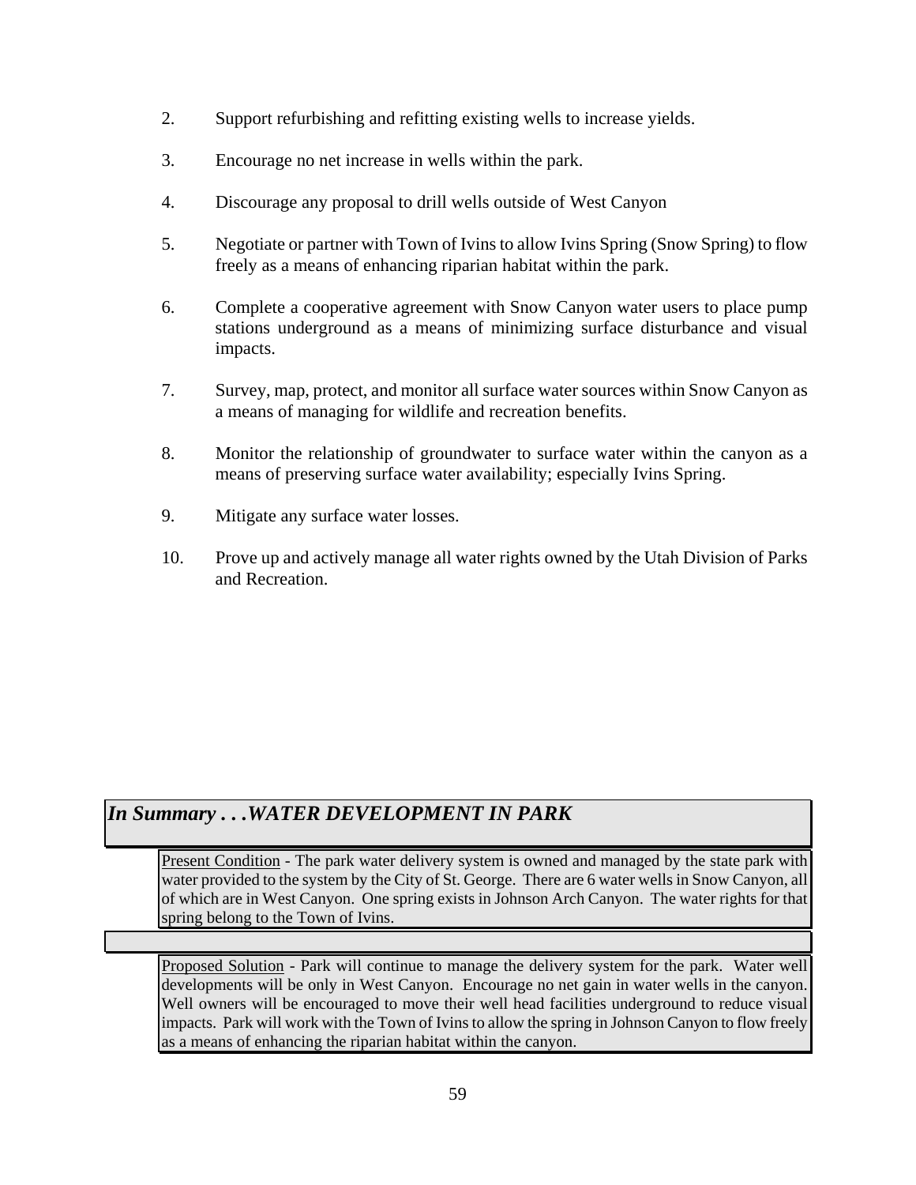2. Support refurbishing and refitting existing wells to increase yields.

3. Encourage no net increase in wells within the park.

4. Discourage any proposal to drill wells outside of West Canyon

5. Negotiate or partner with Town of Ivins to allow Ivins Spring (Snow Spring) to flow freely as a means of enhancing riparian habitat within the park.

6. Complete a cooperative agreement with Snow Canyon water users to place pump stations underground as a means of minimizing surface disturbance and visual impacts.

7. Survey, map, protect, and monitor all surface water sources within Snow Canyon as a means of managing for wildlife and recreation benefits.

8. Monitor the relationship of groundwater to surface water within the canyon as a means of preserving surface water availability; especially Ivins Spring.

9. Mitigate any surface water losses.

10. Prove up and actively manage all water rights owned by the Utah Division of Parks and Recreation.

## *In Summary . . .WATER DEVELOPMENT IN PARK*

Present Condition - The park water delivery system is owned and managed by the state park with water provided to the system by the City of St. George. There are 6 water wells in Snow Canyon, all of which are in West Canyon. One spring exists in Johnson Arch Canyon. The water rights for that spring belong to the Town of Ivins.

Proposed Solution - Park will continue to manage the delivery system for the park. Water well developments will be only in West Canyon. Encourage no net gain in water wells in the canyon. Well owners will be encouraged to move their well head facilities underground to reduce visual impacts. Park will work with the Town of Ivins to allow the spring in Johnson Canyon to flow freely as a means of enhancing the riparian habitat within the canyon.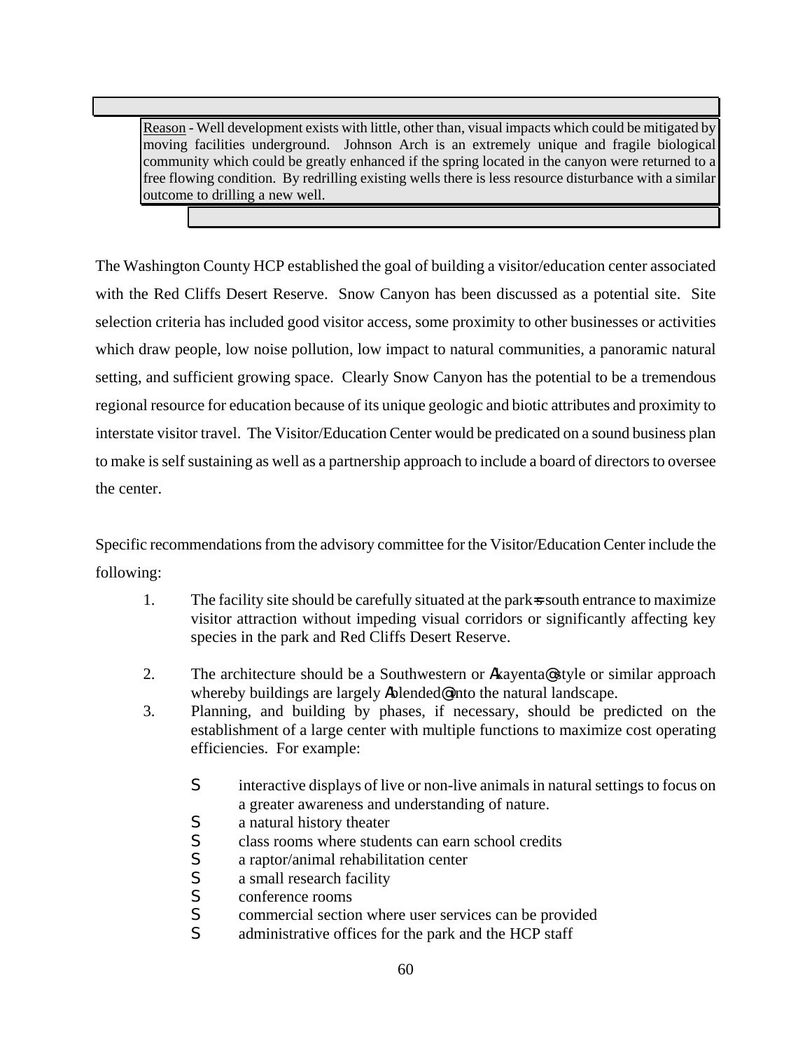Reason - Well development exists with little, other than, visual impacts which could be mitigated by moving facilities underground. Johnson Arch is an extremely unique and fragile biological community which could be greatly enhanced if the spring located in the canyon were returned to a free flowing condition. By redrilling existing wells there is less resource disturbance with a similar outcome to drilling a new well.

The Washington County HCP established the goal of building a visitor/education center associated with the Red Cliffs Desert Reserve. Snow Canyon has been discussed as a potential site. Site selection criteria has included good visitor access, some proximity to other businesses or activities which draw people, low noise pollution, low impact to natural communities, a panoramic natural setting, and sufficient growing space. Clearly Snow Canyon has the potential to be a tremendous regional resource for education because of its unique geologic and biotic attributes and proximity to interstate visitor travel. The Visitor/Education Center would be predicated on a sound business plan to make is self sustaining as well as a partnership approach to include a board of directors to oversee the center.

Specific recommendations from the advisory committee for the Visitor/Education Center include the following:

1. The facility site should be carefully situated at the park's south entrance to maximize visitor attraction without impeding visual corridors or significantly affecting key species in the park and Red Cliffs Desert Reserve.

2. The architecture should be a Southwestern or "kayenta" style or similar approach whereby buildings are largely "blended" into the natural landscape.

3. Planning, and building by phases, if necessary, should be predicted on the establishment of a large center with multiple functions to maximize cost operating efficiencies. For example:

   - interactive displays of live or non-live animals in natural settings to focus on a greater awareness and understanding of nature.
   - a natural history theater
   - class rooms where students can earn school credits
   - a raptor/animal rehabilitation center
   - a small research facility
   - conference rooms
   - commercial section where user services can be provided
   - administrative offices for the park and the HCP staff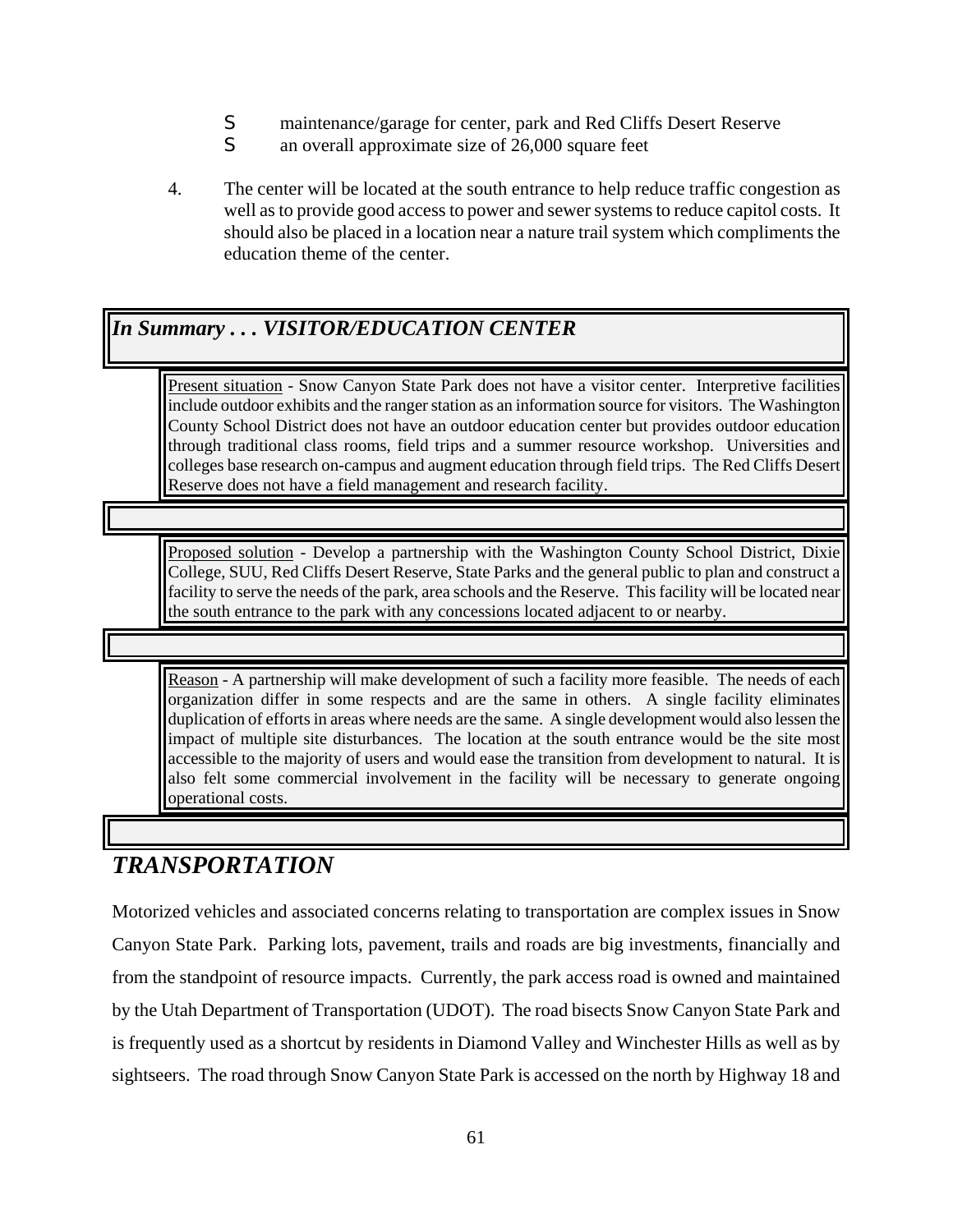- maintenance/garage for center, park and Red Cliffs Desert Reserve
- an overall approximate size of 26,000 square feet

4. The center will be located at the south entrance to help reduce traffic congestion as well as to provide good access to power and sewer systems to reduce capitol costs. It should also be placed in a location near a nature trail system which compliments the education theme of the center.

***In Summary . . . VISITOR/EDUCATION CENTER***

Present situation - Snow Canyon State Park does not have a visitor center. Interpretive facilities include outdoor exhibits and the ranger station as an information source for visitors. The Washington County School District does not have an outdoor education center but provides outdoor education through traditional class rooms, field trips and a summer resource workshop. Universities and colleges base research on-campus and augment education through field trips. The Red Cliffs Desert Reserve does not have a field management and research facility.

Proposed solution - Develop a partnership with the Washington County School District, Dixie College, SUU, Red Cliffs Desert Reserve, State Parks and the general public to plan and construct a facility to serve the needs of the park, area schools and the Reserve. This facility will be located near the south entrance to the park with any concessions located adjacent to or nearby.

Reason - A partnership will make development of such a facility more feasible. The needs of each organization differ in some respects and are the same in others. A single facility eliminates duplication of efforts in areas where needs are the same. A single development would also lessen the impact of multiple site disturbances. The location at the south entrance would be the site most accessible to the majority of users and would ease the transition from development to natural. It is also felt some commercial involvement in the facility will be necessary to generate ongoing operational costs.

## *TRANSPORTATION*

Motorized vehicles and associated concerns relating to transportation are complex issues in Snow Canyon State Park. Parking lots, pavement, trails and roads are big investments, financially and from the standpoint of resource impacts. Currently, the park access road is owned and maintained by the Utah Department of Transportation (UDOT). The road bisects Snow Canyon State Park and is frequently used as a shortcut by residents in Diamond Valley and Winchester Hills as well as by sightseers. The road through Snow Canyon State Park is accessed on the north by Highway 18 and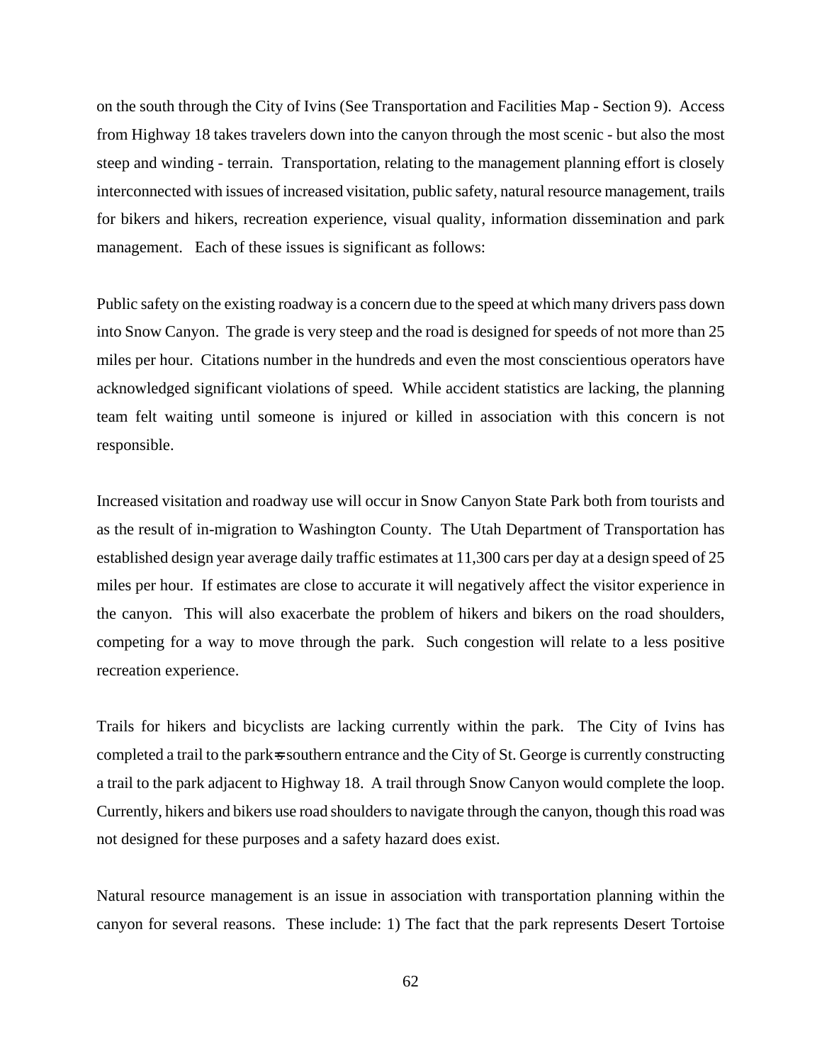on the south through the City of Ivins (See Transportation and Facilities Map - Section 9). Access from Highway 18 takes travelers down into the canyon through the most scenic - but also the most steep and winding - terrain. Transportation, relating to the management planning effort is closely interconnected with issues of increased visitation, public safety, natural resource management, trails for bikers and hikers, recreation experience, visual quality, information dissemination and park management. Each of these issues is significant as follows:

Public safety on the existing roadway is a concern due to the speed at which many drivers pass down into Snow Canyon. The grade is very steep and the road is designed for speeds of not more than 25 miles per hour. Citations number in the hundreds and even the most conscientious operators have acknowledged significant violations of speed. While accident statistics are lacking, the planning team felt waiting until someone is injured or killed in association with this concern is not responsible.

Increased visitation and roadway use will occur in Snow Canyon State Park both from tourists and as the result of in-migration to Washington County. The Utah Department of Transportation has established design year average daily traffic estimates at 11,300 cars per day at a design speed of 25 miles per hour. If estimates are close to accurate it will negatively affect the visitor experience in the canyon. This will also exacerbate the problem of hikers and bikers on the road shoulders, competing for a way to move through the park. Such congestion will relate to a less positive recreation experience.

Trails for hikers and bicyclists are lacking currently within the park. The City of Ivins has completed a trail to the park's southern entrance and the City of St. George is currently constructing a trail to the park adjacent to Highway 18. A trail through Snow Canyon would complete the loop. Currently, hikers and bikers use road shoulders to navigate through the canyon, though this road was not designed for these purposes and a safety hazard does exist.

Natural resource management is an issue in association with transportation planning within the canyon for several reasons. These include: 1) The fact that the park represents Desert Tortoise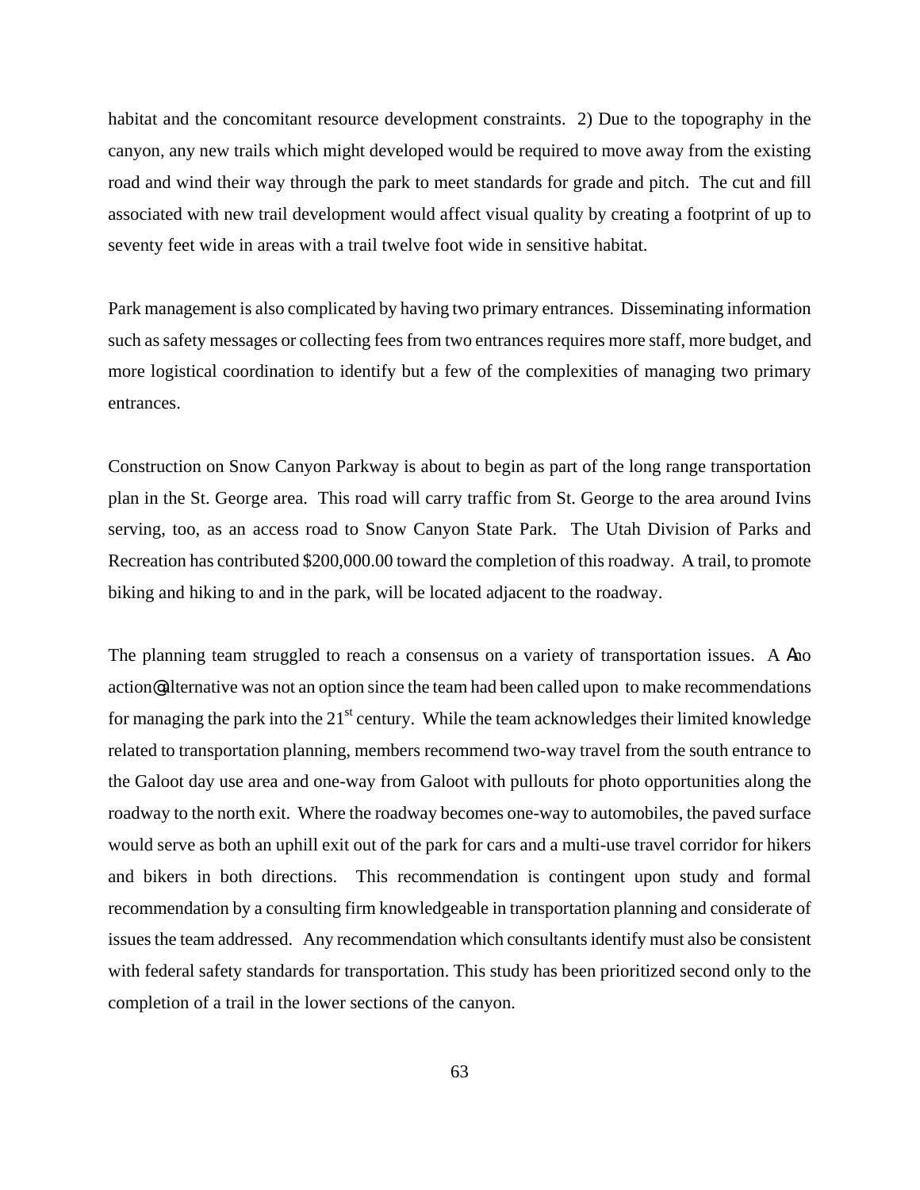habitat and the concomitant resource development constraints. 2) Due to the topography in the canyon, any new trails which might developed would be required to move away from the existing road and wind their way through the park to meet standards for grade and pitch. The cut and fill associated with new trail development would affect visual quality by creating a footprint of up to seventy feet wide in areas with a trail twelve foot wide in sensitive habitat.

Park management is also complicated by having two primary entrances. Disseminating information such as safety messages or collecting fees from two entrances requires more staff, more budget, and more logistical coordination to identify but a few of the complexities of managing two primary entrances.

Construction on Snow Canyon Parkway is about to begin as part of the long range transportation plan in the St. George area. This road will carry traffic from St. George to the area around Ivins serving, too, as an access road to Snow Canyon State Park. The Utah Division of Parks and Recreation has contributed $200,000.00 toward the completion of this roadway. A trail, to promote biking and hiking to and in the park, will be located adjacent to the roadway.

The planning team struggled to reach a consensus on a variety of transportation issues. A Ano action@ alternative was not an option since the team had been called upon to make recommendations for managing the park into the 21st century. While the team acknowledges their limited knowledge related to transportation planning, members recommend two-way travel from the south entrance to the Galoot day use area and one-way from Galoot with pullouts for photo opportunities along the roadway to the north exit. Where the roadway becomes one-way to automobiles, the paved surface would serve as both an uphill exit out of the park for cars and a multi-use travel corridor for hikers and bikers in both directions. This recommendation is contingent upon study and formal recommendation by a consulting firm knowledgeable in transportation planning and considerate of issues the team addressed. Any recommendation which consultants identify must also be consistent with federal safety standards for transportation. This study has been prioritized second only to the completion of a trail in the lower sections of the canyon.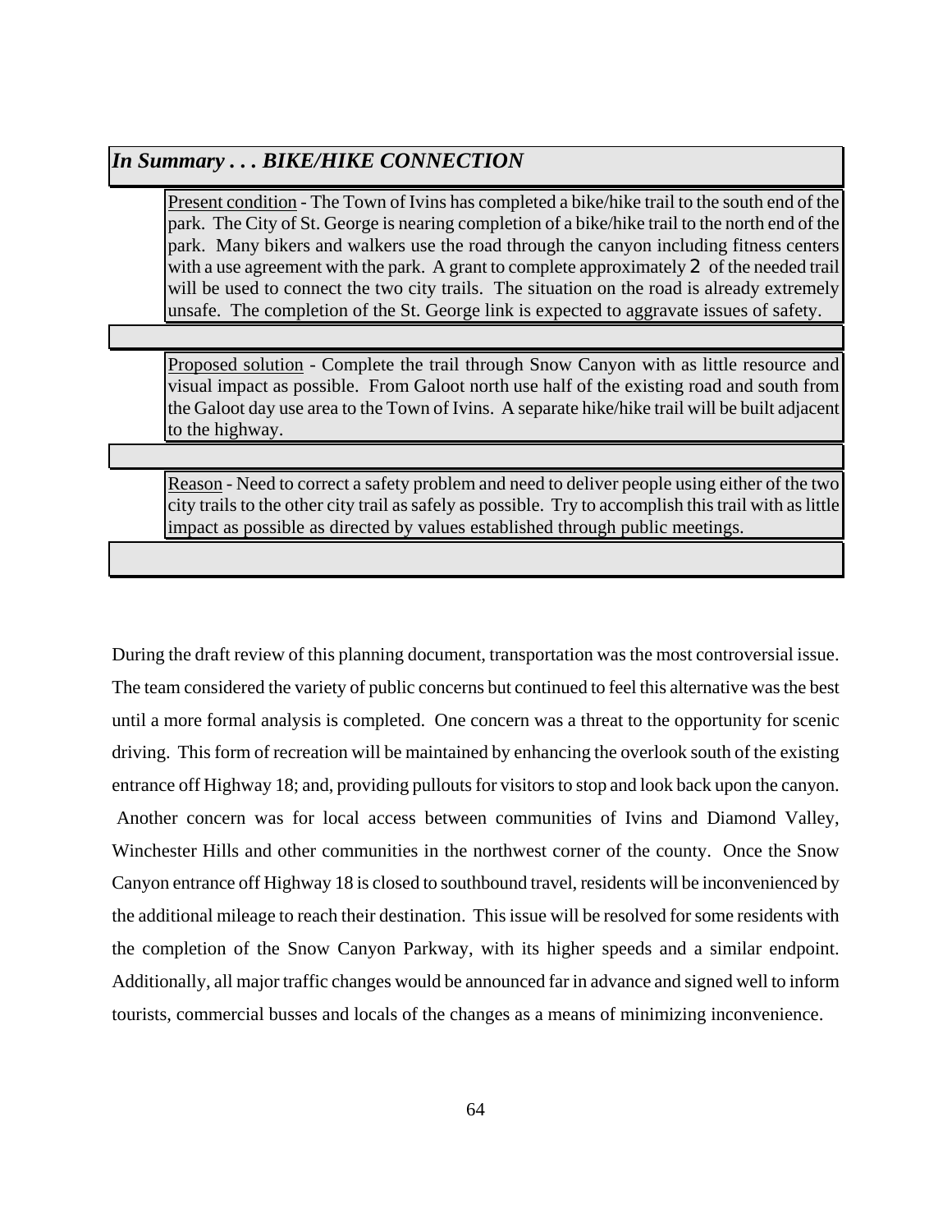*In Summary . . . BIKE/HIKE CONNECTION*

Present condition - The Town of Ivins has completed a bike/hike trail to the south end of the park. The City of St. George is nearing completion of a bike/hike trail to the north end of the park. Many bikers and walkers use the road through the canyon including fitness centers with a use agreement with the park. A grant to complete approximately 2 of the needed trail will be used to connect the two city trails. The situation on the road is already extremely unsafe. The completion of the St. George link is expected to aggravate issues of safety.

Proposed solution - Complete the trail through Snow Canyon with as little resource and visual impact as possible. From Galoot north use half of the existing road and south from the Galoot day use area to the Town of Ivins. A separate hike/hike trail will be built adjacent to the highway.

Reason - Need to correct a safety problem and need to deliver people using either of the two city trails to the other city trail as safely as possible. Try to accomplish this trail with as little impact as possible as directed by values established through public meetings.

During the draft review of this planning document, transportation was the most controversial issue. The team considered the variety of public concerns but continued to feel this alternative was the best until a more formal analysis is completed. One concern was a threat to the opportunity for scenic driving. This form of recreation will be maintained by enhancing the overlook south of the existing entrance off Highway 18; and, providing pullouts for visitors to stop and look back upon the canyon. Another concern was for local access between communities of Ivins and Diamond Valley, Winchester Hills and other communities in the northwest corner of the county. Once the Snow Canyon entrance off Highway 18 is closed to southbound travel, residents will be inconvenienced by the additional mileage to reach their destination. This issue will be resolved for some residents with the completion of the Snow Canyon Parkway, with its higher speeds and a similar endpoint. Additionally, all major traffic changes would be announced far in advance and signed well to inform tourists, commercial busses and locals of the changes as a means of minimizing inconvenience.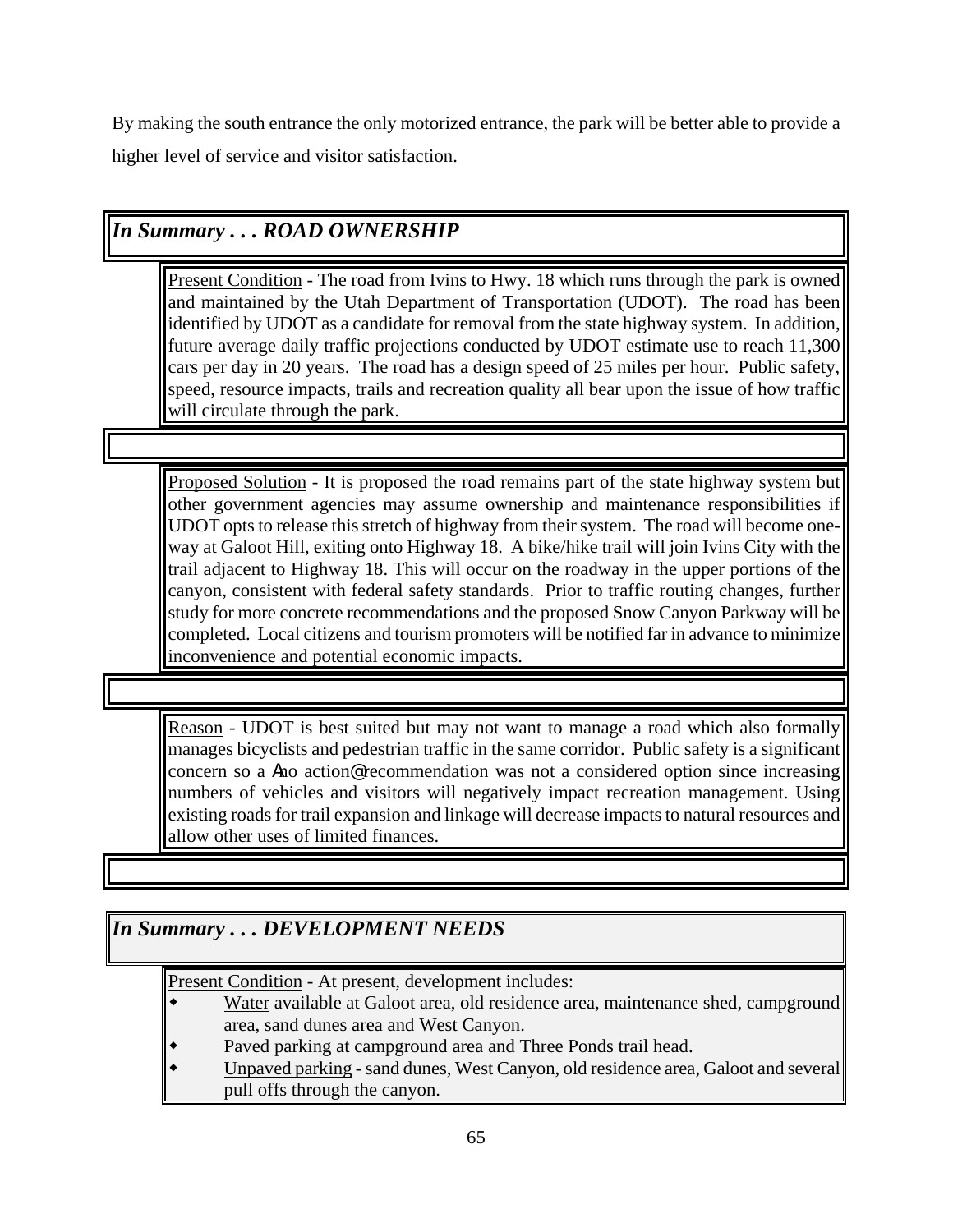By making the south entrance the only motorized entrance, the park will be better able to provide a higher level of service and visitor satisfaction.

## *In Summary . . . ROAD OWNERSHIP*

Present Condition - The road from Ivins to Hwy. 18 which runs through the park is owned and maintained by the Utah Department of Transportation (UDOT). The road has been identified by UDOT as a candidate for removal from the state highway system. In addition, future average daily traffic projections conducted by UDOT estimate use to reach 11,300 cars per day in 20 years. The road has a design speed of 25 miles per hour. Public safety, speed, resource impacts, trails and recreation quality all bear upon the issue of how traffic will circulate through the park.

Proposed Solution - It is proposed the road remains part of the state highway system but other government agencies may assume ownership and maintenance responsibilities if UDOT opts to release this stretch of highway from their system. The road will become one-way at Galoot Hill, exiting onto Highway 18. A bike/hike trail will join Ivins City with the trail adjacent to Highway 18. This will occur on the roadway in the upper portions of the canyon, consistent with federal safety standards. Prior to traffic routing changes, further study for more concrete recommendations and the proposed Snow Canyon Parkway will be completed. Local citizens and tourism promoters will be notified far in advance to minimize inconvenience and potential economic impacts.

Reason - UDOT is best suited but may not want to manage a road which also formally manages bicyclists and pedestrian traffic in the same corridor. Public safety is a significant concern so a Ano action@ recommendation was not a considered option since increasing numbers of vehicles and visitors will negatively impact recreation management. Using existing roads for trail expansion and linkage will decrease impacts to natural resources and allow other uses of limited finances.

## *In Summary . . . DEVELOPMENT NEEDS*

Present Condition - At present, development includes:

- Water available at Galoot area, old residence area, maintenance shed, campground area, sand dunes area and West Canyon.
- Paved parking at campground area and Three Ponds trail head.
- Unpaved parking - sand dunes, West Canyon, old residence area, Galoot and several pull offs through the canyon.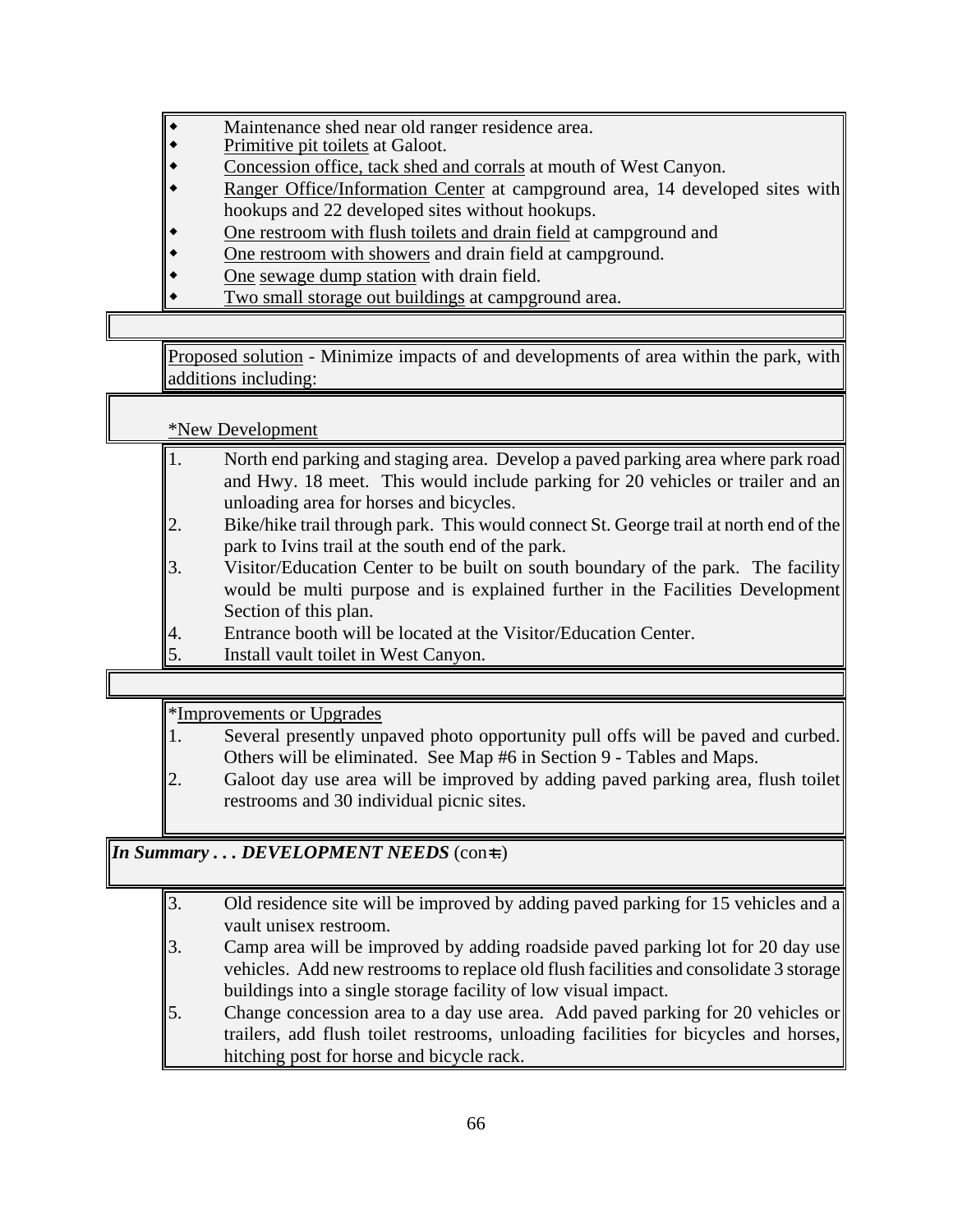- Maintenance shed near old ranger residence area.
- Primitive pit toilets at Galoot.
- Concession office, tack shed and corrals at mouth of West Canyon.
- Ranger Office/Information Center at campground area, 14 developed sites with hookups and 22 developed sites without hookups.
- One restroom with flush toilets and drain field at campground and
- One restroom with showers and drain field at campground.
- One sewage dump station with drain field.
- Two small storage out buildings at campground area.

Proposed solution - Minimize impacts of and developments of area within the park, with additions including:

*New Development

1. North end parking and staging area. Develop a paved parking area where park road and Hwy. 18 meet. This would include parking for 20 vehicles or trailer and an unloading area for horses and bicycles.
2. Bike/hike trail through park. This would connect St. George trail at north end of the park to Ivins trail at the south end of the park.
3. Visitor/Education Center to be built on south boundary of the park. The facility would be multi purpose and is explained further in the Facilities Development Section of this plan.
4. Entrance booth will be located at the Visitor/Education Center.
5. Install vault toilet in West Canyon.

*Improvements or Upgrades

1. Several presently unpaved photo opportunity pull offs will be paved and curbed. Others will be eliminated. See Map #6 in Section 9 - Tables and Maps.
2. Galoot day use area will be improved by adding paved parking area, flush toilet restrooms and 30 individual picnic sites.

***In Summary . . . DEVELOPMENT NEEDS*** (con=t)

3. Old residence site will be improved by adding paved parking for 15 vehicles and a vault unisex restroom.
3. Camp area will be improved by adding roadside paved parking lot for 20 day use vehicles. Add new restrooms to replace old flush facilities and consolidate 3 storage buildings into a single storage facility of low visual impact.
5. Change concession area to a day use area. Add paved parking for 20 vehicles or trailers, add flush toilet restrooms, unloading facilities for bicycles and horses, hitching post for horse and bicycle rack.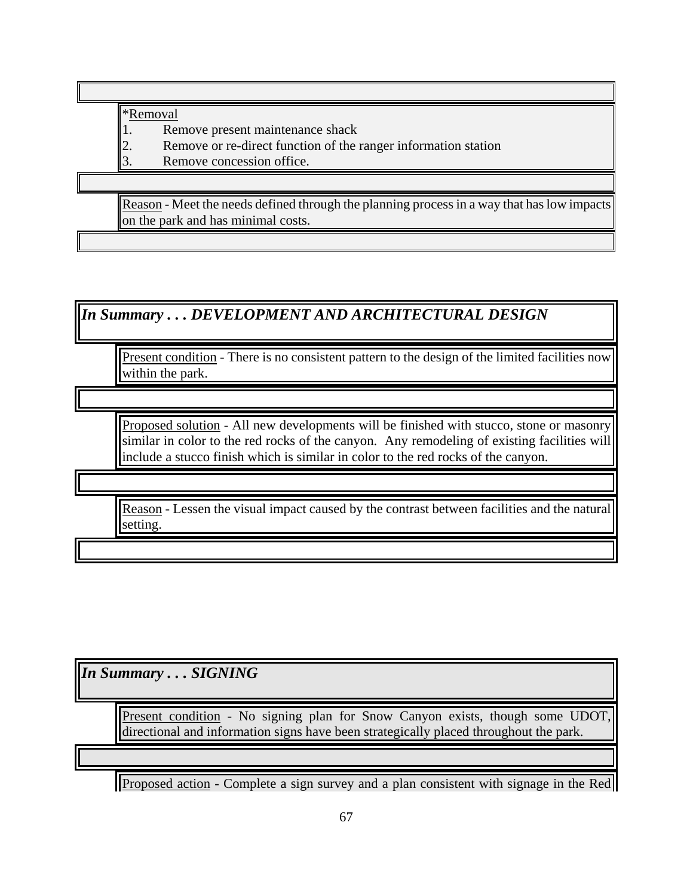*Removal
1. Remove present maintenance shack
2. Remove or re-direct function of the ranger information station
3. Remove concession office.

Reason - Meet the needs defined through the planning process in a way that has low impacts on the park and has minimal costs.

### *In Summary . . . DEVELOPMENT AND ARCHITECTURAL DESIGN*

Present condition - There is no consistent pattern to the design of the limited facilities now within the park.

Proposed solution - All new developments will be finished with stucco, stone or masonry similar in color to the red rocks of the canyon. Any remodeling of existing facilities will include a stucco finish which is similar in color to the red rocks of the canyon.

Reason - Lessen the visual impact caused by the contrast between facilities and the natural setting.

### *In Summary . . . SIGNING*

Present condition - No signing plan for Snow Canyon exists, though some UDOT, directional and information signs have been strategically placed throughout the park.

Proposed action - Complete a sign survey and a plan consistent with signage in the Red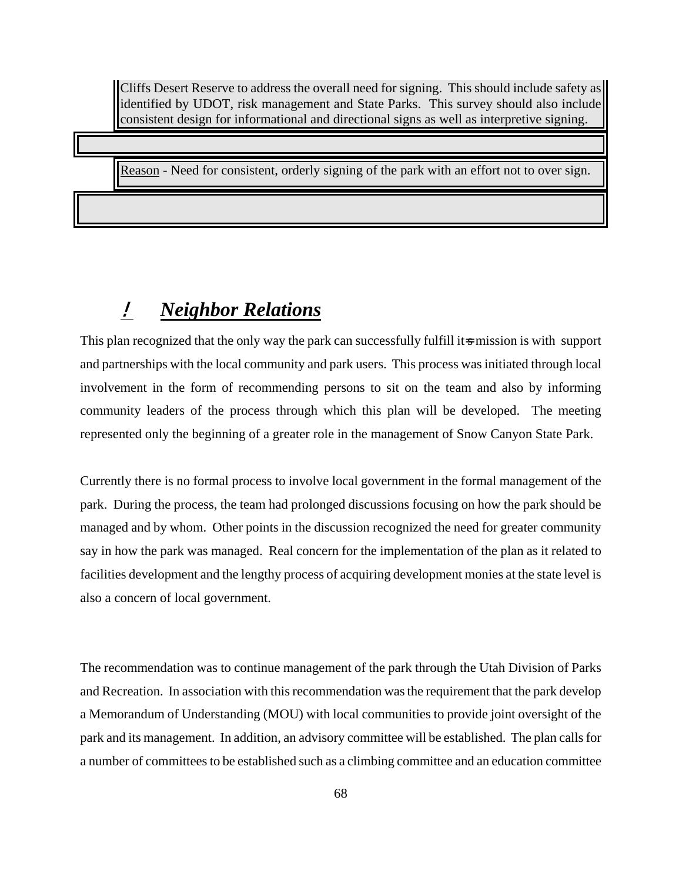Cliffs Desert Reserve to address the overall need for signing. This should include safety as identified by UDOT, risk management and State Parks. This survey should also include consistent design for informational and directional signs as well as interpretive signing.

Reason - Need for consistent, orderly signing of the park with an effort not to over sign.

## ! *Neighbor Relations*

This plan recognized that the only way the park can successfully fulfill it=s mission is with support and partnerships with the local community and park users. This process was initiated through local involvement in the form of recommending persons to sit on the team and also by informing community leaders of the process through which this plan will be developed. The meeting represented only the beginning of a greater role in the management of Snow Canyon State Park.

Currently there is no formal process to involve local government in the formal management of the park. During the process, the team had prolonged discussions focusing on how the park should be managed and by whom. Other points in the discussion recognized the need for greater community say in how the park was managed. Real concern for the implementation of the plan as it related to facilities development and the lengthy process of acquiring development monies at the state level is also a concern of local government.

The recommendation was to continue management of the park through the Utah Division of Parks and Recreation. In association with this recommendation was the requirement that the park develop a Memorandum of Understanding (MOU) with local communities to provide joint oversight of the park and its management. In addition, an advisory committee will be established. The plan calls for a number of committees to be established such as a climbing committee and an education committee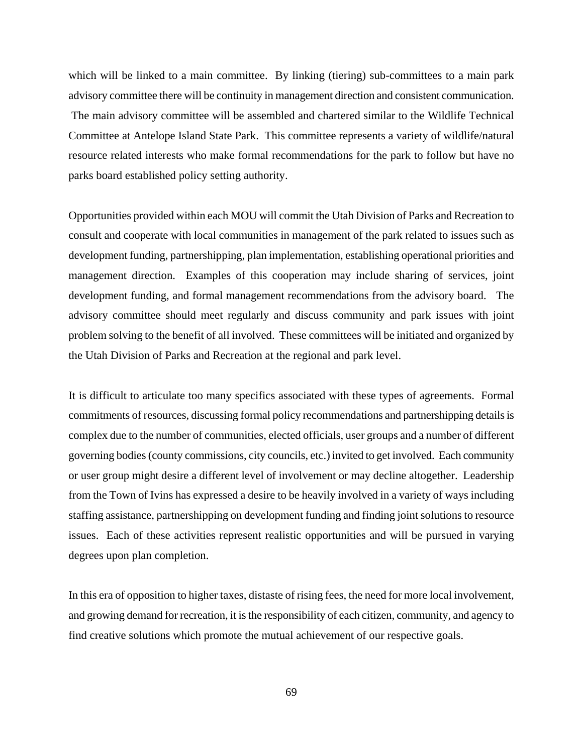which will be linked to a main committee. By linking (tiering) sub-committees to a main park advisory committee there will be continuity in management direction and consistent communication. The main advisory committee will be assembled and chartered similar to the Wildlife Technical Committee at Antelope Island State Park. This committee represents a variety of wildlife/natural resource related interests who make formal recommendations for the park to follow but have no parks board established policy setting authority.

Opportunities provided within each MOU will commit the Utah Division of Parks and Recreation to consult and cooperate with local communities in management of the park related to issues such as development funding, partnershipping, plan implementation, establishing operational priorities and management direction. Examples of this cooperation may include sharing of services, joint development funding, and formal management recommendations from the advisory board. The advisory committee should meet regularly and discuss community and park issues with joint problem solving to the benefit of all involved. These committees will be initiated and organized by the Utah Division of Parks and Recreation at the regional and park level.

It is difficult to articulate too many specifics associated with these types of agreements. Formal commitments of resources, discussing formal policy recommendations and partnershipping details is complex due to the number of communities, elected officials, user groups and a number of different governing bodies (county commissions, city councils, etc.) invited to get involved. Each community or user group might desire a different level of involvement or may decline altogether. Leadership from the Town of Ivins has expressed a desire to be heavily involved in a variety of ways including staffing assistance, partnershipping on development funding and finding joint solutions to resource issues. Each of these activities represent realistic opportunities and will be pursued in varying degrees upon plan completion.

In this era of opposition to higher taxes, distaste of rising fees, the need for more local involvement, and growing demand for recreation, it is the responsibility of each citizen, community, and agency to find creative solutions which promote the mutual achievement of our respective goals.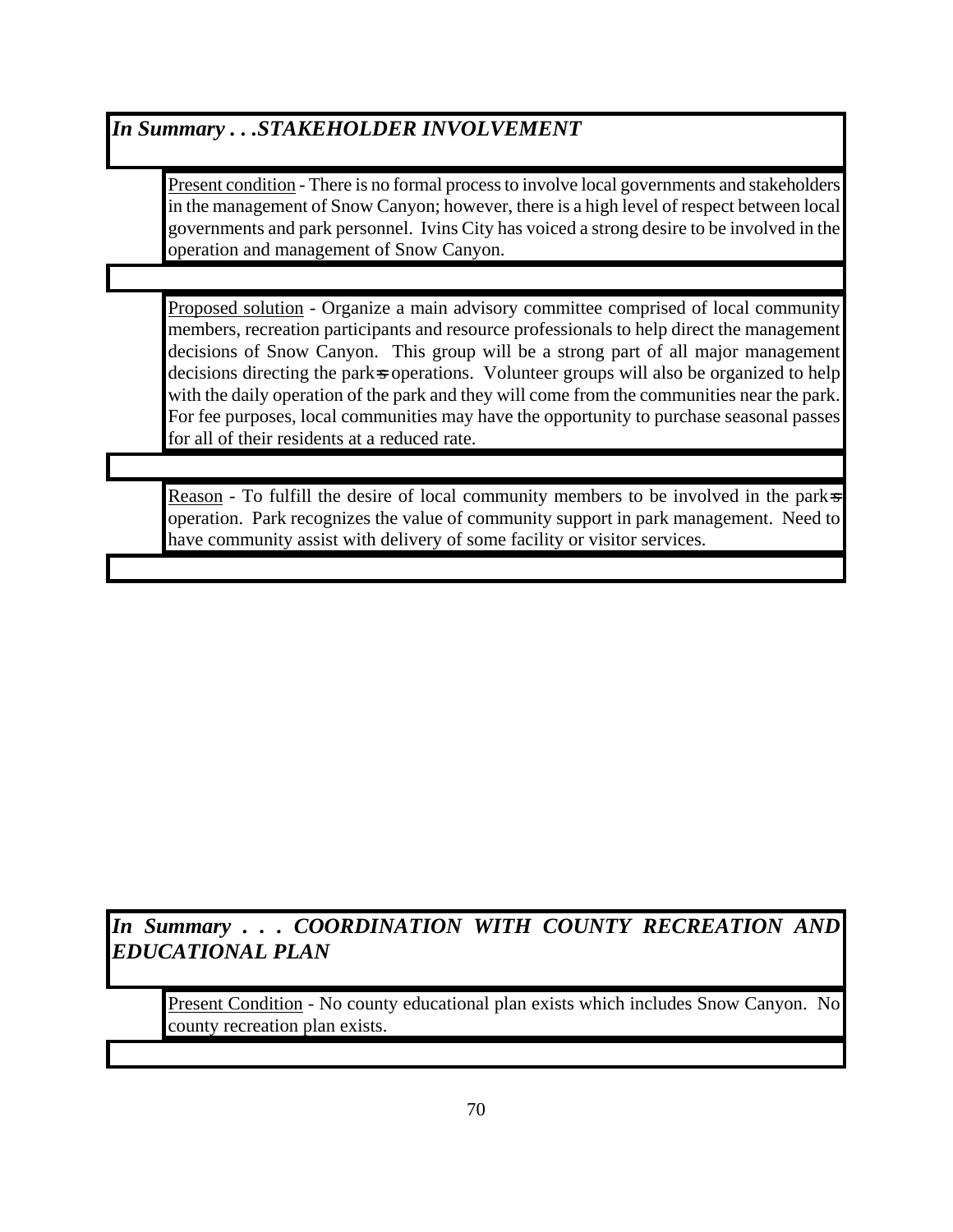## *In Summary . . .STAKEHOLDER INVOLVEMENT*

Present condition - There is no formal process to involve local governments and stakeholders in the management of Snow Canyon; however, there is a high level of respect between local governments and park personnel. Ivins City has voiced a strong desire to be involved in the operation and management of Snow Canyon.

Proposed solution - Organize a main advisory committee comprised of local community members, recreation participants and resource professionals to help direct the management decisions of Snow Canyon. This group will be a strong part of all major management decisions directing the park=s operations. Volunteer groups will also be organized to help with the daily operation of the park and they will come from the communities near the park. For fee purposes, local communities may have the opportunity to purchase seasonal passes for all of their residents at a reduced rate.

Reason - To fulfill the desire of local community members to be involved in the park=s operation. Park recognizes the value of community support in park management. Need to have community assist with delivery of some facility or visitor services.

## *In Summary . . . COORDINATION WITH COUNTY RECREATION AND EDUCATIONAL PLAN*

Present Condition - No county educational plan exists which includes Snow Canyon. No county recreation plan exists.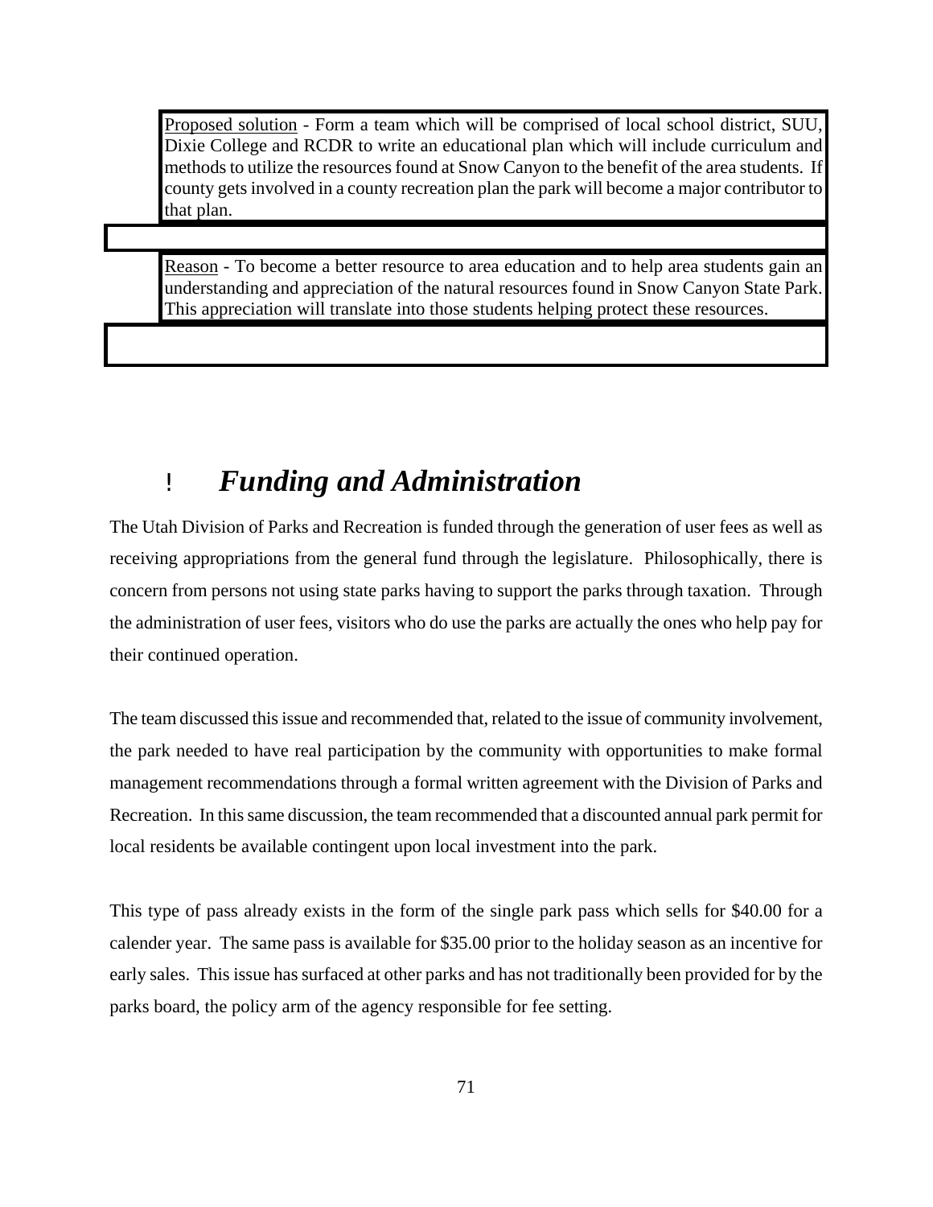Proposed solution - Form a team which will be comprised of local school district, SUU, Dixie College and RCDR to write an educational plan which will include curriculum and methods to utilize the resources found at Snow Canyon to the benefit of the area students. If county gets involved in a county recreation plan the park will become a major contributor to that plan.

Reason - To become a better resource to area education and to help area students gain an understanding and appreciation of the natural resources found in Snow Canyon State Park. This appreciation will translate into those students helping protect these resources.

## ! *Funding and Administration*

The Utah Division of Parks and Recreation is funded through the generation of user fees as well as receiving appropriations from the general fund through the legislature. Philosophically, there is concern from persons not using state parks having to support the parks through taxation. Through the administration of user fees, visitors who do use the parks are actually the ones who help pay for their continued operation.

The team discussed this issue and recommended that, related to the issue of community involvement, the park needed to have real participation by the community with opportunities to make formal management recommendations through a formal written agreement with the Division of Parks and Recreation. In this same discussion, the team recommended that a discounted annual park permit for local residents be available contingent upon local investment into the park.

This type of pass already exists in the form of the single park pass which sells for $40.00 for a calender year. The same pass is available for $35.00 prior to the holiday season as an incentive for early sales. This issue has surfaced at other parks and has not traditionally been provided for by the parks board, the policy arm of the agency responsible for fee setting.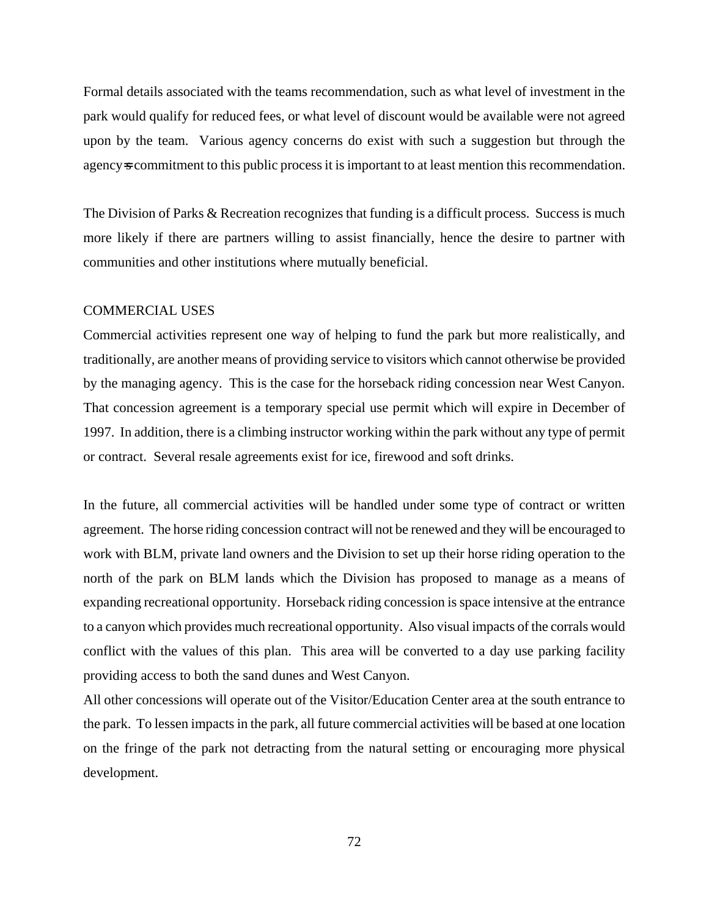Formal details associated with the teams recommendation, such as what level of investment in the park would qualify for reduced fees, or what level of discount would be available were not agreed upon by the team. Various agency concerns do exist with such a suggestion but through the agency=s commitment to this public process it is important to at least mention this recommendation.

The Division of Parks & Recreation recognizes that funding is a difficult process. Success is much more likely if there are partners willing to assist financially, hence the desire to partner with communities and other institutions where mutually beneficial.

COMMERCIAL USES

Commercial activities represent one way of helping to fund the park but more realistically, and traditionally, are another means of providing service to visitors which cannot otherwise be provided by the managing agency. This is the case for the horseback riding concession near West Canyon. That concession agreement is a temporary special use permit which will expire in December of 1997. In addition, there is a climbing instructor working within the park without any type of permit or contract. Several resale agreements exist for ice, firewood and soft drinks.

In the future, all commercial activities will be handled under some type of contract or written agreement. The horse riding concession contract will not be renewed and they will be encouraged to work with BLM, private land owners and the Division to set up their horse riding operation to the north of the park on BLM lands which the Division has proposed to manage as a means of expanding recreational opportunity. Horseback riding concession is space intensive at the entrance to a canyon which provides much recreational opportunity. Also visual impacts of the corrals would conflict with the values of this plan. This area will be converted to a day use parking facility providing access to both the sand dunes and West Canyon.

All other concessions will operate out of the Visitor/Education Center area at the south entrance to the park. To lessen impacts in the park, all future commercial activities will be based at one location on the fringe of the park not detracting from the natural setting or encouraging more physical development.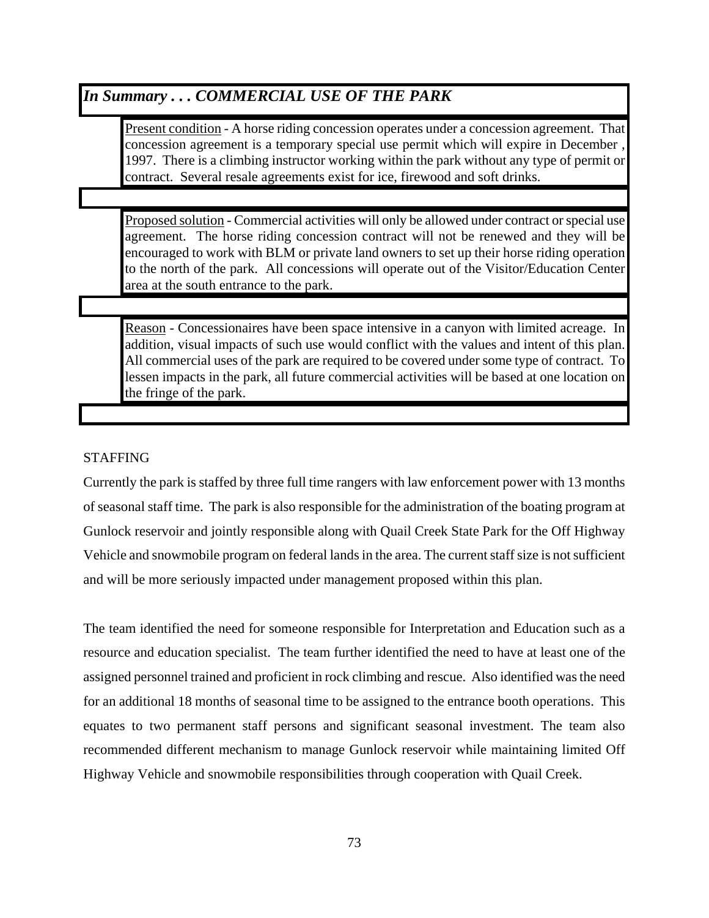### *In Summary . . . COMMERCIAL USE OF THE PARK*

Present condition - A horse riding concession operates under a concession agreement. That concession agreement is a temporary special use permit which will expire in December , 1997. There is a climbing instructor working within the park without any type of permit or contract. Several resale agreements exist for ice, firewood and soft drinks.

Proposed solution - Commercial activities will only be allowed under contract or special use agreement. The horse riding concession contract will not be renewed and they will be encouraged to work with BLM or private land owners to set up their horse riding operation to the north of the park. All concessions will operate out of the Visitor/Education Center area at the south entrance to the park.

Reason - Concessionaires have been space intensive in a canyon with limited acreage. In addition, visual impacts of such use would conflict with the values and intent of this plan. All commercial uses of the park are required to be covered under some type of contract. To lessen impacts in the park, all future commercial activities will be based at one location on the fringe of the park.

STAFFING

Currently the park is staffed by three full time rangers with law enforcement power with 13 months of seasonal staff time. The park is also responsible for the administration of the boating program at Gunlock reservoir and jointly responsible along with Quail Creek State Park for the Off Highway Vehicle and snowmobile program on federal lands in the area. The current staff size is not sufficient and will be more seriously impacted under management proposed within this plan.

The team identified the need for someone responsible for Interpretation and Education such as a resource and education specialist. The team further identified the need to have at least one of the assigned personnel trained and proficient in rock climbing and rescue. Also identified was the need for an additional 18 months of seasonal time to be assigned to the entrance booth operations. This equates to two permanent staff persons and significant seasonal investment. The team also recommended different mechanism to manage Gunlock reservoir while maintaining limited Off Highway Vehicle and snowmobile responsibilities through cooperation with Quail Creek.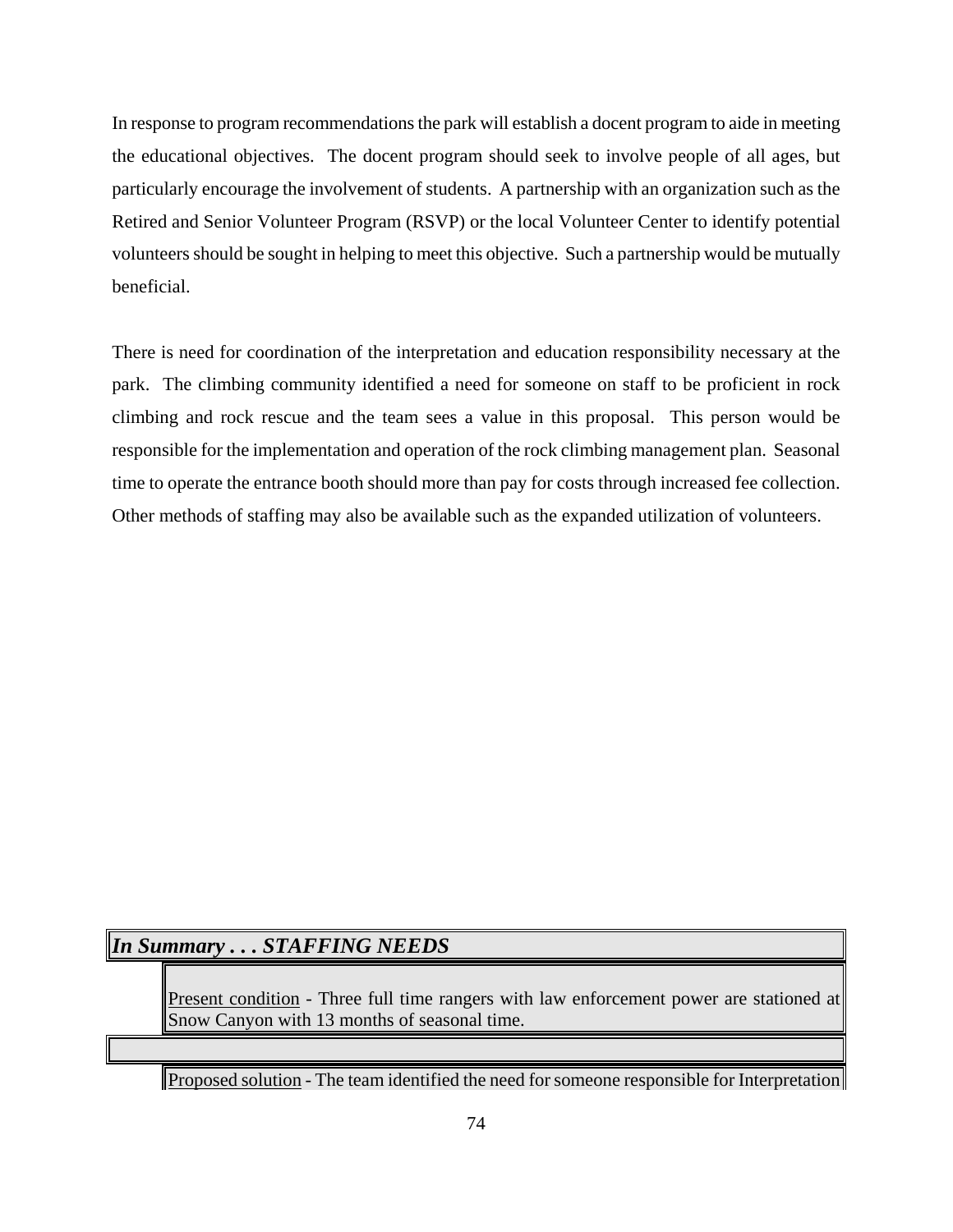In response to program recommendations the park will establish a docent program to aide in meeting the educational objectives. The docent program should seek to involve people of all ages, but particularly encourage the involvement of students. A partnership with an organization such as the Retired and Senior Volunteer Program (RSVP) or the local Volunteer Center to identify potential volunteers should be sought in helping to meet this objective. Such a partnership would be mutually beneficial.

There is need for coordination of the interpretation and education responsibility necessary at the park. The climbing community identified a need for someone on staff to be proficient in rock climbing and rock rescue and the team sees a value in this proposal. This person would be responsible for the implementation and operation of the rock climbing management plan. Seasonal time to operate the entrance booth should more than pay for costs through increased fee collection. Other methods of staffing may also be available such as the expanded utilization of volunteers.

***In Summary . . . STAFFING NEEDS***

Present condition - Three full time rangers with law enforcement power are stationed at Snow Canyon with 13 months of seasonal time.

Proposed solution - The team identified the need for someone responsible for Interpretation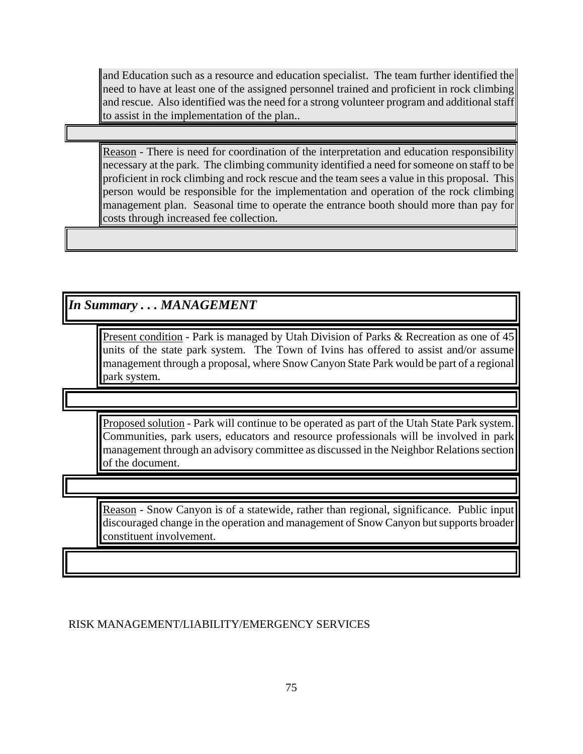and Education such as a resource and education specialist. The team further identified the need to have at least one of the assigned personnel trained and proficient in rock climbing and rescue. Also identified was the need for a strong volunteer program and additional staff to assist in the implementation of the plan..

Reason - There is need for coordination of the interpretation and education responsibility necessary at the park. The climbing community identified a need for someone on staff to be proficient in rock climbing and rock rescue and the team sees a value in this proposal. This person would be responsible for the implementation and operation of the rock climbing management plan. Seasonal time to operate the entrance booth should more than pay for costs through increased fee collection.

## *In Summary . . . MANAGEMENT*

Present condition - Park is managed by Utah Division of Parks & Recreation as one of 45 units of the state park system. The Town of Ivins has offered to assist and/or assume management through a proposal, where Snow Canyon State Park would be part of a regional park system.

Proposed solution - Park will continue to be operated as part of the Utah State Park system. Communities, park users, educators and resource professionals will be involved in park management through an advisory committee as discussed in the Neighbor Relations section of the document.

Reason - Snow Canyon is of a statewide, rather than regional, significance. Public input discouraged change in the operation and management of Snow Canyon but supports broader constituent involvement.

RISK MANAGEMENT/LIABILITY/EMERGENCY SERVICES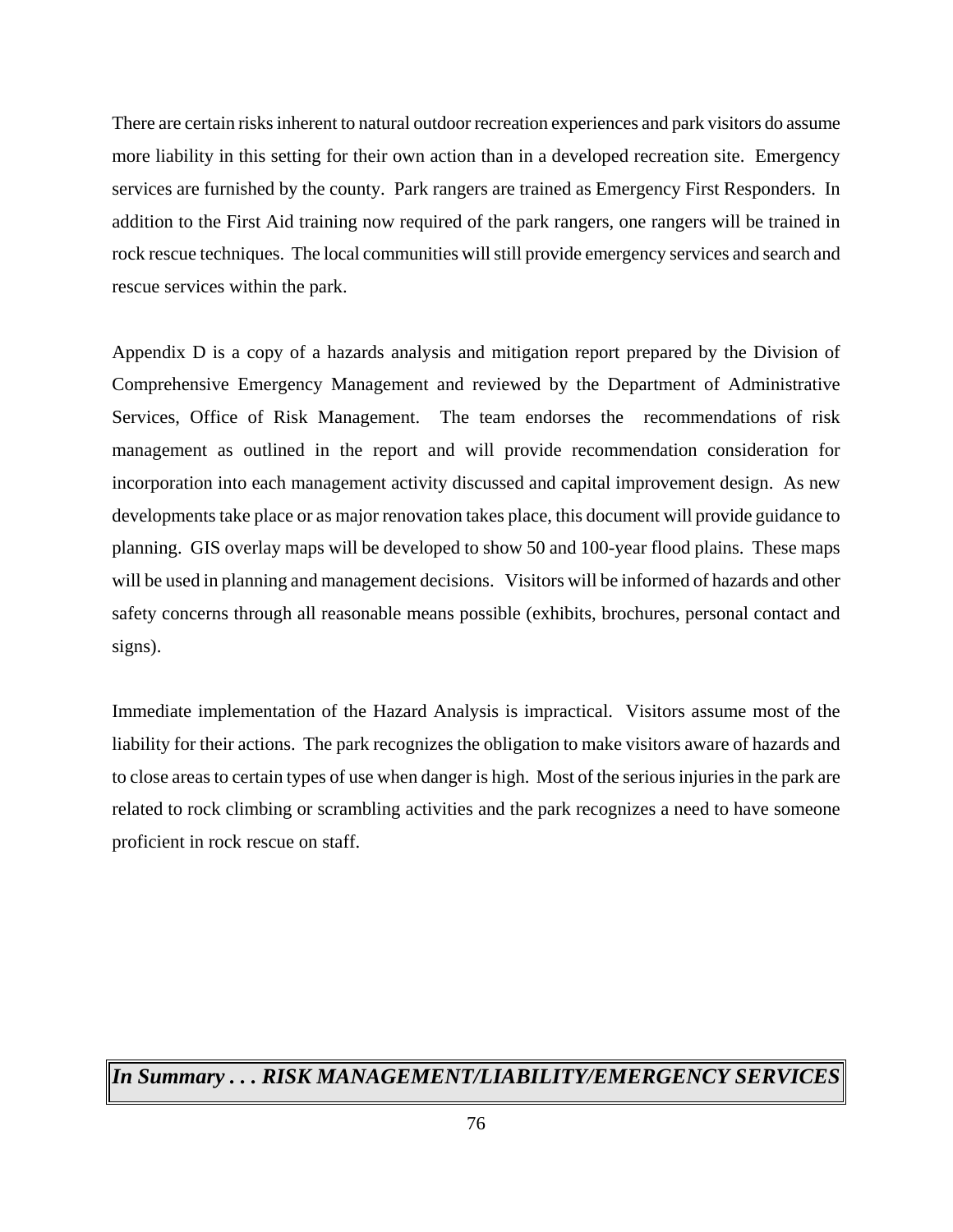There are certain risks inherent to natural outdoor recreation experiences and park visitors do assume more liability in this setting for their own action than in a developed recreation site. Emergency services are furnished by the county. Park rangers are trained as Emergency First Responders. In addition to the First Aid training now required of the park rangers, one rangers will be trained in rock rescue techniques. The local communities will still provide emergency services and search and rescue services within the park.

Appendix D is a copy of a hazards analysis and mitigation report prepared by the Division of Comprehensive Emergency Management and reviewed by the Department of Administrative Services, Office of Risk Management. The team endorses the recommendations of risk management as outlined in the report and will provide recommendation consideration for incorporation into each management activity discussed and capital improvement design. As new developments take place or as major renovation takes place, this document will provide guidance to planning. GIS overlay maps will be developed to show 50 and 100-year flood plains. These maps will be used in planning and management decisions. Visitors will be informed of hazards and other safety concerns through all reasonable means possible (exhibits, brochures, personal contact and signs).

Immediate implementation of the Hazard Analysis is impractical. Visitors assume most of the liability for their actions. The park recognizes the obligation to make visitors aware of hazards and to close areas to certain types of use when danger is high. Most of the serious injuries in the park are related to rock climbing or scrambling activities and the park recognizes a need to have someone proficient in rock rescue on staff.

***In Summary . . . RISK MANAGEMENT/LIABILITY/EMERGENCY SERVICES***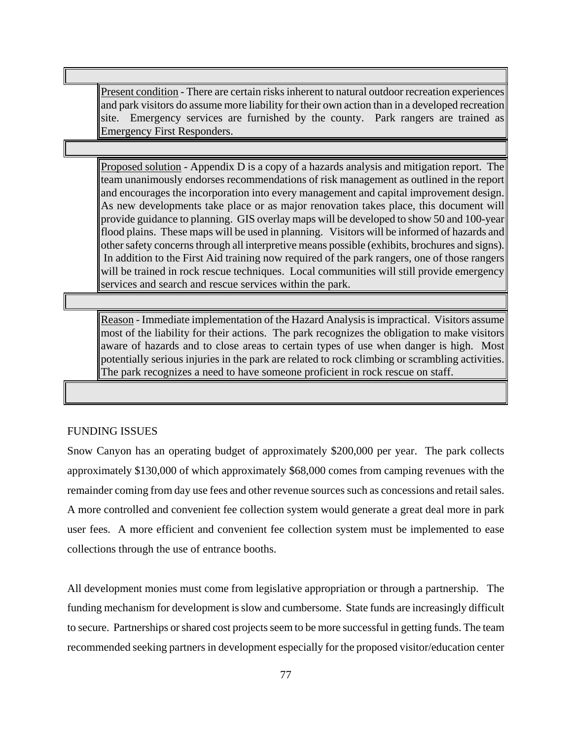Present condition - There are certain risks inherent to natural outdoor recreation experiences and park visitors do assume more liability for their own action than in a developed recreation site. Emergency services are furnished by the county. Park rangers are trained as Emergency First Responders.

Proposed solution - Appendix D is a copy of a hazards analysis and mitigation report. The team unanimously endorses recommendations of risk management as outlined in the report and encourages the incorporation into every management and capital improvement design. As new developments take place or as major renovation takes place, this document will provide guidance to planning. GIS overlay maps will be developed to show 50 and 100-year flood plains. These maps will be used in planning. Visitors will be informed of hazards and other safety concerns through all interpretive means possible (exhibits, brochures and signs). In addition to the First Aid training now required of the park rangers, one of those rangers will be trained in rock rescue techniques. Local communities will still provide emergency services and search and rescue services within the park.

Reason - Immediate implementation of the Hazard Analysis is impractical. Visitors assume most of the liability for their actions. The park recognizes the obligation to make visitors aware of hazards and to close areas to certain types of use when danger is high. Most potentially serious injuries in the park are related to rock climbing or scrambling activities. The park recognizes a need to have someone proficient in rock rescue on staff.

## FUNDING ISSUES

Snow Canyon has an operating budget of approximately $200,000 per year. The park collects approximately $130,000 of which approximately $68,000 comes from camping revenues with the remainder coming from day use fees and other revenue sources such as concessions and retail sales. A more controlled and convenient fee collection system would generate a great deal more in park user fees. A more efficient and convenient fee collection system must be implemented to ease collections through the use of entrance booths.

All development monies must come from legislative appropriation or through a partnership. The funding mechanism for development is slow and cumbersome. State funds are increasingly difficult to secure. Partnerships or shared cost projects seem to be more successful in getting funds. The team recommended seeking partners in development especially for the proposed visitor/education center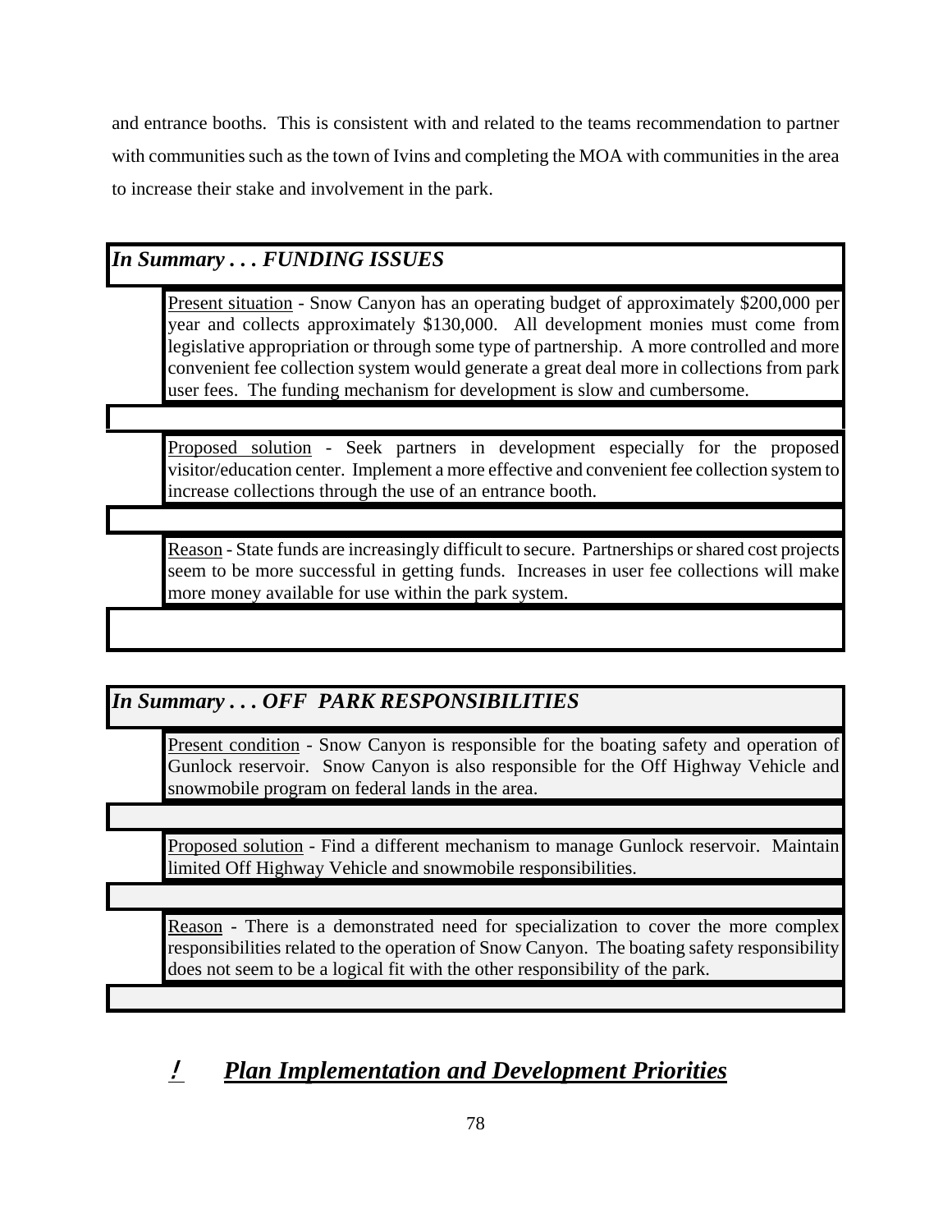and entrance booths. This is consistent with and related to the teams recommendation to partner with communities such as the town of Ivins and completing the MOA with communities in the area to increase their stake and involvement in the park.

### *In Summary . . . FUNDING ISSUES*

Present situation - Snow Canyon has an operating budget of approximately $200,000 per year and collects approximately $130,000. All development monies must come from legislative appropriation or through some type of partnership. A more controlled and more convenient fee collection system would generate a great deal more in collections from park user fees. The funding mechanism for development is slow and cumbersome.

Proposed solution - Seek partners in development especially for the proposed visitor/education center. Implement a more effective and convenient fee collection system to increase collections through the use of an entrance booth.

Reason - State funds are increasingly difficult to secure. Partnerships or shared cost projects seem to be more successful in getting funds. Increases in user fee collections will make more money available for use within the park system.

### *In Summary . . . OFF PARK RESPONSIBILITIES*

Present condition - Snow Canyon is responsible for the boating safety and operation of Gunlock reservoir. Snow Canyon is also responsible for the Off Highway Vehicle and snowmobile program on federal lands in the area.

Proposed solution - Find a different mechanism to manage Gunlock reservoir. Maintain limited Off Highway Vehicle and snowmobile responsibilities.

Reason - There is a demonstrated need for specialization to cover the more complex responsibilities related to the operation of Snow Canyon. The boating safety responsibility does not seem to be a logical fit with the other responsibility of the park.

## ! *Plan Implementation and Development Priorities*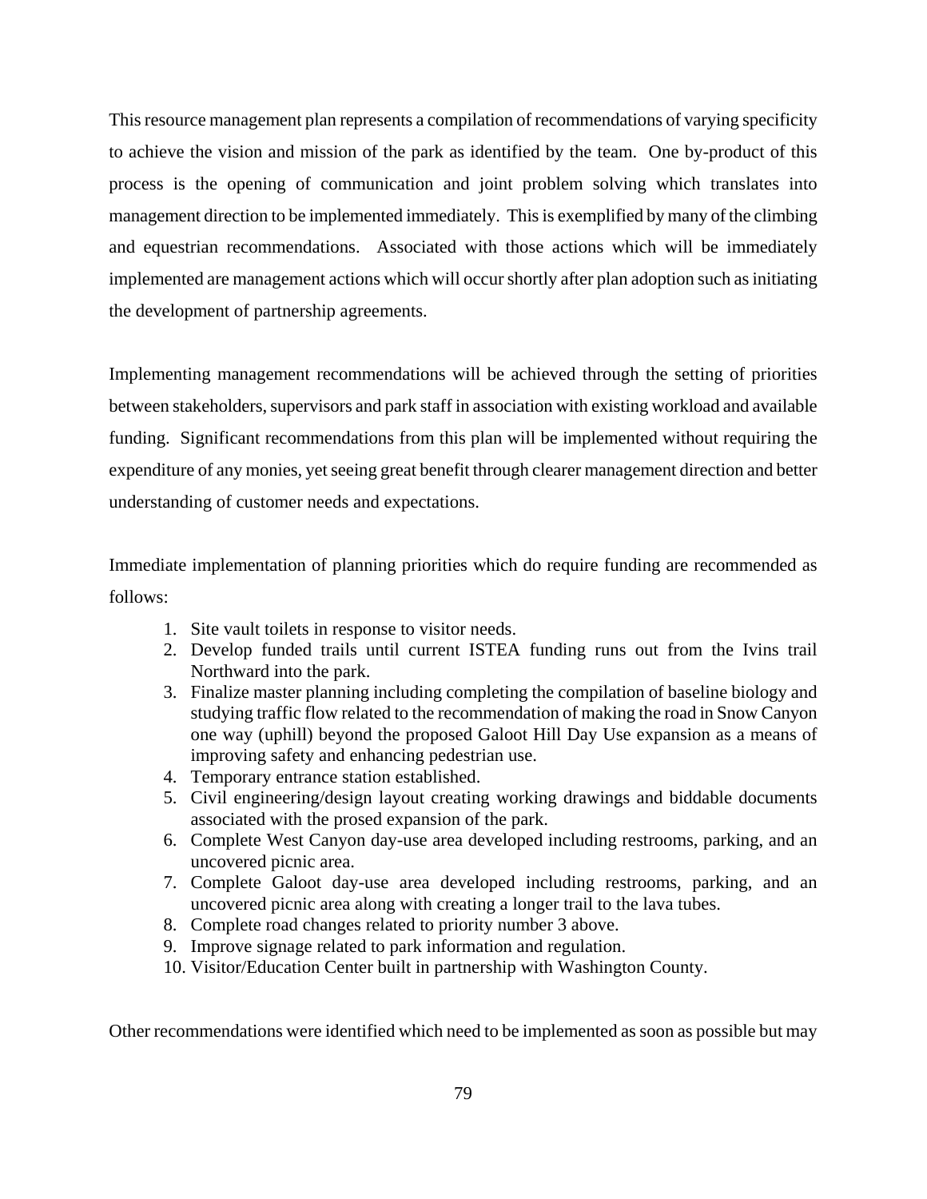This resource management plan represents a compilation of recommendations of varying specificity to achieve the vision and mission of the park as identified by the team. One by-product of this process is the opening of communication and joint problem solving which translates into management direction to be implemented immediately. This is exemplified by many of the climbing and equestrian recommendations. Associated with those actions which will be immediately implemented are management actions which will occur shortly after plan adoption such as initiating the development of partnership agreements.

Implementing management recommendations will be achieved through the setting of priorities between stakeholders, supervisors and park staff in association with existing workload and available funding. Significant recommendations from this plan will be implemented without requiring the expenditure of any monies, yet seeing great benefit through clearer management direction and better understanding of customer needs and expectations.

Immediate implementation of planning priorities which do require funding are recommended as follows:

1. Site vault toilets in response to visitor needs.
2. Develop funded trails until current ISTEA funding runs out from the Ivins trail Northward into the park.
3. Finalize master planning including completing the compilation of baseline biology and studying traffic flow related to the recommendation of making the road in Snow Canyon one way (uphill) beyond the proposed Galoot Hill Day Use expansion as a means of improving safety and enhancing pedestrian use.
4. Temporary entrance station established.
5. Civil engineering/design layout creating working drawings and biddable documents associated with the prosed expansion of the park.
6. Complete West Canyon day-use area developed including restrooms, parking, and an uncovered picnic area.
7. Complete Galoot day-use area developed including restrooms, parking, and an uncovered picnic area along with creating a longer trail to the lava tubes.
8. Complete road changes related to priority number 3 above.
9. Improve signage related to park information and regulation.
10. Visitor/Education Center built in partnership with Washington County.

Other recommendations were identified which need to be implemented as soon as possible but may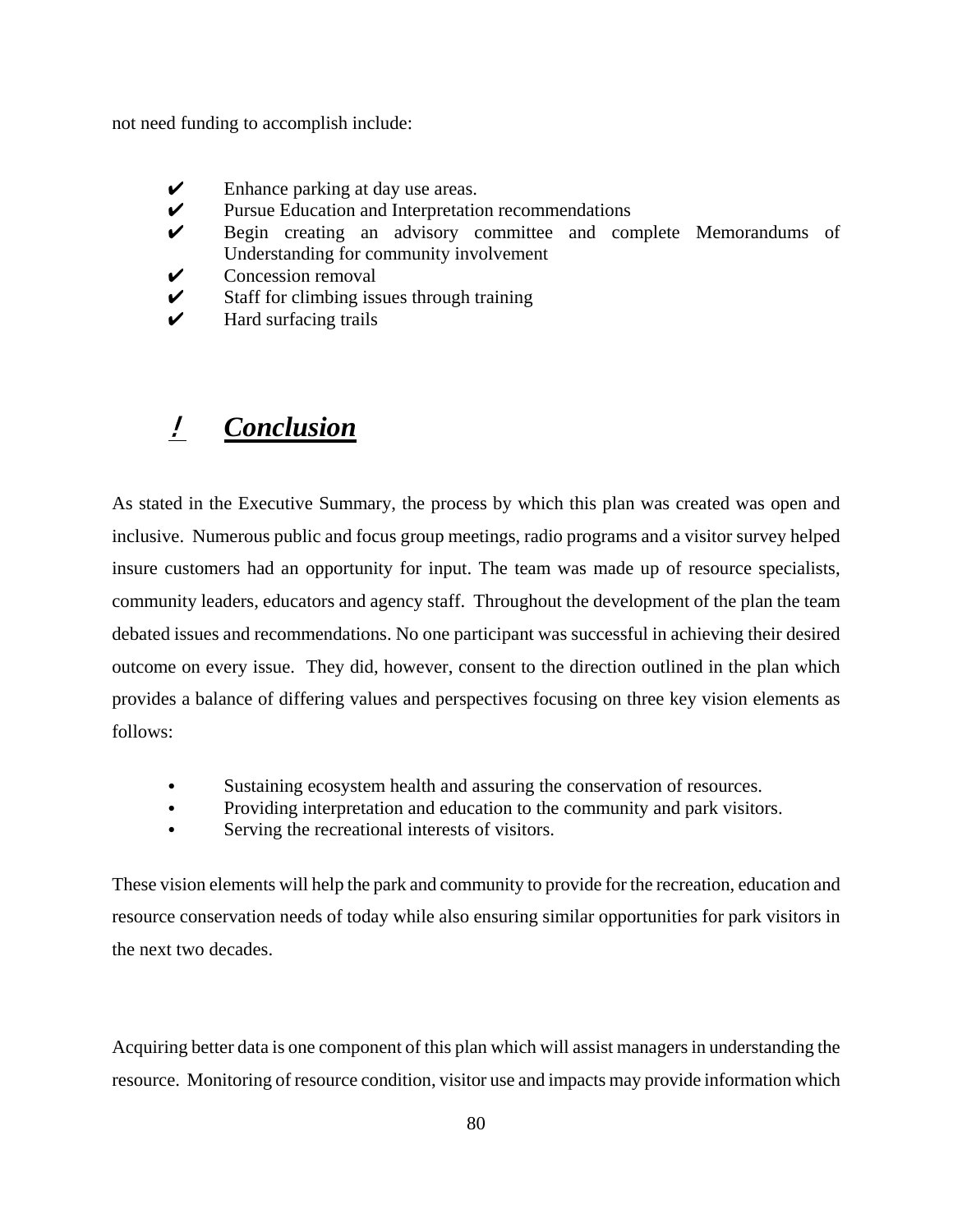not need funding to accomplish include:

- ✔ Enhance parking at day use areas.
- ✔ Pursue Education and Interpretation recommendations
- ✔ Begin creating an advisory committee and complete Memorandums of Understanding for community involvement
- ✔ Concession removal
- ✔ Staff for climbing issues through training
- ✔ Hard surfacing trails

## ! ***Conclusion***

As stated in the Executive Summary, the process by which this plan was created was open and inclusive. Numerous public and focus group meetings, radio programs and a visitor survey helped insure customers had an opportunity for input. The team was made up of resource specialists, community leaders, educators and agency staff. Throughout the development of the plan the team debated issues and recommendations. No one participant was successful in achieving their desired outcome on every issue. They did, however, consent to the direction outlined in the plan which provides a balance of differing values and perspectives focusing on three key vision elements as follows:

- Sustaining ecosystem health and assuring the conservation of resources.
- Providing interpretation and education to the community and park visitors.
- Serving the recreational interests of visitors.

These vision elements will help the park and community to provide for the recreation, education and resource conservation needs of today while also ensuring similar opportunities for park visitors in the next two decades.

Acquiring better data is one component of this plan which will assist managers in understanding the resource. Monitoring of resource condition, visitor use and impacts may provide information which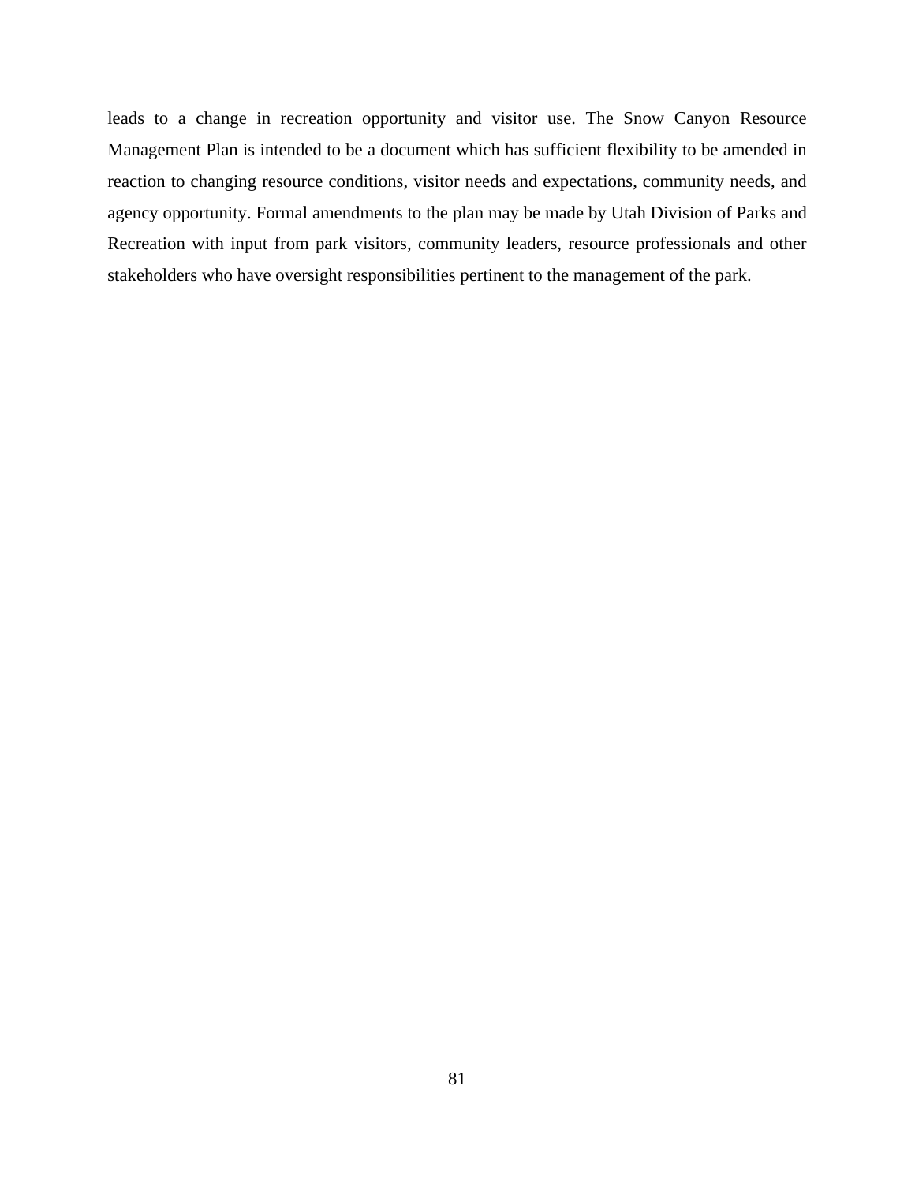leads to a change in recreation opportunity and visitor use. The Snow Canyon Resource Management Plan is intended to be a document which has sufficient flexibility to be amended in reaction to changing resource conditions, visitor needs and expectations, community needs, and agency opportunity. Formal amendments to the plan may be made by Utah Division of Parks and Recreation with input from park visitors, community leaders, resource professionals and other stakeholders who have oversight responsibilities pertinent to the management of the park.